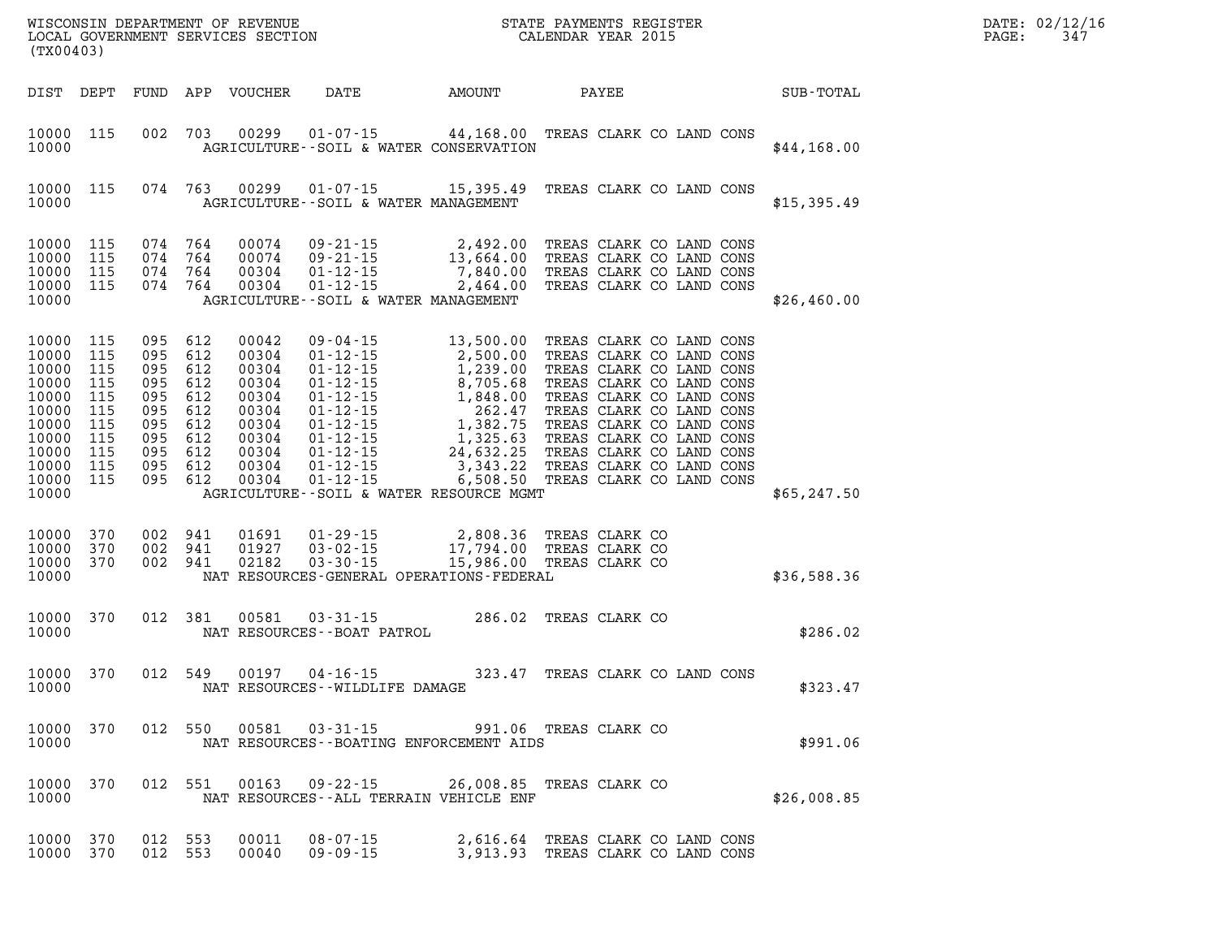WISCONSIN DEPARTMENT OF REVENUE
LOCAL GOVERNMENT SERVICES SECTION
(TX00403)

STATE PAYMENTS REGISTER
CALENDAR YEAR 2015

DATE: 02/12/16
PAGE: 347

| DIST | DEPT | FUND | APP | VOUCHER | DATE | AMOUNT | PAYEE | SUB-TOTAL |
|---|---|---|---|---|---|---|---|---|
| 10000 | 115 | 002 | 703 | 00299 | 01-07-15 | 44,168.00 | TREAS CLARK CO LAND CONS | |
| 10000 | | | | | AGRICULTURE--SOIL & WATER CONSERVATION | | | $44,168.00 |
| 10000 | 115 | 074 | 763 | 00299 | 01-07-15 | 15,395.49 | TREAS CLARK CO LAND CONS | |
| 10000 | | | | | AGRICULTURE--SOIL & WATER MANAGEMENT | | | $15,395.49 |
| 10000 | 115 | 074 | 764 | 00074 | 09-21-15 | 2,492.00 | TREAS CLARK CO LAND CONS | |
| 10000 | 115 | 074 | 764 | 00074 | 09-21-15 | 13,664.00 | TREAS CLARK CO LAND CONS | |
| 10000 | 115 | 074 | 764 | 00304 | 01-12-15 | 7,840.00 | TREAS CLARK CO LAND CONS | |
| 10000 | 115 | 074 | 764 | 00304 | 01-12-15 | 2,464.00 | TREAS CLARK CO LAND CONS | |
| 10000 | | | | | AGRICULTURE--SOIL & WATER MANAGEMENT | | | $26,460.00 |
| 10000 | 115 | 095 | 612 | 00042 | 09-04-15 | 13,500.00 | TREAS CLARK CO LAND CONS | |
| 10000 | 115 | 095 | 612 | 00304 | 01-12-15 | 2,500.00 | TREAS CLARK CO LAND CONS | |
| 10000 | 115 | 095 | 612 | 00304 | 01-12-15 | 1,239.00 | TREAS CLARK CO LAND CONS | |
| 10000 | 115 | 095 | 612 | 00304 | 01-12-15 | 8,705.68 | TREAS CLARK CO LAND CONS | |
| 10000 | 115 | 095 | 612 | 00304 | 01-12-15 | 1,848.00 | TREAS CLARK CO LAND CONS | |
| 10000 | 115 | 095 | 612 | 00304 | 01-12-15 | 262.47 | TREAS CLARK CO LAND CONS | |
| 10000 | 115 | 095 | 612 | 00304 | 01-12-15 | 1,382.75 | TREAS CLARK CO LAND CONS | |
| 10000 | 115 | 095 | 612 | 00304 | 01-12-15 | 1,325.63 | TREAS CLARK CO LAND CONS | |
| 10000 | 115 | 095 | 612 | 00304 | 01-12-15 | 24,632.25 | TREAS CLARK CO LAND CONS | |
| 10000 | 115 | 095 | 612 | 00304 | 01-12-15 | 3,343.22 | TREAS CLARK CO LAND CONS | |
| 10000 | 115 | 095 | 612 | 00304 | 01-12-15 | 6,508.50 | TREAS CLARK CO LAND CONS | |
| 10000 | | | | | AGRICULTURE--SOIL & WATER RESOURCE MGMT | | | $65,247.50 |
| 10000 | 370 | 002 | 941 | 01691 | 01-29-15 | 2,808.36 | TREAS CLARK CO | |
| 10000 | 370 | 002 | 941 | 01927 | 03-02-15 | 17,794.00 | TREAS CLARK CO | |
| 10000 | 370 | 002 | 941 | 02182 | 03-30-15 | 15,986.00 | TREAS CLARK CO | |
| 10000 | | | | | NAT RESOURCES-GENERAL OPERATIONS-FEDERAL | | | $36,588.36 |
| 10000 | 370 | 012 | 381 | 00581 | 03-31-15 | 286.02 | TREAS CLARK CO | |
| 10000 | | | | | NAT RESOURCES--BOAT PATROL | | | $286.02 |
| 10000 | 370 | 012 | 549 | 00197 | 04-16-15 | 323.47 | TREAS CLARK CO LAND CONS | |
| 10000 | | | | | NAT RESOURCES--WILDLIFE DAMAGE | | | $323.47 |
| 10000 | 370 | 012 | 550 | 00581 | 03-31-15 | 991.06 | TREAS CLARK CO | |
| 10000 | | | | | NAT RESOURCES--BOATING ENFORCEMENT AIDS | | | $991.06 |
| 10000 | 370 | 012 | 551 | 00163 | 09-22-15 | 26,008.85 | TREAS CLARK CO | |
| 10000 | | | | | NAT RESOURCES--ALL TERRAIN VEHICLE ENF | | | $26,008.85 |
| 10000 | 370 | 012 | 553 | 00011 | 08-07-15 | 2,616.64 | TREAS CLARK CO LAND CONS | |
| 10000 | 370 | 012 | 553 | 00040 | 09-09-15 | 3,913.93 | TREAS CLARK CO LAND CONS | |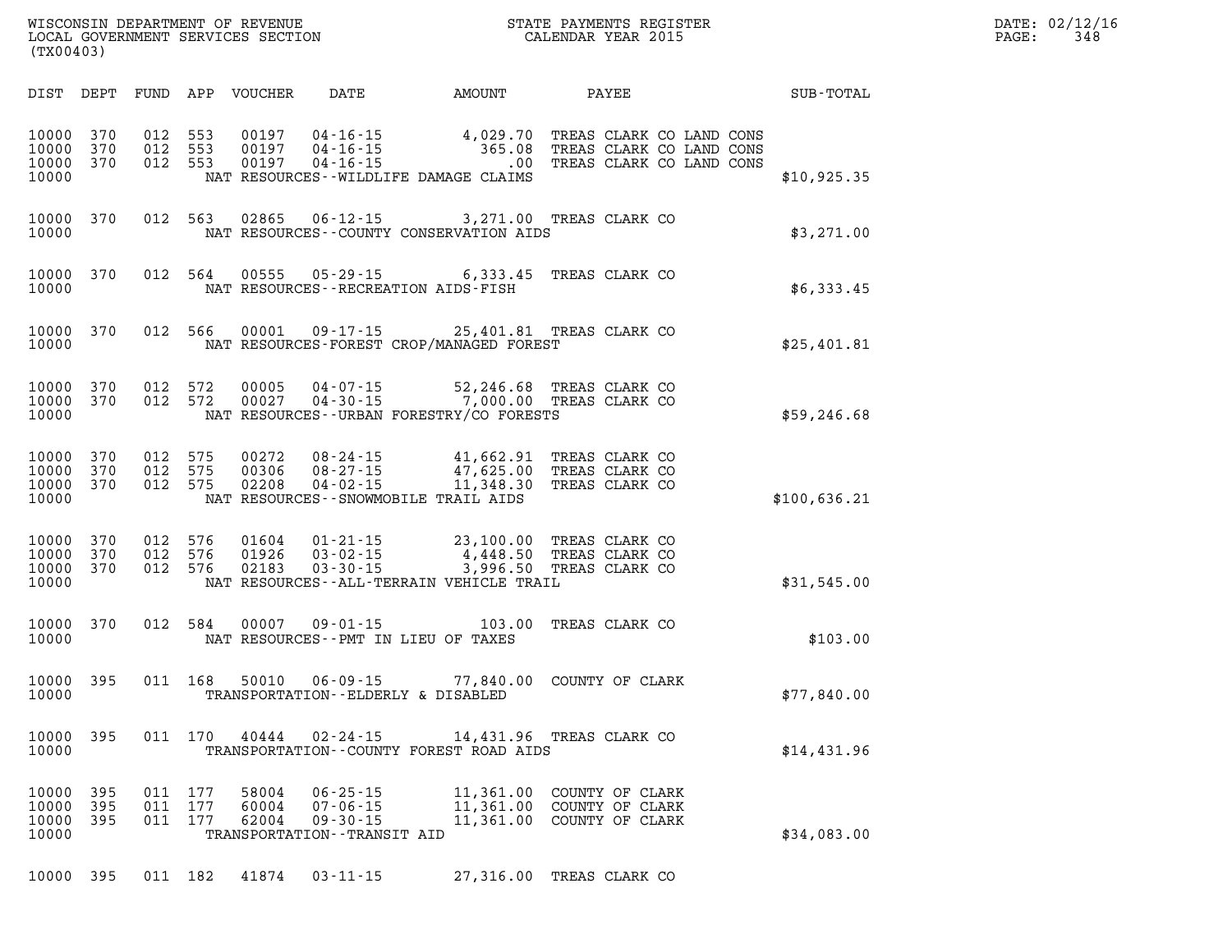WISCONSIN DEPARTMENT OF REVENUE
LOCAL GOVERNMENT SERVICES SECTION
(TX00403)

STATE PAYMENTS REGISTER
CALENDAR YEAR 2015

DATE: 02/12/16
PAGE: 348

| DIST | DEPT | FUND | APP | VOUCHER | DATE | AMOUNT | PAYEE | SUB-TOTAL |
|---|---|---|---|---|---|---|---|---|
| 10000 | 370 | 012 | 553 | 00197 | 04-16-15 | 4,029.70 | TREAS CLARK CO LAND CONS | |
| 10000 | 370 | 012 | 553 | 00197 | 04-16-15 | 365.08 | TREAS CLARK CO LAND CONS | |
| 10000 | 370 | 012 | 553 | 00197 | 04-16-15 | .00 | TREAS CLARK CO LAND CONS | |
| 10000 | | | | NAT RESOURCES--WILDLIFE DAMAGE CLAIMS | | | | $10,925.35 |
| 10000 | 370 | 012 | 563 | 02865 | 06-12-15 | 3,271.00 | TREAS CLARK CO | |
| 10000 | | | | NAT RESOURCES--COUNTY CONSERVATION AIDS | | | | $3,271.00 |
| 10000 | 370 | 012 | 564 | 00555 | 05-29-15 | 6,333.45 | TREAS CLARK CO | |
| 10000 | | | | NAT RESOURCES--RECREATION AIDS-FISH | | | | $6,333.45 |
| 10000 | 370 | 012 | 566 | 00001 | 09-17-15 | 25,401.81 | TREAS CLARK CO | |
| 10000 | | | | NAT RESOURCES-FOREST CROP/MANAGED FOREST | | | | $25,401.81 |
| 10000 | 370 | 012 | 572 | 00005 | 04-07-15 | 52,246.68 | TREAS CLARK CO | |
| 10000 | 370 | 012 | 572 | 00027 | 04-30-15 | 7,000.00 | TREAS CLARK CO | |
| 10000 | | | | NAT RESOURCES--URBAN FORESTRY/CO FORESTS | | | | $59,246.68 |
| 10000 | 370 | 012 | 575 | 00272 | 08-24-15 | 41,662.91 | TREAS CLARK CO | |
| 10000 | 370 | 012 | 575 | 00306 | 08-27-15 | 47,625.00 | TREAS CLARK CO | |
| 10000 | 370 | 012 | 575 | 02208 | 04-02-15 | 11,348.30 | TREAS CLARK CO | |
| 10000 | | | | NAT RESOURCES--SNOWMOBILE TRAIL AIDS | | | | $100,636.21 |
| 10000 | 370 | 012 | 576 | 01604 | 01-21-15 | 23,100.00 | TREAS CLARK CO | |
| 10000 | 370 | 012 | 576 | 01926 | 03-02-15 | 4,448.50 | TREAS CLARK CO | |
| 10000 | 370 | 012 | 576 | 02183 | 03-30-15 | 3,996.50 | TREAS CLARK CO | |
| 10000 | | | | NAT RESOURCES--ALL-TERRAIN VEHICLE TRAIL | | | | $31,545.00 |
| 10000 | 370 | 012 | 584 | 00007 | 09-01-15 | 103.00 | TREAS CLARK CO | |
| 10000 | | | | NAT RESOURCES--PMT IN LIEU OF TAXES | | | | $103.00 |
| 10000 | 395 | 011 | 168 | 50010 | 06-09-15 | 77,840.00 | COUNTY OF CLARK | |
| 10000 | | | | TRANSPORTATION--ELDERLY & DISABLED | | | | $77,840.00 |
| 10000 | 395 | 011 | 170 | 40444 | 02-24-15 | 14,431.96 | TREAS CLARK CO | |
| 10000 | | | | TRANSPORTATION--COUNTY FOREST ROAD AIDS | | | | $14,431.96 |
| 10000 | 395 | 011 | 177 | 58004 | 06-25-15 | 11,361.00 | COUNTY OF CLARK | |
| 10000 | 395 | 011 | 177 | 60004 | 07-06-15 | 11,361.00 | COUNTY OF CLARK | |
| 10000 | 395 | 011 | 177 | 62004 | 09-30-15 | 11,361.00 | COUNTY OF CLARK | |
| 10000 | | | | TRANSPORTATION--TRANSIT AID | | | | $34,083.00 |
| 10000 | 395 | 011 | 182 | 41874 | 03-11-15 | 27,316.00 | TREAS CLARK CO | |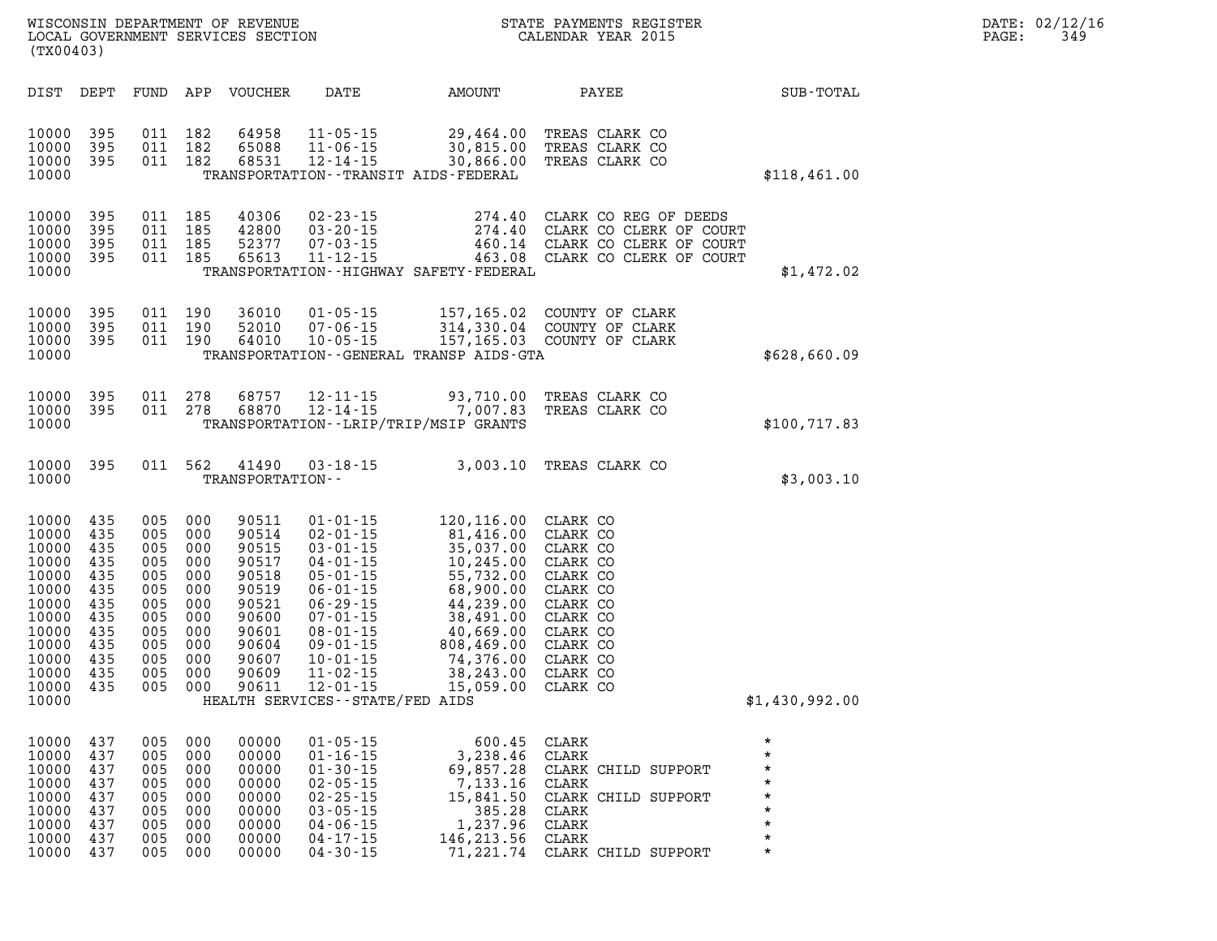| DIST | DEPT | FUND | APP | VOUCHER | DATE | AMOUNT | PAYEE | SUB-TOTAL |
|---|---|---|---|---|---|---|---|---|
| 10000 | 395 | 011 | 182 | 64958 | 11-05-15 | 29,464.00 | TREAS CLARK CO | |
| 10000 | 395 | 011 | 182 | 65088 | 11-06-15 | 30,815.00 | TREAS CLARK CO | |
| 10000 | 395 | 011 | 182 | 68531 | 12-14-15 | 30,866.00 | TREAS CLARK CO | |
| 10000 | | | | | TRANSPORTATION--TRANSIT AIDS-FEDERAL | | | $118,461.00 |
| 10000 | 395 | 011 | 185 | 40306 | 02-23-15 | 274.40 | CLARK CO REG OF DEEDS | |
| 10000 | 395 | 011 | 185 | 42800 | 03-20-15 | 274.40 | CLARK CO CLERK OF COURT | |
| 10000 | 395 | 011 | 185 | 52377 | 07-03-15 | 460.14 | CLARK CO CLERK OF COURT | |
| 10000 | 395 | 011 | 185 | 65613 | 11-12-15 | 463.08 | CLARK CO CLERK OF COURT | |
| 10000 | | | | | TRANSPORTATION--HIGHWAY SAFETY-FEDERAL | | | $1,472.02 |
| 10000 | 395 | 011 | 190 | 36010 | 01-05-15 | 157,165.02 | COUNTY OF CLARK | |
| 10000 | 395 | 011 | 190 | 52010 | 07-06-15 | 314,330.04 | COUNTY OF CLARK | |
| 10000 | 395 | 011 | 190 | 64010 | 10-05-15 | 157,165.03 | COUNTY OF CLARK | |
| 10000 | | | | | TRANSPORTATION--GENERAL TRANSP AIDS-GTA | | | $628,660.09 |
| 10000 | 395 | 011 | 278 | 68757 | 12-11-15 | 93,710.00 | TREAS CLARK CO | |
| 10000 | 395 | 011 | 278 | 68870 | 12-14-15 | 7,007.83 | TREAS CLARK CO | |
| 10000 | | | | | TRANSPORTATION--LRIP/TRIP/MSIP GRANTS | | | $100,717.83 |
| 10000 | 395 | 011 | 562 | 41490 | 03-18-15 | 3,003.10 | TREAS CLARK CO | |
| 10000 | | | | TRANSPORTATION-- | | | | $3,003.10 |
| 10000 | 435 | 005 | 000 | 90511 | 01-01-15 | 120,116.00 | CLARK CO | |
| 10000 | 435 | 005 | 000 | 90514 | 02-01-15 | 81,416.00 | CLARK CO | |
| 10000 | 435 | 005 | 000 | 90515 | 03-01-15 | 35,037.00 | CLARK CO | |
| 10000 | 435 | 005 | 000 | 90517 | 04-01-15 | 10,245.00 | CLARK CO | |
| 10000 | 435 | 005 | 000 | 90518 | 05-01-15 | 55,732.00 | CLARK CO | |
| 10000 | 435 | 005 | 000 | 90519 | 06-01-15 | 68,900.00 | CLARK CO | |
| 10000 | 435 | 005 | 000 | 90521 | 06-29-15 | 44,239.00 | CLARK CO | |
| 10000 | 435 | 005 | 000 | 90600 | 07-01-15 | 38,491.00 | CLARK CO | |
| 10000 | 435 | 005 | 000 | 90601 | 08-01-15 | 40,669.00 | CLARK CO | |
| 10000 | 435 | 005 | 000 | 90604 | 09-01-15 | 808,469.00 | CLARK CO | |
| 10000 | 435 | 005 | 000 | 90607 | 10-01-15 | 74,376.00 | CLARK CO | |
| 10000 | 435 | 005 | 000 | 90609 | 11-02-15 | 38,243.00 | CLARK CO | |
| 10000 | 435 | 005 | 000 | 90611 | 12-01-15 | 15,059.00 | CLARK CO | |
| 10000 | | | | | HEALTH SERVICES--STATE/FED AIDS | | | $1,430,992.00 |
| 10000 | 437 | 005 | 000 | 00000 | 01-05-15 | 600.45 | CLARK | * |
| 10000 | 437 | 005 | 000 | 00000 | 01-16-15 | 3,238.46 | CLARK | * |
| 10000 | 437 | 005 | 000 | 00000 | 01-30-15 | 69,857.28 | CLARK CHILD SUPPORT | * |
| 10000 | 437 | 005 | 000 | 00000 | 02-05-15 | 7,133.16 | CLARK | * |
| 10000 | 437 | 005 | 000 | 00000 | 02-25-15 | 15,841.50 | CLARK CHILD SUPPORT | * |
| 10000 | 437 | 005 | 000 | 00000 | 03-05-15 | 385.28 | CLARK | * |
| 10000 | 437 | 005 | 000 | 00000 | 04-06-15 | 1,237.96 | CLARK | * |
| 10000 | 437 | 005 | 000 | 00000 | 04-17-15 | 146,213.56 | CLARK | * |
| 10000 | 437 | 005 | 000 | 00000 | 04-30-15 | 71,221.74 | CLARK CHILD SUPPORT | * |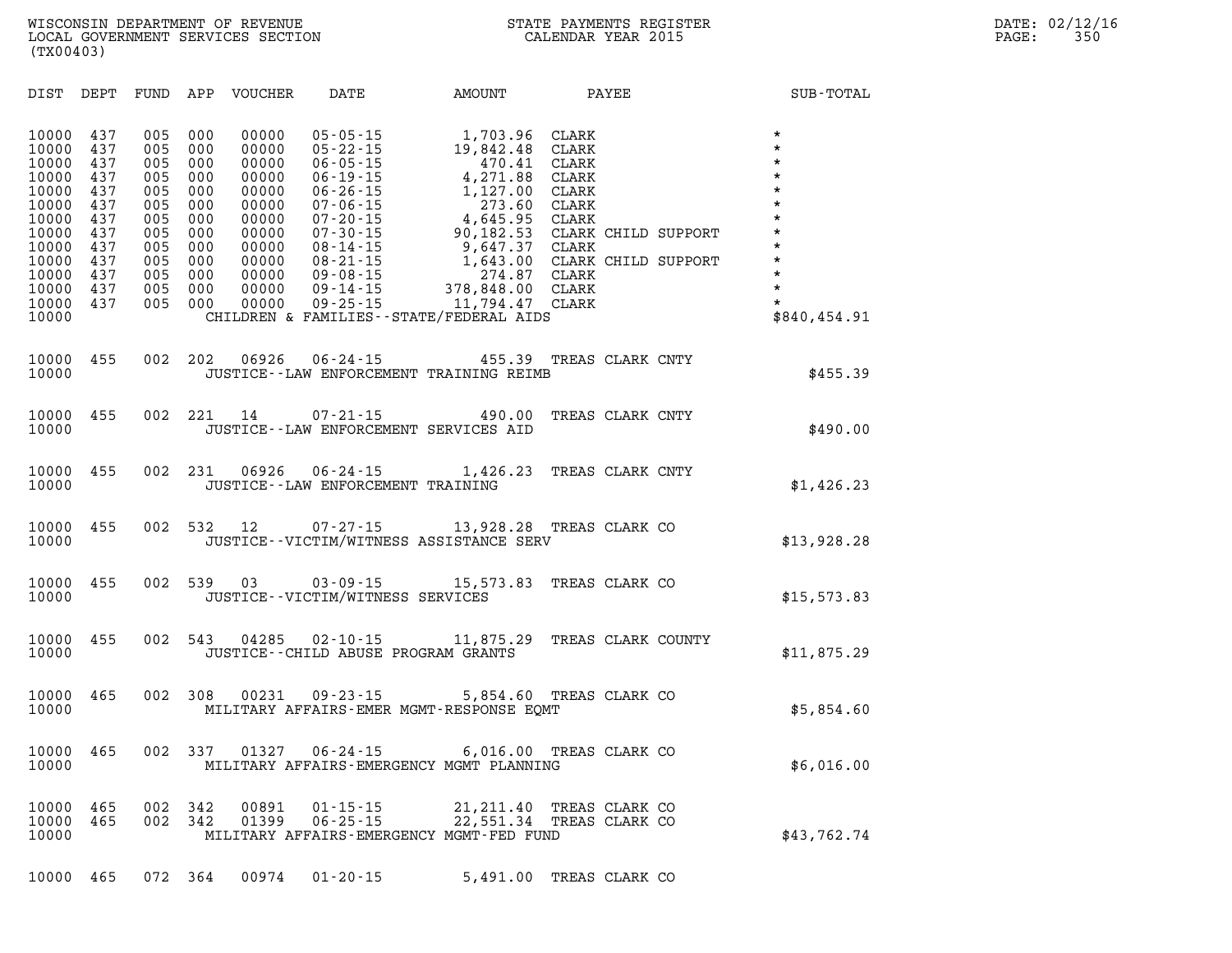WISCONSIN DEPARTMENT OF REVENUE
LOCAL GOVERNMENT SERVICES SECTION
(TX00403)

STATE PAYMENTS REGISTER
CALENDAR YEAR 2015

DATE: 02/12/16
PAGE: 350

| DIST | DEPT | FUND | APP | VOUCHER | DATE | AMOUNT | PAYEE | SUB-TOTAL |
|---|---|---|---|---|---|---|---|---|
| 10000 | 437 | 005 | 000 | 00000 | 05-05-15 | 1,703.96 | CLARK | * |
| 10000 | 437 | 005 | 000 | 00000 | 05-22-15 | 19,842.48 | CLARK | * |
| 10000 | 437 | 005 | 000 | 00000 | 06-05-15 | 470.41 | CLARK | * |
| 10000 | 437 | 005 | 000 | 00000 | 06-19-15 | 4,271.88 | CLARK | * |
| 10000 | 437 | 005 | 000 | 00000 | 06-26-15 | 1,127.00 | CLARK | * |
| 10000 | 437 | 005 | 000 | 00000 | 07-06-15 | 273.60 | CLARK | * |
| 10000 | 437 | 005 | 000 | 00000 | 07-20-15 | 4,645.95 | CLARK | * |
| 10000 | 437 | 005 | 000 | 00000 | 07-30-15 | 90,182.53 | CLARK CHILD SUPPORT | * |
| 10000 | 437 | 005 | 000 | 00000 | 08-14-15 | 9,647.37 | CLARK | * |
| 10000 | 437 | 005 | 000 | 00000 | 08-21-15 | 1,643.00 | CLARK CHILD SUPPORT | * |
| 10000 | 437 | 005 | 000 | 00000 | 09-08-15 | 274.87 | CLARK | * |
| 10000 | 437 | 005 | 000 | 00000 | 09-14-15 | 378,848.00 | CLARK | * |
| 10000 | 437 | 005 | 000 | 00000 | 09-25-15 | 11,794.47 | CLARK | * |
| 10000 | | | | | CHILDREN & FAMILIES--STATE/FEDERAL AIDS | | | $840,454.91 |
| 10000 | 455 | 002 | 202 | 06926 | 06-24-15 | 455.39 | TREAS CLARK CNTY | |
| 10000 | | | | | JUSTICE--LAW ENFORCEMENT TRAINING REIMB | | | $455.39 |
| 10000 | 455 | 002 | 221 | 14 | 07-21-15 | 490.00 | TREAS CLARK CNTY | |
| 10000 | | | | | JUSTICE--LAW ENFORCEMENT SERVICES AID | | | $490.00 |
| 10000 | 455 | 002 | 231 | 06926 | 06-24-15 | 1,426.23 | TREAS CLARK CNTY | |
| 10000 | | | | | JUSTICE--LAW ENFORCEMENT TRAINING | | | $1,426.23 |
| 10000 | 455 | 002 | 532 | 12 | 07-27-15 | 13,928.28 | TREAS CLARK CO | |
| 10000 | | | | | JUSTICE--VICTIM/WITNESS ASSISTANCE SERV | | | $13,928.28 |
| 10000 | 455 | 002 | 539 | 03 | 03-09-15 | 15,573.83 | TREAS CLARK CO | |
| 10000 | | | | | JUSTICE--VICTIM/WITNESS SERVICES | | | $15,573.83 |
| 10000 | 455 | 002 | 543 | 04285 | 02-10-15 | 11,875.29 | TREAS CLARK COUNTY | |
| 10000 | | | | | JUSTICE--CHILD ABUSE PROGRAM GRANTS | | | $11,875.29 |
| 10000 | 465 | 002 | 308 | 00231 | 09-23-15 | 5,854.60 | TREAS CLARK CO | |
| 10000 | | | | | MILITARY AFFAIRS-EMER MGMT-RESPONSE EQMT | | | $5,854.60 |
| 10000 | 465 | 002 | 337 | 01327 | 06-24-15 | 6,016.00 | TREAS CLARK CO | |
| 10000 | | | | | MILITARY AFFAIRS-EMERGENCY MGMT PLANNING | | | $6,016.00 |
| 10000 | 465 | 002 | 342 | 00891 | 01-15-15 | 21,211.40 | TREAS CLARK CO | |
| 10000 | 465 | 002 | 342 | 01399 | 06-25-15 | 22,551.34 | TREAS CLARK CO | |
| 10000 | | | | | MILITARY AFFAIRS-EMERGENCY MGMT-FED FUND | | | $43,762.74 |
| 10000 | 465 | 072 | 364 | 00974 | 01-20-15 | 5,491.00 | TREAS CLARK CO | |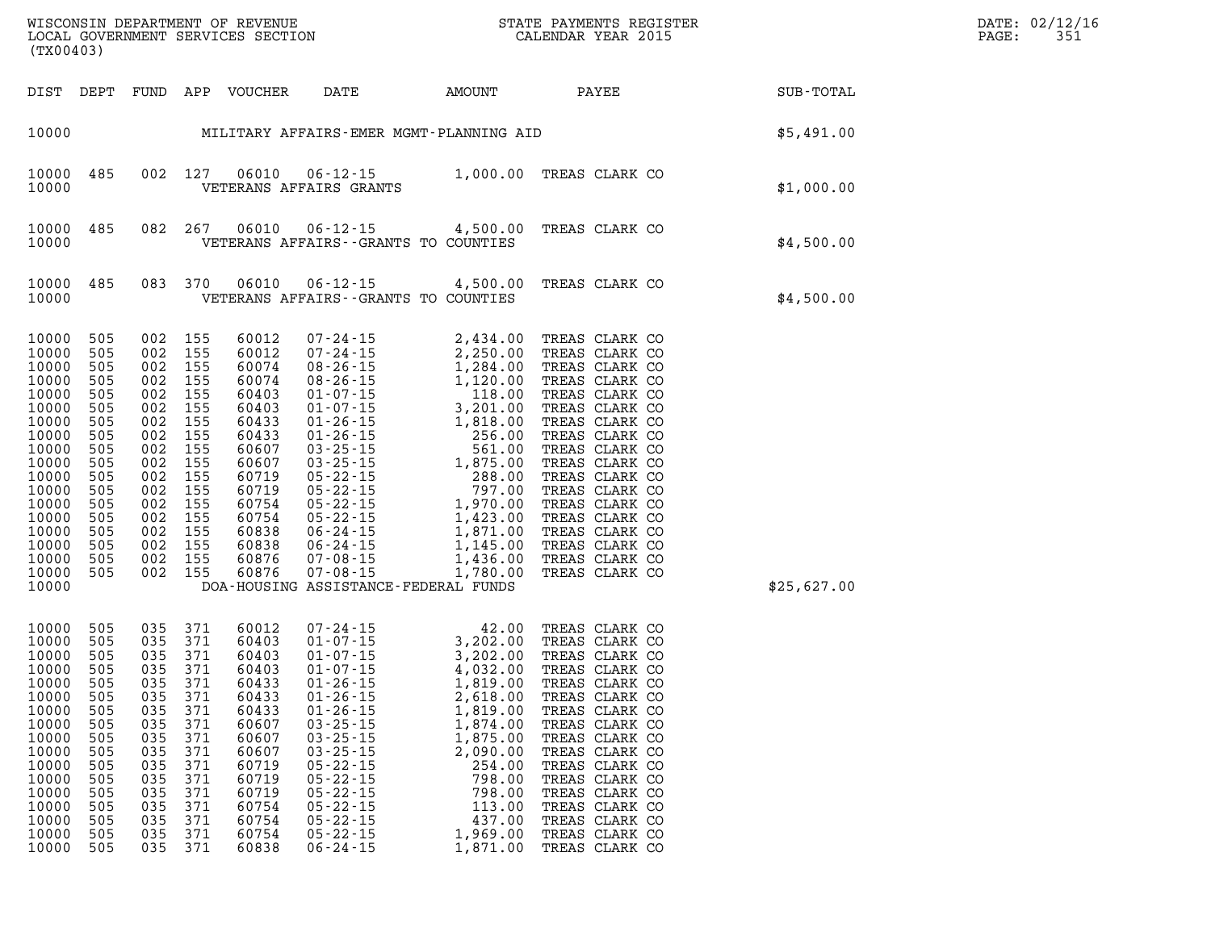| DIST | DEPT | FUND | APP | VOUCHER | DATE | AMOUNT | PAYEE | SUB-TOTAL |
|---|---|---|---|---|---|---|---|---|
| 10000 | | | | | MILITARY AFFAIRS-EMER MGMT-PLANNING AID | | | $5,491.00 |
| 10000 | 485 | 002 | 127 | 06010 | 06-12-15 | 1,000.00 | TREAS CLARK CO | |
| 10000 | | | | | VETERANS AFFAIRS GRANTS | | | $1,000.00 |
| 10000 | 485 | 082 | 267 | 06010 | 06-12-15 | 4,500.00 | TREAS CLARK CO | |
| 10000 | | | | | VETERANS AFFAIRS--GRANTS TO COUNTIES | | | $4,500.00 |
| 10000 | 485 | 083 | 370 | 06010 | 06-12-15 | 4,500.00 | TREAS CLARK CO | |
| 10000 | | | | | VETERANS AFFAIRS--GRANTS TO COUNTIES | | | $4,500.00 |
| 10000 | 505 | 002 | 155 | 60012 | 07-24-15 | 2,434.00 | TREAS CLARK CO | |
| 10000 | 505 | 002 | 155 | 60012 | 07-24-15 | 2,250.00 | TREAS CLARK CO | |
| 10000 | 505 | 002 | 155 | 60074 | 08-26-15 | 1,284.00 | TREAS CLARK CO | |
| 10000 | 505 | 002 | 155 | 60074 | 08-26-15 | 1,120.00 | TREAS CLARK CO | |
| 10000 | 505 | 002 | 155 | 60403 | 01-07-15 | 118.00 | TREAS CLARK CO | |
| 10000 | 505 | 002 | 155 | 60403 | 01-07-15 | 3,201.00 | TREAS CLARK CO | |
| 10000 | 505 | 002 | 155 | 60433 | 01-26-15 | 1,818.00 | TREAS CLARK CO | |
| 10000 | 505 | 002 | 155 | 60433 | 01-26-15 | 256.00 | TREAS CLARK CO | |
| 10000 | 505 | 002 | 155 | 60607 | 03-25-15 | 561.00 | TREAS CLARK CO | |
| 10000 | 505 | 002 | 155 | 60607 | 03-25-15 | 1,875.00 | TREAS CLARK CO | |
| 10000 | 505 | 002 | 155 | 60719 | 05-22-15 | 288.00 | TREAS CLARK CO | |
| 10000 | 505 | 002 | 155 | 60719 | 05-22-15 | 797.00 | TREAS CLARK CO | |
| 10000 | 505 | 002 | 155 | 60754 | 05-22-15 | 1,970.00 | TREAS CLARK CO | |
| 10000 | 505 | 002 | 155 | 60754 | 05-22-15 | 1,423.00 | TREAS CLARK CO | |
| 10000 | 505 | 002 | 155 | 60838 | 06-24-15 | 1,871.00 | TREAS CLARK CO | |
| 10000 | 505 | 002 | 155 | 60838 | 06-24-15 | 1,145.00 | TREAS CLARK CO | |
| 10000 | 505 | 002 | 155 | 60876 | 07-08-15 | 1,436.00 | TREAS CLARK CO | |
| 10000 | 505 | 002 | 155 | 60876 | 07-08-15 | 1,780.00 | TREAS CLARK CO | |
| 10000 | | | | | DOA-HOUSING ASSISTANCE-FEDERAL FUNDS | | | $25,627.00 |
| 10000 | 505 | 035 | 371 | 60012 | 07-24-15 | 42.00 | TREAS CLARK CO | |
| 10000 | 505 | 035 | 371 | 60403 | 01-07-15 | 3,202.00 | TREAS CLARK CO | |
| 10000 | 505 | 035 | 371 | 60403 | 01-07-15 | 3,202.00 | TREAS CLARK CO | |
| 10000 | 505 | 035 | 371 | 60403 | 01-07-15 | 4,032.00 | TREAS CLARK CO | |
| 10000 | 505 | 035 | 371 | 60433 | 01-26-15 | 1,819.00 | TREAS CLARK CO | |
| 10000 | 505 | 035 | 371 | 60433 | 01-26-15 | 2,618.00 | TREAS CLARK CO | |
| 10000 | 505 | 035 | 371 | 60433 | 01-26-15 | 1,819.00 | TREAS CLARK CO | |
| 10000 | 505 | 035 | 371 | 60607 | 03-25-15 | 1,874.00 | TREAS CLARK CO | |
| 10000 | 505 | 035 | 371 | 60607 | 03-25-15 | 1,875.00 | TREAS CLARK CO | |
| 10000 | 505 | 035 | 371 | 60607 | 03-25-15 | 2,090.00 | TREAS CLARK CO | |
| 10000 | 505 | 035 | 371 | 60719 | 05-22-15 | 254.00 | TREAS CLARK CO | |
| 10000 | 505 | 035 | 371 | 60719 | 05-22-15 | 798.00 | TREAS CLARK CO | |
| 10000 | 505 | 035 | 371 | 60719 | 05-22-15 | 798.00 | TREAS CLARK CO | |
| 10000 | 505 | 035 | 371 | 60754 | 05-22-15 | 113.00 | TREAS CLARK CO | |
| 10000 | 505 | 035 | 371 | 60754 | 05-22-15 | 437.00 | TREAS CLARK CO | |
| 10000 | 505 | 035 | 371 | 60754 | 05-22-15 | 1,969.00 | TREAS CLARK CO | |
| 10000 | 505 | 035 | 371 | 60838 | 06-24-15 | 1,871.00 | TREAS CLARK CO | |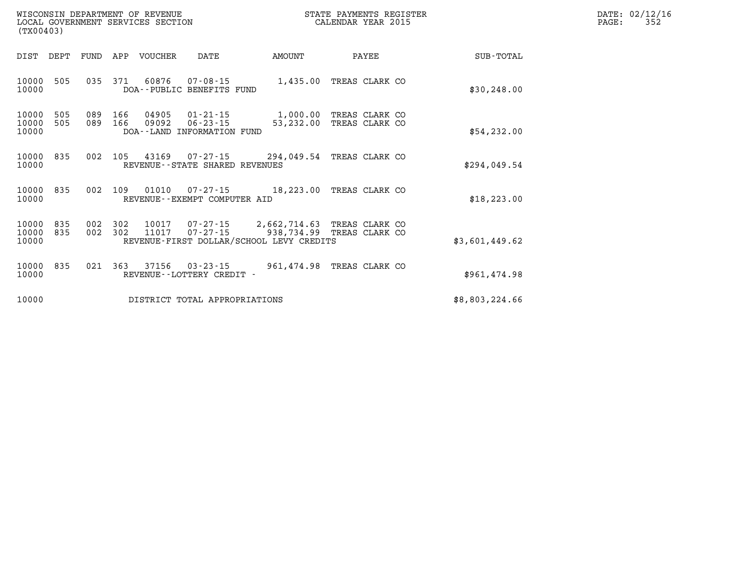WISCONSIN DEPARTMENT OF REVENUE
LOCAL GOVERNMENT SERVICES SECTION
(TX00403)

STATE PAYMENTS REGISTER
CALENDAR YEAR 2015

DATE: 02/12/16
PAGE: 352

| DIST | DEPT | FUND | APP | VOUCHER | DATE | AMOUNT | PAYEE | SUB-TOTAL |
|---|---|---|---|---|---|---|---|---|
| 10000 | 505 | 035 | 371 | 60876 | 07-08-15 | 1,435.00 | TREAS CLARK CO | |
| 10000 | | | | DOA--PUBLIC BENEFITS FUND | | | | $30,248.00 |
| 10000 | 505 | 089 | 166 | 04905 | 01-21-15 | 1,000.00 | TREAS CLARK CO | |
| 10000 | 505 | 089 | 166 | 09092 | 06-23-15 | 53,232.00 | TREAS CLARK CO | |
| 10000 | | | | DOA--LAND INFORMATION FUND | | | | $54,232.00 |
| 10000 | 835 | 002 | 105 | 43169 | 07-27-15 | 294,049.54 | TREAS CLARK CO | |
| 10000 | | | | REVENUE--STATE SHARED REVENUES | | | | $294,049.54 |
| 10000 | 835 | 002 | 109 | 01010 | 07-27-15 | 18,223.00 | TREAS CLARK CO | |
| 10000 | | | | REVENUE--EXEMPT COMPUTER AID | | | | $18,223.00 |
| 10000 | 835 | 002 | 302 | 10017 | 07-27-15 | 2,662,714.63 | TREAS CLARK CO | |
| 10000 | 835 | 002 | 302 | 11017 | 07-27-15 | 938,734.99 | TREAS CLARK CO | |
| 10000 | | | | REVENUE-FIRST DOLLAR/SCHOOL LEVY CREDITS | | | | $3,601,449.62 |
| 10000 | 835 | 021 | 363 | 37156 | 03-23-15 | 961,474.98 | TREAS CLARK CO | |
| 10000 | | | | REVENUE--LOTTERY CREDIT - | | | | $961,474.98 |
| 10000 | | | | DISTRICT TOTAL APPROPRIATIONS | | | | $8,803,224.66 |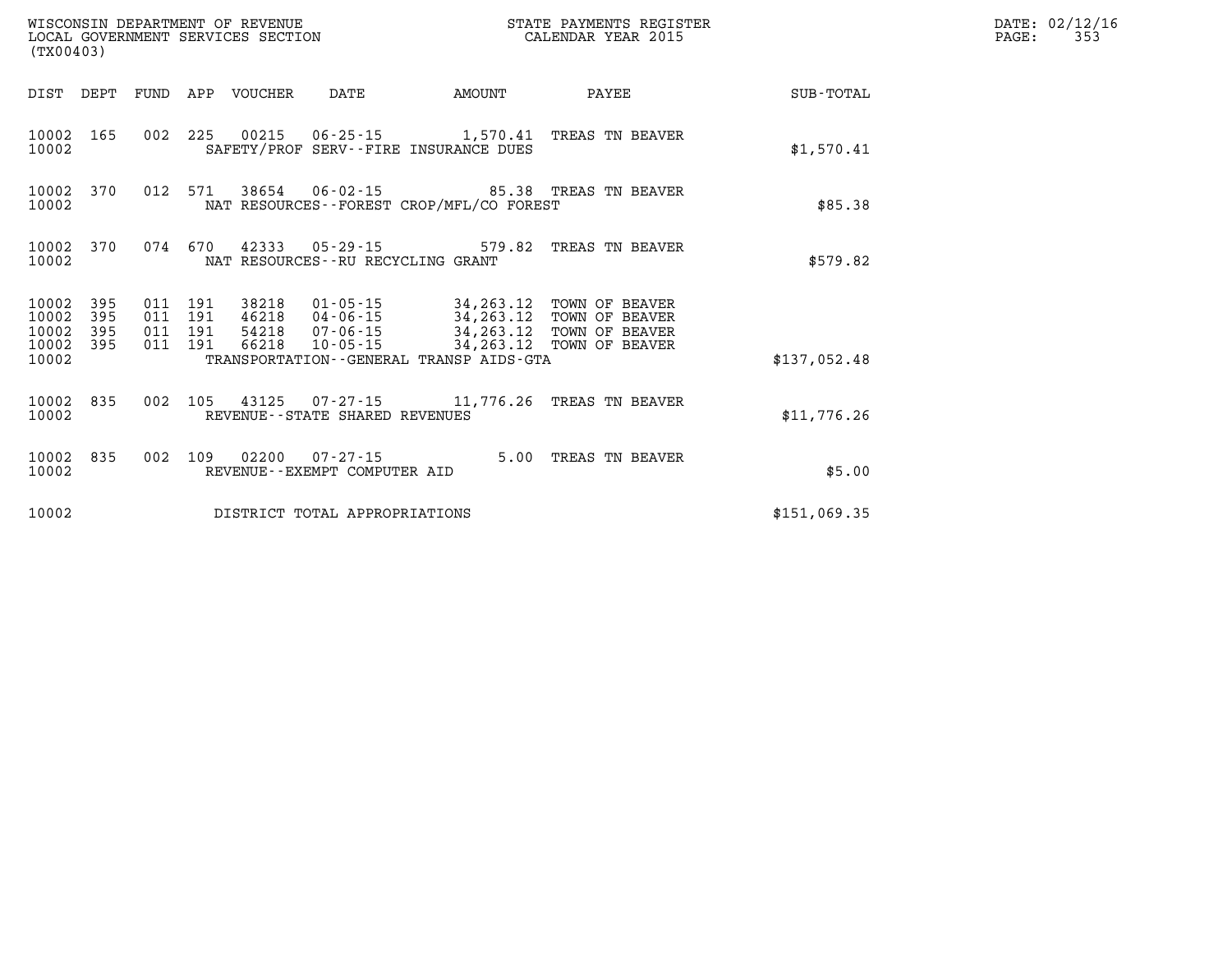WISCONSIN DEPARTMENT OF REVENUE
LOCAL GOVERNMENT SERVICES SECTION
(TX00403)

STATE PAYMENTS REGISTER
CALENDAR YEAR 2015

DATE: 02/12/16
PAGE: 353

| DIST | DEPT | FUND | APP | VOUCHER | DATE | AMOUNT | PAYEE | SUB-TOTAL |
|---|---|---|---|---|---|---|---|---|
| 10002 | 165 | 002 | 225 | 00215 | 06-25-15 | 1,570.41 | TREAS TN BEAVER | |
| 10002 | | | | | SAFETY/PROF SERV--FIRE INSURANCE DUES | | | $1,570.41 |
| 10002 | 370 | 012 | 571 | 38654 | 06-02-15 | 85.38 | TREAS TN BEAVER | |
| 10002 | | | | | NAT RESOURCES--FOREST CROP/MFL/CO FOREST | | | $85.38 |
| 10002 | 370 | 074 | 670 | 42333 | 05-29-15 | 579.82 | TREAS TN BEAVER | |
| 10002 | | | | | NAT RESOURCES--RU RECYCLING GRANT | | | $579.82 |
| 10002 | 395 | 011 | 191 | 38218 | 01-05-15 | 34,263.12 | TOWN OF BEAVER | |
| 10002 | 395 | 011 | 191 | 46218 | 04-06-15 | 34,263.12 | TOWN OF BEAVER | |
| 10002 | 395 | 011 | 191 | 54218 | 07-06-15 | 34,263.12 | TOWN OF BEAVER | |
| 10002 | 395 | 011 | 191 | 66218 | 10-05-15 | 34,263.12 | TOWN OF BEAVER | |
| 10002 | | | | | TRANSPORTATION--GENERAL TRANSP AIDS-GTA | | | $137,052.48 |
| 10002 | 835 | 002 | 105 | 43125 | 07-27-15 | 11,776.26 | TREAS TN BEAVER | |
| 10002 | | | | | REVENUE--STATE SHARED REVENUES | | | $11,776.26 |
| 10002 | 835 | 002 | 109 | 02200 | 07-27-15 | 5.00 | TREAS TN BEAVER | |
| 10002 | | | | | REVENUE--EXEMPT COMPUTER AID | | | $5.00 |
| 10002 | | | | | DISTRICT TOTAL APPROPRIATIONS | | | $151,069.35 |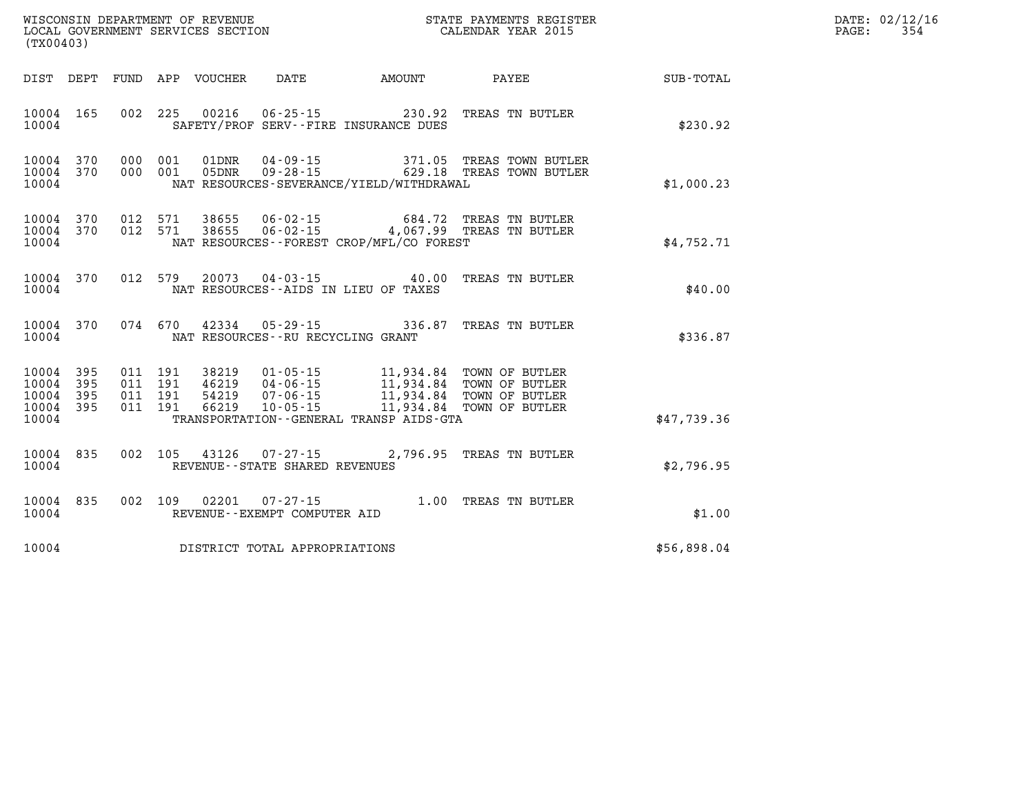WISCONSIN DEPARTMENT OF REVENUE
LOCAL GOVERNMENT SERVICES SECTION
(TX00403)

STATE PAYMENTS REGISTER
CALENDAR YEAR 2015

DATE: 02/12/16

| DIST | DEPT | FUND | APP | VOUCHER | DATE | AMOUNT | PAYEE | SUB-TOTAL |
|---|---|---|---|---|---|---|---|---|
| 10004 | 165 | 002 | 225 | 00216 | 06-25-15 | 230.92 | TREAS TN BUTLER | |
| 10004 | | | | SAFETY/PROF SERV--FIRE INSURANCE DUES | | | | $230.92 |
| 10004 | 370 | 000 | 001 | 01DNR | 04-09-15 | 371.05 | TREAS TOWN BUTLER | |
| 10004 | 370 | 000 | 001 | 05DNR | 09-28-15 | 629.18 | TREAS TOWN BUTLER | |
| 10004 | | | | NAT RESOURCES-SEVERANCE/YIELD/WITHDRAWAL | | | | $1,000.23 |
| 10004 | 370 | 012 | 571 | 38655 | 06-02-15 | 684.72 | TREAS TN BUTLER | |
| 10004 | 370 | 012 | 571 | 38655 | 06-02-15 | 4,067.99 | TREAS TN BUTLER | |
| 10004 | | | | NAT RESOURCES--FOREST CROP/MFL/CO FOREST | | | | $4,752.71 |
| 10004 | 370 | 012 | 579 | 20073 | 04-03-15 | 40.00 | TREAS TN BUTLER | |
| 10004 | | | | NAT RESOURCES--AIDS IN LIEU OF TAXES | | | | $40.00 |
| 10004 | 370 | 074 | 670 | 42334 | 05-29-15 | 336.87 | TREAS TN BUTLER | |
| 10004 | | | | NAT RESOURCES--RU RECYCLING GRANT | | | | $336.87 |
| 10004 | 395 | 011 | 191 | 38219 | 01-05-15 | 11,934.84 | TOWN OF BUTLER | |
| 10004 | 395 | 011 | 191 | 46219 | 04-06-15 | 11,934.84 | TOWN OF BUTLER | |
| 10004 | 395 | 011 | 191 | 54219 | 07-06-15 | 11,934.84 | TOWN OF BUTLER | |
| 10004 | 395 | 011 | 191 | 66219 | 10-05-15 | 11,934.84 | TOWN OF BUTLER | |
| 10004 | | | | TRANSPORTATION--GENERAL TRANSP AIDS-GTA | | | | $47,739.36 |
| 10004 | 835 | 002 | 105 | 43126 | 07-27-15 | 2,796.95 | TREAS TN BUTLER | |
| 10004 | | | | REVENUE--STATE SHARED REVENUES | | | | $2,796.95 |
| 10004 | 835 | 002 | 109 | 02201 | 07-27-15 | 1.00 | TREAS TN BUTLER | |
| 10004 | | | | REVENUE--EXEMPT COMPUTER AID | | | | $1.00 |
| 10004 | | | | DISTRICT TOTAL APPROPRIATIONS | | | | $56,898.04 |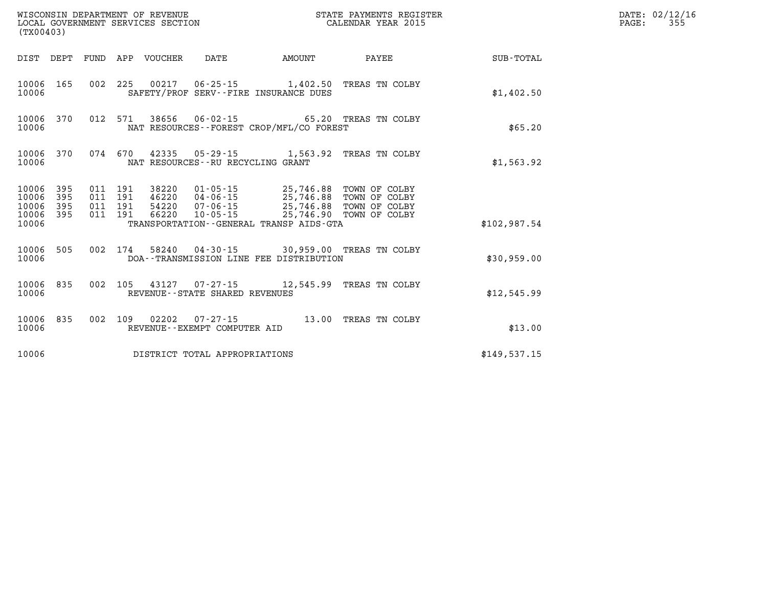WISCONSIN DEPARTMENT OF REVENUE
LOCAL GOVERNMENT SERVICES SECTION
(TX00403)

STATE PAYMENTS REGISTER
CALENDAR YEAR 2015

| DIST | DEPT | FUND | APP | VOUCHER | DATE | AMOUNT | PAYEE | SUB-TOTAL |
|---|---|---|---|---|---|---|---|---|
| 10006 | 165 | 002 | 225 | 00217 | 06-25-15 | 1,402.50 | TREAS TN COLBY | |
| 10006 | | | | | SAFETY/PROF SERV--FIRE INSURANCE DUES | | | $1,402.50 |
| 10006 | 370 | 012 | 571 | 38656 | 06-02-15 | 65.20 | TREAS TN COLBY | |
| 10006 | | | | | NAT RESOURCES--FOREST CROP/MFL/CO FOREST | | | $65.20 |
| 10006 | 370 | 074 | 670 | 42335 | 05-29-15 | 1,563.92 | TREAS TN COLBY | |
| 10006 | | | | | NAT RESOURCES--RU RECYCLING GRANT | | | $1,563.92 |
| 10006 | 395 | 011 | 191 | 38220 | 01-05-15 | 25,746.88 | TOWN OF COLBY | |
| 10006 | 395 | 011 | 191 | 46220 | 04-06-15 | 25,746.88 | TOWN OF COLBY | |
| 10006 | 395 | 011 | 191 | 54220 | 07-06-15 | 25,746.88 | TOWN OF COLBY | |
| 10006 | 395 | 011 | 191 | 66220 | 10-05-15 | 25,746.90 | TOWN OF COLBY | |
| 10006 | | | | | TRANSPORTATION--GENERAL TRANSP AIDS-GTA | | | $102,987.54 |
| 10006 | 505 | 002 | 174 | 58240 | 04-30-15 | 30,959.00 | TREAS TN COLBY | |
| 10006 | | | | | DOA--TRANSMISSION LINE FEE DISTRIBUTION | | | $30,959.00 |
| 10006 | 835 | 002 | 105 | 43127 | 07-27-15 | 12,545.99 | TREAS TN COLBY | |
| 10006 | | | | | REVENUE--STATE SHARED REVENUES | | | $12,545.99 |
| 10006 | 835 | 002 | 109 | 02202 | 07-27-15 | 13.00 | TREAS TN COLBY | |
| 10006 | | | | | REVENUE--EXEMPT COMPUTER AID | | | $13.00 |
| 10006 | | | | | DISTRICT TOTAL APPROPRIATIONS | | | $149,537.15 |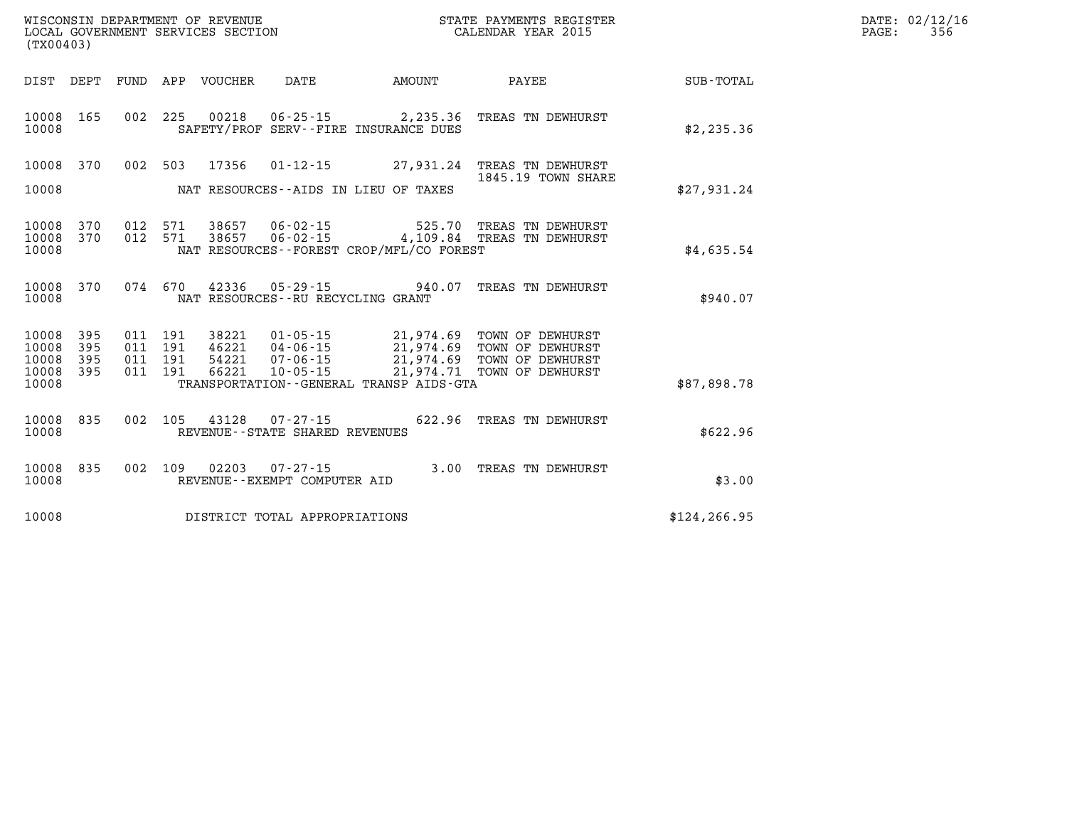WISCONSIN DEPARTMENT OF REVENUE
LOCAL GOVERNMENT SERVICES SECTION
(TX00403)

STATE PAYMENTS REGISTER
CALENDAR YEAR 2015

DATE: 02/12/16
PAGE: 356

| DIST | DEPT | FUND | APP | VOUCHER | DATE | AMOUNT | PAYEE | SUB-TOTAL |
|---|---|---|---|---|---|---|---|---|
| 10008 | 165 | 002 | 225 | 00218 | 06-25-15 | 2,235.36 | TREAS TN DEWHURST | |
| 10008 | | | | | SAFETY/PROF SERV--FIRE INSURANCE DUES | | | $2,235.36 |
| 10008 | 370 | 002 | 503 | 17356 | 01-12-15 | 27,931.24 | TREAS TN DEWHURST 1845.19 TOWN SHARE | |
| 10008 | | | | | NAT RESOURCES--AIDS IN LIEU OF TAXES | | | $27,931.24 |
| 10008 | 370 | 012 | 571 | 38657 | 06-02-15 | 525.70 | TREAS TN DEWHURST | |
| 10008 | 370 | 012 | 571 | 38657 | 06-02-15 | 4,109.84 | TREAS TN DEWHURST | |
| 10008 | | | | | NAT RESOURCES--FOREST CROP/MFL/CO FOREST | | | $4,635.54 |
| 10008 | 370 | 074 | 670 | 42336 | 05-29-15 | 940.07 | TREAS TN DEWHURST | |
| 10008 | | | | | NAT RESOURCES--RU RECYCLING GRANT | | | $940.07 |
| 10008 | 395 | 011 | 191 | 38221 | 01-05-15 | 21,974.69 | TOWN OF DEWHURST | |
| 10008 | 395 | 011 | 191 | 46221 | 04-06-15 | 21,974.69 | TOWN OF DEWHURST | |
| 10008 | 395 | 011 | 191 | 54221 | 07-06-15 | 21,974.69 | TOWN OF DEWHURST | |
| 10008 | 395 | 011 | 191 | 66221 | 10-05-15 | 21,974.71 | TOWN OF DEWHURST | |
| 10008 | | | | | TRANSPORTATION--GENERAL TRANSP AIDS-GTA | | | $87,898.78 |
| 10008 | 835 | 002 | 105 | 43128 | 07-27-15 | 622.96 | TREAS TN DEWHURST | |
| 10008 | | | | | REVENUE--STATE SHARED REVENUES | | | $622.96 |
| 10008 | 835 | 002 | 109 | 02203 | 07-27-15 | 3.00 | TREAS TN DEWHURST | |
| 10008 | | | | | REVENUE--EXEMPT COMPUTER AID | | | $3.00 |
| 10008 | | | | | DISTRICT TOTAL APPROPRIATIONS | | | $124,266.95 |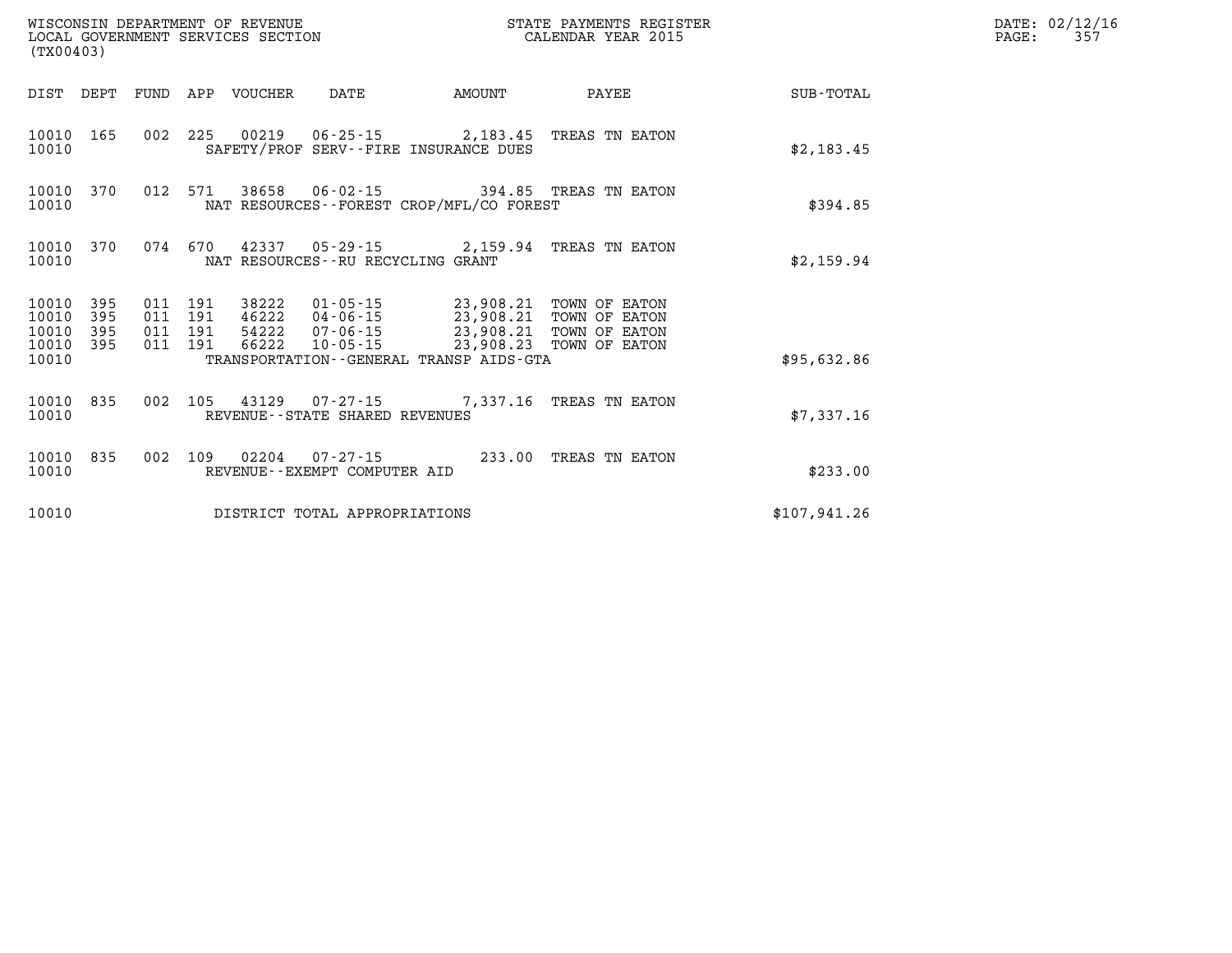WISCONSIN DEPARTMENT OF REVENUE
LOCAL GOVERNMENT SERVICES SECTION
(TX00403)

STATE PAYMENTS REGISTER
CALENDAR YEAR 2015

DATE: 02/12/16
PAGE: 357

| DIST | DEPT | FUND | APP | VOUCHER | DATE | AMOUNT | PAYEE | SUB-TOTAL |
|---|---|---|---|---|---|---|---|---|
| 10010 | 165 | 002 | 225 | 00219 | 06-25-15 | 2,183.45 | TREAS TN EATON | |
| 10010 | | | | SAFETY/PROF SERV--FIRE INSURANCE DUES | | | | $2,183.45 |
| 10010 | 370 | 012 | 571 | 38658 | 06-02-15 | 394.85 | TREAS TN EATON | |
| 10010 | | | | NAT RESOURCES--FOREST CROP/MFL/CO FOREST | | | | $394.85 |
| 10010 | 370 | 074 | 670 | 42337 | 05-29-15 | 2,159.94 | TREAS TN EATON | |
| 10010 | | | | NAT RESOURCES--RU RECYCLING GRANT | | | | $2,159.94 |
| 10010 | 395 | 011 | 191 | 38222 | 01-05-15 | 23,908.21 | TOWN OF EATON | |
| 10010 | 395 | 011 | 191 | 46222 | 04-06-15 | 23,908.21 | TOWN OF EATON | |
| 10010 | 395 | 011 | 191 | 54222 | 07-06-15 | 23,908.21 | TOWN OF EATON | |
| 10010 | 395 | 011 | 191 | 66222 | 10-05-15 | 23,908.23 | TOWN OF EATON | |
| 10010 | | | | TRANSPORTATION--GENERAL TRANSP AIDS-GTA | | | | $95,632.86 |
| 10010 | 835 | 002 | 105 | 43129 | 07-27-15 | 7,337.16 | TREAS TN EATON | |
| 10010 | | | | REVENUE--STATE SHARED REVENUES | | | | $7,337.16 |
| 10010 | 835 | 002 | 109 | 02204 | 07-27-15 | 233.00 | TREAS TN EATON | |
| 10010 | | | | REVENUE--EXEMPT COMPUTER AID | | | | $233.00 |
| 10010 | | | | DISTRICT TOTAL APPROPRIATIONS | | | | $107,941.26 |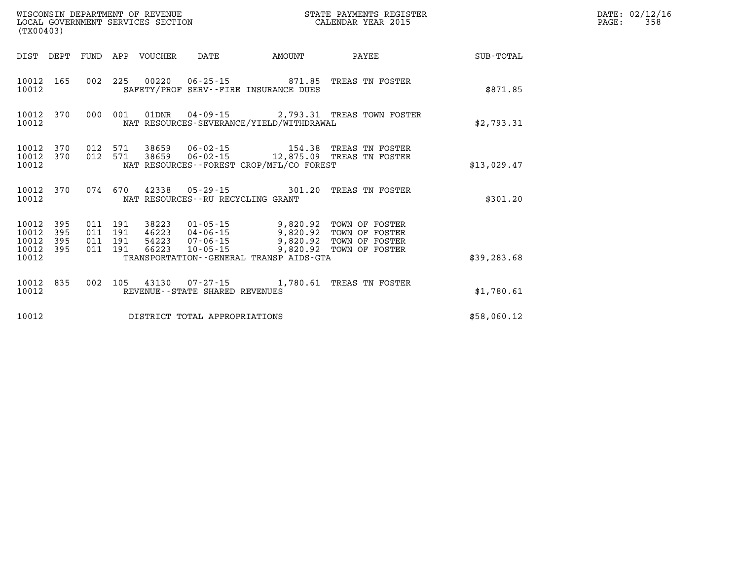WISCONSIN DEPARTMENT OF REVENUE
LOCAL GOVERNMENT SERVICES SECTION
(TX00403)

STATE PAYMENTS REGISTER
CALENDAR YEAR 2015

DATE: 02/12/16
PAGE: 358

| DIST | DEPT | FUND | APP | VOUCHER | DATE | AMOUNT | PAYEE | SUB-TOTAL |
|---|---|---|---|---|---|---|---|---|
| 10012 | 165 | 002 | 225 | 00220 | 06-25-15 | 871.85 | TREAS TN FOSTER | |
| 10012 | | | | SAFETY/PROF SERV--FIRE INSURANCE DUES | | | | $871.85 |
| 10012 | 370 | 000 | 001 | 01DNR | 04-09-15 | 2,793.31 | TREAS TOWN FOSTER | |
| 10012 | | | | NAT RESOURCES-SEVERANCE/YIELD/WITHDRAWAL | | | | $2,793.31 |
| 10012 | 370 | 012 | 571 | 38659 | 06-02-15 | 154.38 | TREAS TN FOSTER | |
| 10012 | 370 | 012 | 571 | 38659 | 06-02-15 | 12,875.09 | TREAS TN FOSTER | |
| 10012 | | | | NAT RESOURCES--FOREST CROP/MFL/CO FOREST | | | | $13,029.47 |
| 10012 | 370 | 074 | 670 | 42338 | 05-29-15 | 301.20 | TREAS TN FOSTER | |
| 10012 | | | | NAT RESOURCES--RU RECYCLING GRANT | | | | $301.20 |
| 10012 | 395 | 011 | 191 | 38223 | 01-05-15 | 9,820.92 | TOWN OF FOSTER | |
| 10012 | 395 | 011 | 191 | 46223 | 04-06-15 | 9,820.92 | TOWN OF FOSTER | |
| 10012 | 395 | 011 | 191 | 54223 | 07-06-15 | 9,820.92 | TOWN OF FOSTER | |
| 10012 | 395 | 011 | 191 | 66223 | 10-05-15 | 9,820.92 | TOWN OF FOSTER | |
| 10012 | | | | TRANSPORTATION--GENERAL TRANSP AIDS-GTA | | | | $39,283.68 |
| 10012 | 835 | 002 | 105 | 43130 | 07-27-15 | 1,780.61 | TREAS TN FOSTER | |
| 10012 | | | | REVENUE--STATE SHARED REVENUES | | | | $1,780.61 |
| 10012 | | | | DISTRICT TOTAL APPROPRIATIONS | | | | $58,060.12 |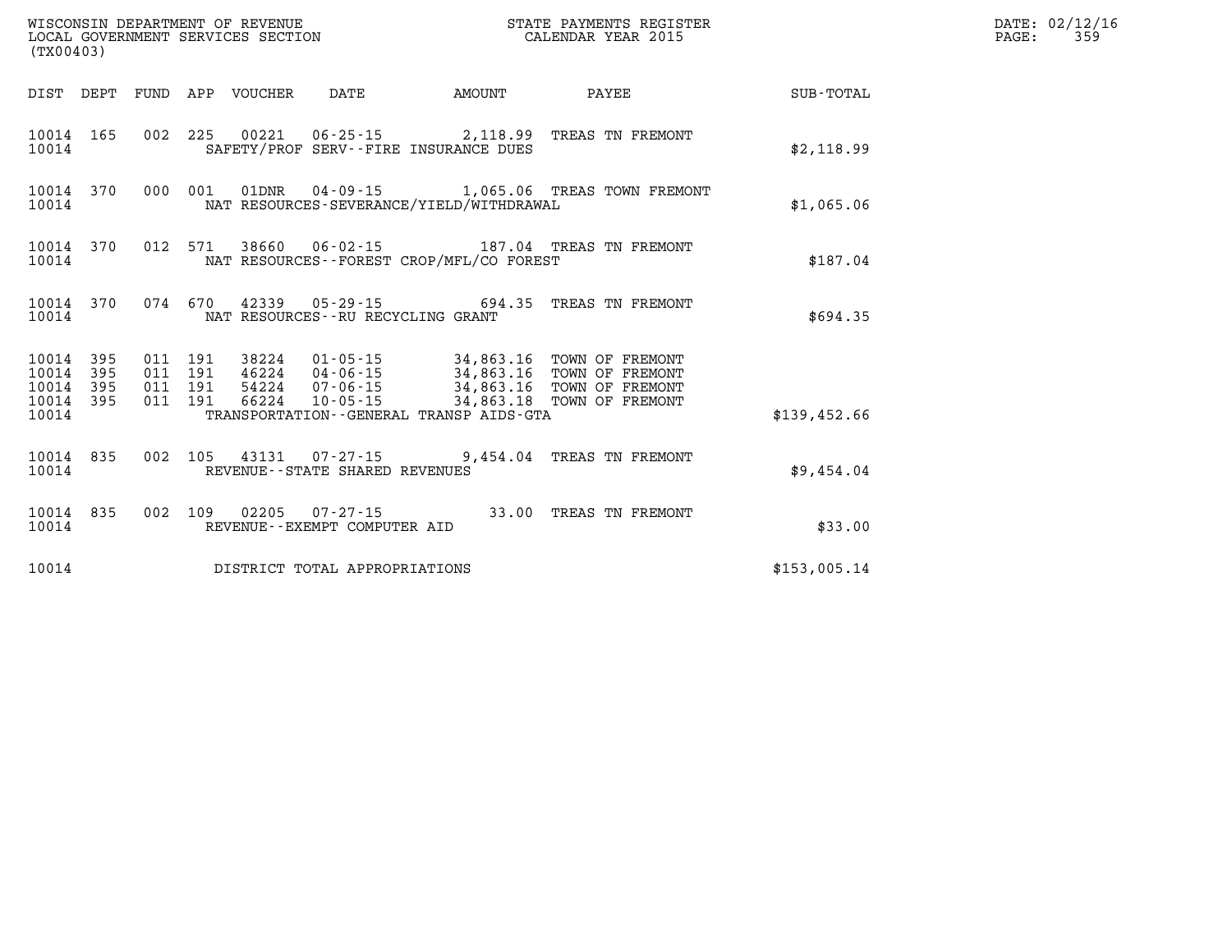WISCONSIN DEPARTMENT OF REVENUE
LOCAL GOVERNMENT SERVICES SECTION
(TX00403)

STATE PAYMENTS REGISTER
CALENDAR YEAR 2015

| DIST | DEPT | FUND | APP | VOUCHER | DATE | AMOUNT | PAYEE | SUB-TOTAL |
|---|---|---|---|---|---|---|---|---|
| 10014 | 165 | 002 | 225 | 00221 | 06-25-15 | 2,118.99 | TREAS TN FREMONT | |
| 10014 | | | | SAFETY/PROF SERV--FIRE INSURANCE DUES | | | | $2,118.99 |
| 10014 | 370 | 000 | 001 | 01DNR | 04-09-15 | 1,065.06 | TREAS TOWN FREMONT | |
| 10014 | | | | NAT RESOURCES-SEVERANCE/YIELD/WITHDRAWAL | | | | $1,065.06 |
| 10014 | 370 | 012 | 571 | 38660 | 06-02-15 | 187.04 | TREAS TN FREMONT | |
| 10014 | | | | NAT RESOURCES--FOREST CROP/MFL/CO FOREST | | | | $187.04 |
| 10014 | 370 | 074 | 670 | 42339 | 05-29-15 | 694.35 | TREAS TN FREMONT | |
| 10014 | | | | NAT RESOURCES--RU RECYCLING GRANT | | | | $694.35 |
| 10014 | 395 | 011 | 191 | 38224 | 01-05-15 | 34,863.16 | TOWN OF FREMONT | |
| 10014 | 395 | 011 | 191 | 46224 | 04-06-15 | 34,863.16 | TOWN OF FREMONT | |
| 10014 | 395 | 011 | 191 | 54224 | 07-06-15 | 34,863.16 | TOWN OF FREMONT | |
| 10014 | 395 | 011 | 191 | 66224 | 10-05-15 | 34,863.18 | TOWN OF FREMONT | |
| 10014 | | | | TRANSPORTATION--GENERAL TRANSP AIDS-GTA | | | | $139,452.66 |
| 10014 | 835 | 002 | 105 | 43131 | 07-27-15 | 9,454.04 | TREAS TN FREMONT | |
| 10014 | | | | REVENUE--STATE SHARED REVENUES | | | | $9,454.04 |
| 10014 | 835 | 002 | 109 | 02205 | 07-27-15 | 33.00 | TREAS TN FREMONT | |
| 10014 | | | | REVENUE--EXEMPT COMPUTER AID | | | | $33.00 |
| 10014 | | | | DISTRICT TOTAL APPROPRIATIONS | | | | $153,005.14 |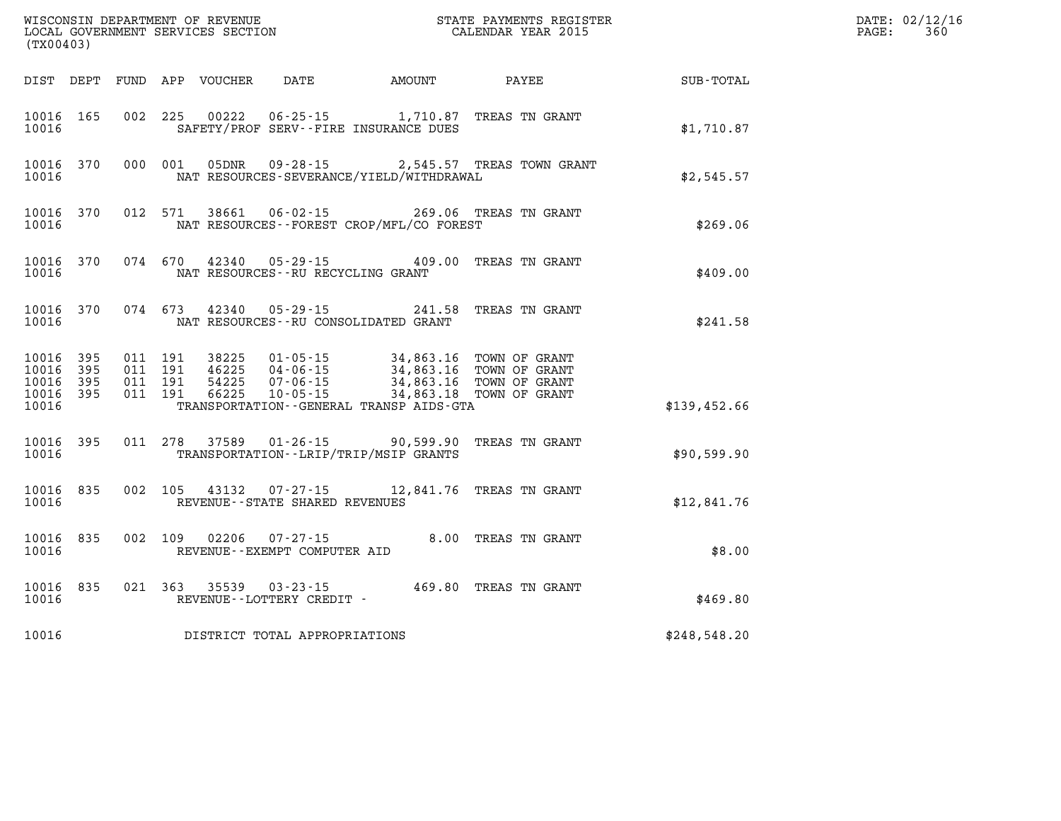WISCONSIN DEPARTMENT OF REVENUE
LOCAL GOVERNMENT SERVICES SECTION
(TX00403)

STATE PAYMENTS REGISTER
CALENDAR YEAR 2015

DATE: 02/12/16
PAGE: 360

| DIST | DEPT | FUND | APP | VOUCHER | DATE | AMOUNT | PAYEE | SUB-TOTAL |
|---|---|---|---|---|---|---|---|---|
| 10016 | 165 | 002 | 225 | 00222 | 06-25-15 | 1,710.87 | TREAS TN GRANT | |
| 10016 | | | | SAFETY/PROF SERV--FIRE INSURANCE DUES | | | | $1,710.87 |
| 10016 | 370 | 000 | 001 | 05DNR | 09-28-15 | 2,545.57 | TREAS TOWN GRANT | |
| 10016 | | | | NAT RESOURCES-SEVERANCE/YIELD/WITHDRAWAL | | | | $2,545.57 |
| 10016 | 370 | 012 | 571 | 38661 | 06-02-15 | 269.06 | TREAS TN GRANT | |
| 10016 | | | | NAT RESOURCES--FOREST CROP/MFL/CO FOREST | | | | $269.06 |
| 10016 | 370 | 074 | 670 | 42340 | 05-29-15 | 409.00 | TREAS TN GRANT | |
| 10016 | | | | NAT RESOURCES--RU RECYCLING GRANT | | | | $409.00 |
| 10016 | 370 | 074 | 673 | 42340 | 05-29-15 | 241.58 | TREAS TN GRANT | |
| 10016 | | | | NAT RESOURCES--RU CONSOLIDATED GRANT | | | | $241.58 |
| 10016 | 395 | 011 | 191 | 38225 | 01-05-15 | 34,863.16 | TOWN OF GRANT | |
| 10016 | 395 | 011 | 191 | 46225 | 04-06-15 | 34,863.16 | TOWN OF GRANT | |
| 10016 | 395 | 011 | 191 | 54225 | 07-06-15 | 34,863.16 | TOWN OF GRANT | |
| 10016 | 395 | 011 | 191 | 66225 | 10-05-15 | 34,863.18 | TOWN OF GRANT | |
| 10016 | | | | TRANSPORTATION--GENERAL TRANSP AIDS-GTA | | | | $139,452.66 |
| 10016 | 395 | 011 | 278 | 37589 | 01-26-15 | 90,599.90 | TREAS TN GRANT | |
| 10016 | | | | TRANSPORTATION--LRIP/TRIP/MSIP GRANTS | | | | $90,599.90 |
| 10016 | 835 | 002 | 105 | 43132 | 07-27-15 | 12,841.76 | TREAS TN GRANT | |
| 10016 | | | | REVENUE--STATE SHARED REVENUES | | | | $12,841.76 |
| 10016 | 835 | 002 | 109 | 02206 | 07-27-15 | 8.00 | TREAS TN GRANT | |
| 10016 | | | | REVENUE--EXEMPT COMPUTER AID | | | | $8.00 |
| 10016 | 835 | 021 | 363 | 35539 | 03-23-15 | 469.80 | TREAS TN GRANT | |
| 10016 | | | | REVENUE--LOTTERY CREDIT - | | | | $469.80 |
| 10016 | | | | DISTRICT TOTAL APPROPRIATIONS | | | | $248,548.20 |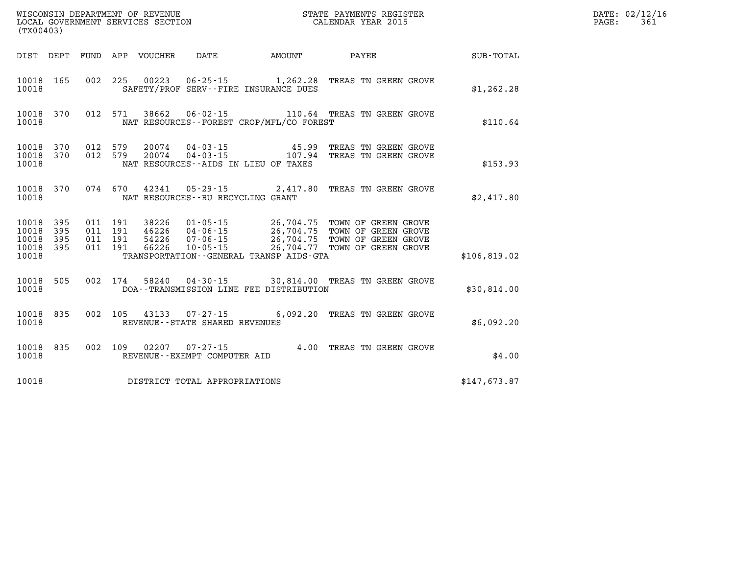WISCONSIN DEPARTMENT OF REVENUE
LOCAL GOVERNMENT SERVICES SECTION
(TX00403)

STATE PAYMENTS REGISTER
CALENDAR YEAR 2015

DATE: 02/12/16
PAGE: 361

| DIST | DEPT | FUND | APP | VOUCHER | DATE | AMOUNT | PAYEE | SUB-TOTAL |
|---|---|---|---|---|---|---|---|---|
| 10018 | 165 | 002 | 225 | 00223 | 06-25-15 | 1,262.28 | TREAS TN GREEN GROVE | |
| 10018 | | | | | SAFETY/PROF SERV--FIRE INSURANCE DUES | | | $1,262.28 |
| 10018 | 370 | 012 | 571 | 38662 | 06-02-15 | 110.64 | TREAS TN GREEN GROVE | |
| 10018 | | | | | NAT RESOURCES--FOREST CROP/MFL/CO FOREST | | | $110.64 |
| 10018 | 370 | 012 | 579 | 20074 | 04-03-15 | 45.99 | TREAS TN GREEN GROVE | |
| 10018 | 370 | 012 | 579 | 20074 | 04-03-15 | 107.94 | TREAS TN GREEN GROVE | |
| 10018 | | | | | NAT RESOURCES--AIDS IN LIEU OF TAXES | | | $153.93 |
| 10018 | 370 | 074 | 670 | 42341 | 05-29-15 | 2,417.80 | TREAS TN GREEN GROVE | |
| 10018 | | | | | NAT RESOURCES--RU RECYCLING GRANT | | | $2,417.80 |
| 10018 | 395 | 011 | 191 | 38226 | 01-05-15 | 26,704.75 | TOWN OF GREEN GROVE | |
| 10018 | 395 | 011 | 191 | 46226 | 04-06-15 | 26,704.75 | TOWN OF GREEN GROVE | |
| 10018 | 395 | 011 | 191 | 54226 | 07-06-15 | 26,704.75 | TOWN OF GREEN GROVE | |
| 10018 | 395 | 011 | 191 | 66226 | 10-05-15 | 26,704.77 | TOWN OF GREEN GROVE | |
| 10018 | | | | | TRANSPORTATION--GENERAL TRANSP AIDS-GTA | | | $106,819.02 |
| 10018 | 505 | 002 | 174 | 58240 | 04-30-15 | 30,814.00 | TREAS TN GREEN GROVE | |
| 10018 | | | | | DOA--TRANSMISSION LINE FEE DISTRIBUTION | | | $30,814.00 |
| 10018 | 835 | 002 | 105 | 43133 | 07-27-15 | 6,092.20 | TREAS TN GREEN GROVE | |
| 10018 | | | | | REVENUE--STATE SHARED REVENUES | | | $6,092.20 |
| 10018 | 835 | 002 | 109 | 02207 | 07-27-15 | 4.00 | TREAS TN GREEN GROVE | |
| 10018 | | | | | REVENUE--EXEMPT COMPUTER AID | | | $4.00 |
| 10018 | | | | | DISTRICT TOTAL APPROPRIATIONS | | | $147,673.87 |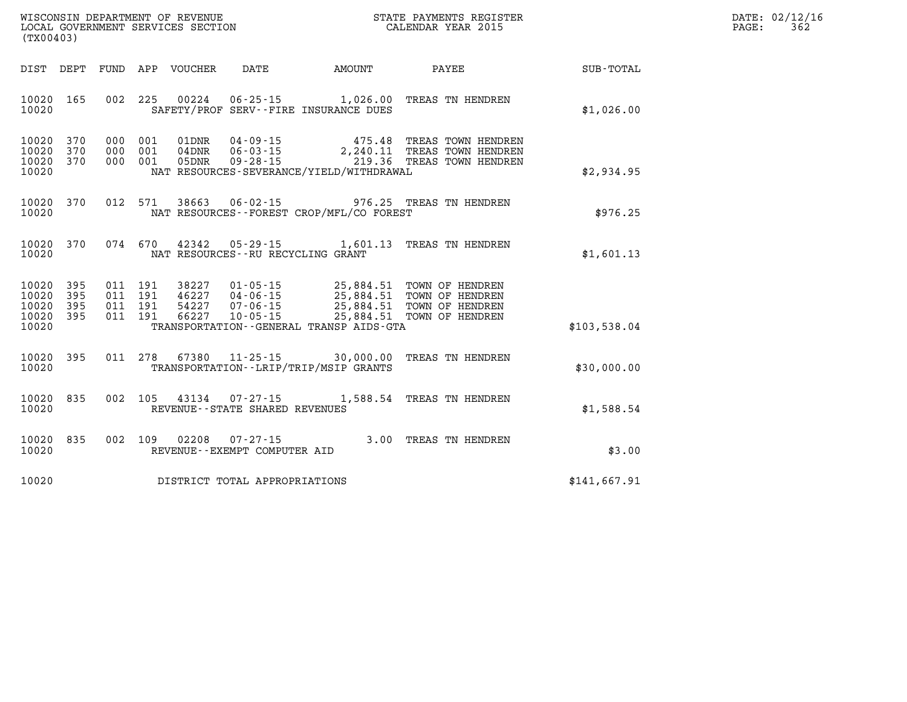WISCONSIN DEPARTMENT OF REVENUE
LOCAL GOVERNMENT SERVICES SECTION
(TX00403)

STATE PAYMENTS REGISTER
CALENDAR YEAR 2015

DATE: 02/12/16
PAGE: 362

| DIST | DEPT | FUND | APP | VOUCHER | DATE | AMOUNT | PAYEE | SUB-TOTAL |
|---|---|---|---|---|---|---|---|---|
| 10020 | 165 | 002 | 225 | 00224 | 06-25-15 | 1,026.00 | TREAS TN HENDREN | |
| 10020 | | | | | SAFETY/PROF SERV--FIRE INSURANCE DUES | | | $1,026.00 |
| 10020 | 370 | 000 | 001 | 01DNR | 04-09-15 | 475.48 | TREAS TOWN HENDREN | |
| 10020 | 370 | 000 | 001 | 04DNR | 06-03-15 | 2,240.11 | TREAS TOWN HENDREN | |
| 10020 | 370 | 000 | 001 | 05DNR | 09-28-15 | 219.36 | TREAS TOWN HENDREN | |
| 10020 | | | | | NAT RESOURCES-SEVERANCE/YIELD/WITHDRAWAL | | | $2,934.95 |
| 10020 | 370 | 012 | 571 | 38663 | 06-02-15 | 976.25 | TREAS TN HENDREN | |
| 10020 | | | | | NAT RESOURCES--FOREST CROP/MFL/CO FOREST | | | $976.25 |
| 10020 | 370 | 074 | 670 | 42342 | 05-29-15 | 1,601.13 | TREAS TN HENDREN | |
| 10020 | | | | | NAT RESOURCES--RU RECYCLING GRANT | | | $1,601.13 |
| 10020 | 395 | 011 | 191 | 38227 | 01-05-15 | 25,884.51 | TOWN OF HENDREN | |
| 10020 | 395 | 011 | 191 | 46227 | 04-06-15 | 25,884.51 | TOWN OF HENDREN | |
| 10020 | 395 | 011 | 191 | 54227 | 07-06-15 | 25,884.51 | TOWN OF HENDREN | |
| 10020 | 395 | 011 | 191 | 66227 | 10-05-15 | 25,884.51 | TOWN OF HENDREN | |
| 10020 | | | | | TRANSPORTATION--GENERAL TRANSP AIDS-GTA | | | $103,538.04 |
| 10020 | 395 | 011 | 278 | 67380 | 11-25-15 | 30,000.00 | TREAS TN HENDREN | |
| 10020 | | | | | TRANSPORTATION--LRIP/TRIP/MSIP GRANTS | | | $30,000.00 |
| 10020 | 835 | 002 | 105 | 43134 | 07-27-15 | 1,588.54 | TREAS TN HENDREN | |
| 10020 | | | | | REVENUE--STATE SHARED REVENUES | | | $1,588.54 |
| 10020 | 835 | 002 | 109 | 02208 | 07-27-15 | 3.00 | TREAS TN HENDREN | |
| 10020 | | | | | REVENUE--EXEMPT COMPUTER AID | | | $3.00 |
| 10020 | | | | | DISTRICT TOTAL APPROPRIATIONS | | | $141,667.91 |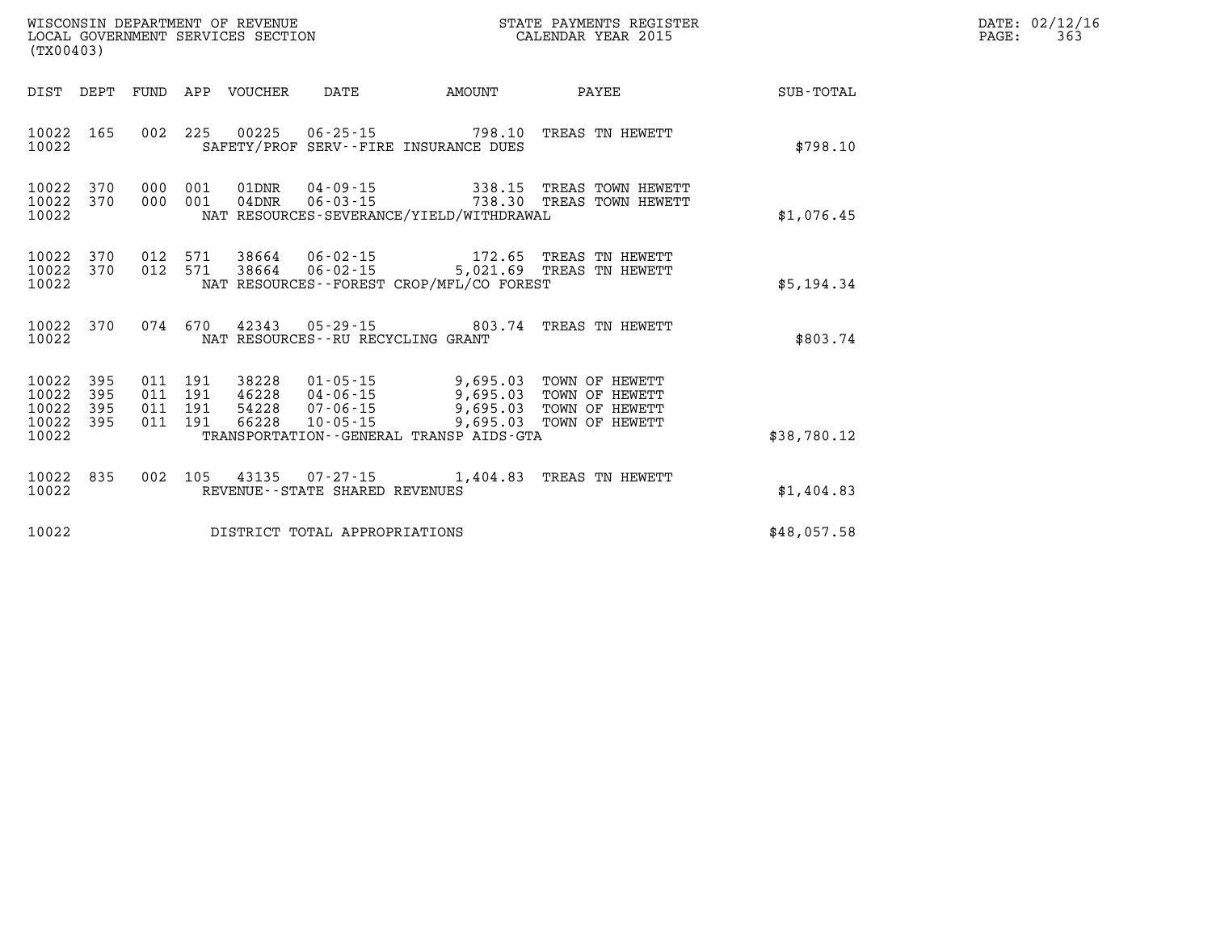WISCONSIN DEPARTMENT OF REVENUE
LOCAL GOVERNMENT SERVICES SECTION
(TX00403)

STATE PAYMENTS REGISTER
CALENDAR YEAR 2015

DATE: 02/12/16
PAGE: 363

| DIST | DEPT | FUND | APP | VOUCHER | DATE | AMOUNT | PAYEE | SUB-TOTAL |
|---|---|---|---|---|---|---|---|---|
| 10022 | 165 | 002 | 225 | 00225 | 06-25-15 | 798.10 | TREAS TN HEWETT | |
| 10022 | | | | SAFETY/PROF SERV--FIRE INSURANCE DUES | | | | $798.10 |
| 10022 | 370 | 000 | 001 | 01DNR | 04-09-15 | 338.15 | TREAS TOWN HEWETT | |
| 10022 | 370 | 000 | 001 | 04DNR | 06-03-15 | 738.30 | TREAS TOWN HEWETT | |
| 10022 | | | | NAT RESOURCES-SEVERANCE/YIELD/WITHDRAWAL | | | | $1,076.45 |
| 10022 | 370 | 012 | 571 | 38664 | 06-02-15 | 172.65 | TREAS TN HEWETT | |
| 10022 | 370 | 012 | 571 | 38664 | 06-02-15 | 5,021.69 | TREAS TN HEWETT | |
| 10022 | | | | NAT RESOURCES--FOREST CROP/MFL/CO FOREST | | | | $5,194.34 |
| 10022 | 370 | 074 | 670 | 42343 | 05-29-15 | 803.74 | TREAS TN HEWETT | |
| 10022 | | | | NAT RESOURCES--RU RECYCLING GRANT | | | | $803.74 |
| 10022 | 395 | 011 | 191 | 38228 | 01-05-15 | 9,695.03 | TOWN OF HEWETT | |
| 10022 | 395 | 011 | 191 | 46228 | 04-06-15 | 9,695.03 | TOWN OF HEWETT | |
| 10022 | 395 | 011 | 191 | 54228 | 07-06-15 | 9,695.03 | TOWN OF HEWETT | |
| 10022 | 395 | 011 | 191 | 66228 | 10-05-15 | 9,695.03 | TOWN OF HEWETT | |
| 10022 | | | | TRANSPORTATION--GENERAL TRANSP AIDS-GTA | | | | $38,780.12 |
| 10022 | 835 | 002 | 105 | 43135 | 07-27-15 | 1,404.83 | TREAS TN HEWETT | |
| 10022 | | | | REVENUE--STATE SHARED REVENUES | | | | $1,404.83 |
| 10022 | | | | DISTRICT TOTAL APPROPRIATIONS | | | | $48,057.58 |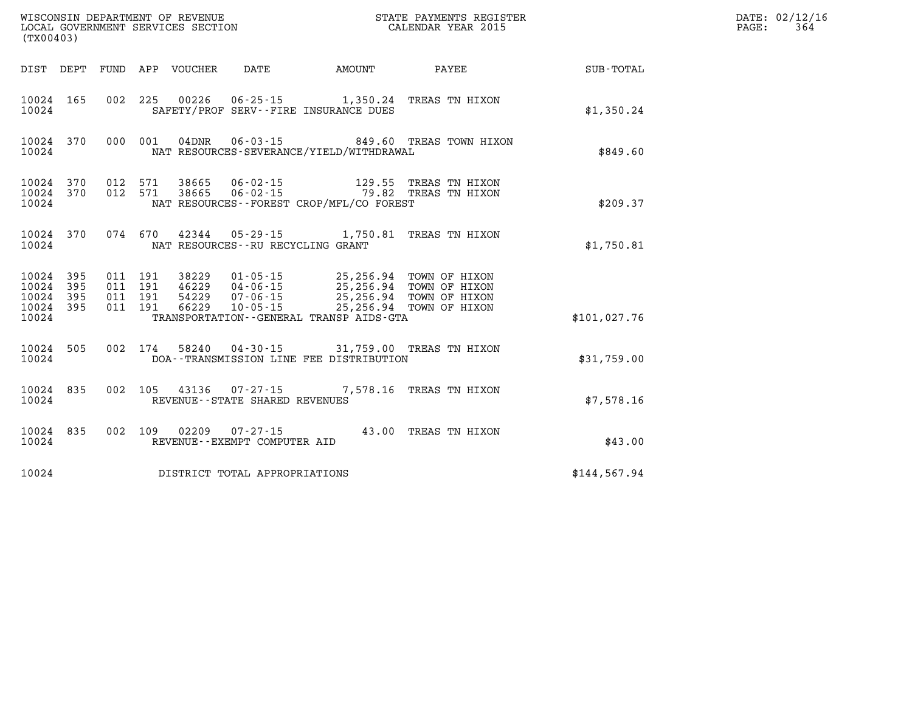WISCONSIN DEPARTMENT OF REVENUE
LOCAL GOVERNMENT SERVICES SECTION
(TX00403)

STATE PAYMENTS REGISTER
CALENDAR YEAR 2015

DATE: 02/12/16
PAGE: 364

| DIST | DEPT | FUND | APP | VOUCHER | DATE | AMOUNT | PAYEE | SUB-TOTAL |
|---|---|---|---|---|---|---|---|---|
| 10024 | 165 | 002 | 225 | 00226 | 06-25-15 | 1,350.24 | TREAS TN HIXON | |
| 10024 | | | | | SAFETY/PROF SERV--FIRE INSURANCE DUES | | | $1,350.24 |
| 10024 | 370 | 000 | 001 | 04DNR | 06-03-15 | 849.60 | TREAS TOWN HIXON | |
| 10024 | | | | | NAT RESOURCES-SEVERANCE/YIELD/WITHDRAWAL | | | $849.60 |
| 10024 | 370 | 012 | 571 | 38665 | 06-02-15 | 129.55 | TREAS TN HIXON | |
| 10024 | 370 | 012 | 571 | 38665 | 06-02-15 | 79.82 | TREAS TN HIXON | |
| 10024 | | | | | NAT RESOURCES--FOREST CROP/MFL/CO FOREST | | | $209.37 |
| 10024 | 370 | 074 | 670 | 42344 | 05-29-15 | 1,750.81 | TREAS TN HIXON | |
| 10024 | | | | | NAT RESOURCES--RU RECYCLING GRANT | | | $1,750.81 |
| 10024 | 395 | 011 | 191 | 38229 | 01-05-15 | 25,256.94 | TOWN OF HIXON | |
| 10024 | 395 | 011 | 191 | 46229 | 04-06-15 | 25,256.94 | TOWN OF HIXON | |
| 10024 | 395 | 011 | 191 | 54229 | 07-06-15 | 25,256.94 | TOWN OF HIXON | |
| 10024 | 395 | 011 | 191 | 66229 | 10-05-15 | 25,256.94 | TOWN OF HIXON | |
| 10024 | | | | | TRANSPORTATION--GENERAL TRANSP AIDS-GTA | | | $101,027.76 |
| 10024 | 505 | 002 | 174 | 58240 | 04-30-15 | 31,759.00 | TREAS TN HIXON | |
| 10024 | | | | | DOA--TRANSMISSION LINE FEE DISTRIBUTION | | | $31,759.00 |
| 10024 | 835 | 002 | 105 | 43136 | 07-27-15 | 7,578.16 | TREAS TN HIXON | |
| 10024 | | | | | REVENUE--STATE SHARED REVENUES | | | $7,578.16 |
| 10024 | 835 | 002 | 109 | 02209 | 07-27-15 | 43.00 | TREAS TN HIXON | |
| 10024 | | | | | REVENUE--EXEMPT COMPUTER AID | | | $43.00 |
| 10024 | | | | | DISTRICT TOTAL APPROPRIATIONS | | | $144,567.94 |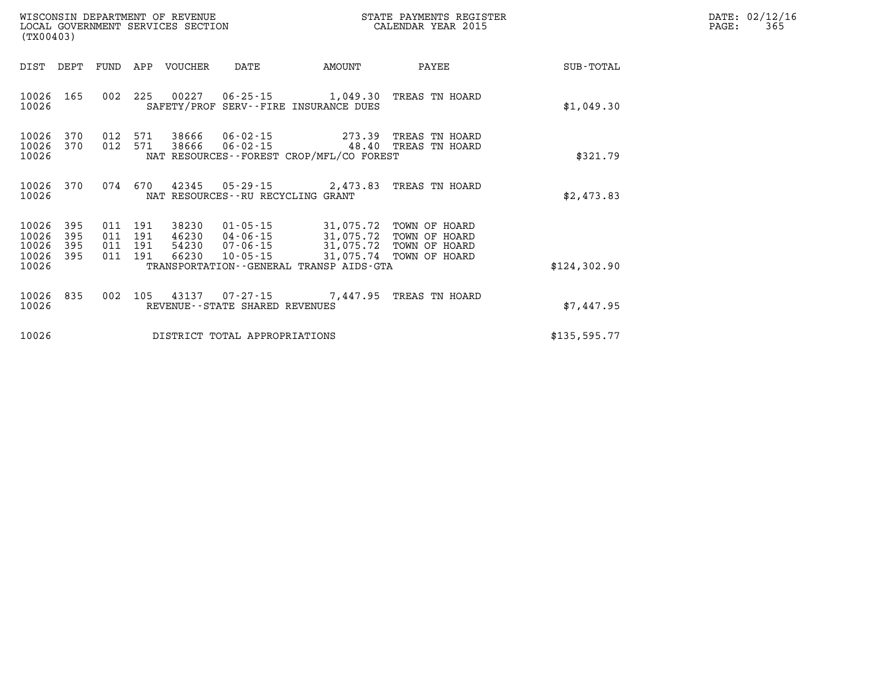WISCONSIN DEPARTMENT OF REVENUE
LOCAL GOVERNMENT SERVICES SECTION
(TX00403)

STATE PAYMENTS REGISTER
CALENDAR YEAR 2015

DATE: 02/12/16

| DIST | DEPT | FUND | APP | VOUCHER | DATE | AMOUNT | PAYEE | SUB-TOTAL |
|---|---|---|---|---|---|---|---|---|
| 10026 | 165 | 002 | 225 | 00227 | 06-25-15 | 1,049.30 | TREAS TN HOARD | |
| 10026 | | | | SAFETY/PROF SERV--FIRE INSURANCE DUES | | | | $1,049.30 |
| 10026 | 370 | 012 | 571 | 38666 | 06-02-15 | 273.39 | TREAS TN HOARD | |
| 10026 | 370 | 012 | 571 | 38666 | 06-02-15 | 48.40 | TREAS TN HOARD | |
| 10026 | | | | NAT RESOURCES--FOREST CROP/MFL/CO FOREST | | | | $321.79 |
| 10026 | 370 | 074 | 670 | 42345 | 05-29-15 | 2,473.83 | TREAS TN HOARD | |
| 10026 | | | | NAT RESOURCES--RU RECYCLING GRANT | | | | $2,473.83 |
| 10026 | 395 | 011 | 191 | 38230 | 01-05-15 | 31,075.72 | TOWN OF HOARD | |
| 10026 | 395 | 011 | 191 | 46230 | 04-06-15 | 31,075.72 | TOWN OF HOARD | |
| 10026 | 395 | 011 | 191 | 54230 | 07-06-15 | 31,075.72 | TOWN OF HOARD | |
| 10026 | 395 | 011 | 191 | 66230 | 10-05-15 | 31,075.74 | TOWN OF HOARD | |
| 10026 | | | | TRANSPORTATION--GENERAL TRANSP AIDS-GTA | | | | $124,302.90 |
| 10026 | 835 | 002 | 105 | 43137 | 07-27-15 | 7,447.95 | TREAS TN HOARD | |
| 10026 | | | | REVENUE--STATE SHARED REVENUES | | | | $7,447.95 |
| 10026 | | | | DISTRICT TOTAL APPROPRIATIONS | | | | $135,595.77 |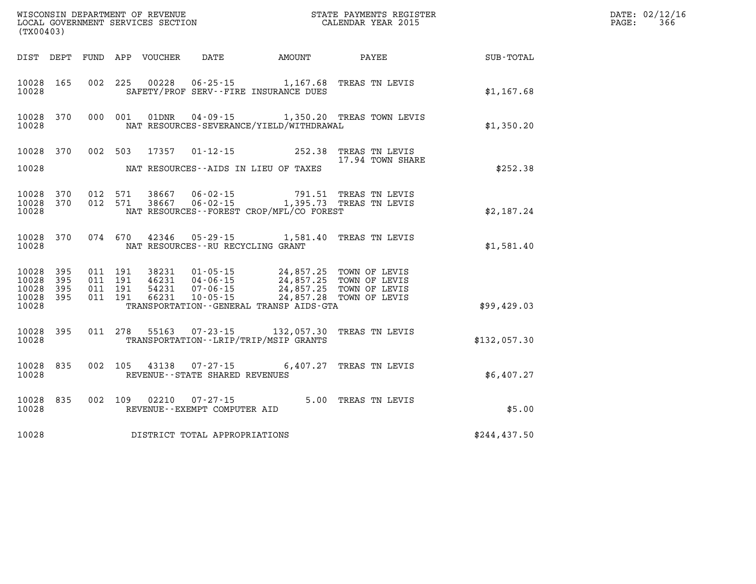WISCONSIN DEPARTMENT OF REVENUE
LOCAL GOVERNMENT SERVICES SECTION
(TX00403)

STATE PAYMENTS REGISTER
CALENDAR YEAR 2015

| DIST | DEPT | FUND | APP | VOUCHER | DATE | AMOUNT | PAYEE | SUB-TOTAL |
|---|---|---|---|---|---|---|---|---|
| 10028 | 165 | 002 | 225 | 00228 | 06-25-15 | 1,167.68 | TREAS TN LEVIS | |
| 10028 | | | | | SAFETY/PROF SERV--FIRE INSURANCE DUES | | | $1,167.68 |
| 10028 | 370 | 000 | 001 | 01DNR | 04-09-15 | 1,350.20 | TREAS TOWN LEVIS | |
| 10028 | | | | | NAT RESOURCES-SEVERANCE/YIELD/WITHDRAWAL | | | $1,350.20 |
| 10028 | 370 | 002 | 503 | 17357 | 01-12-15 | 252.38 | TREAS TN LEVIS | |
| | | | | | | | 17.94 TOWN SHARE | |
| 10028 | | | | | NAT RESOURCES--AIDS IN LIEU OF TAXES | | | $252.38 |
| 10028 | 370 | 012 | 571 | 38667 | 06-02-15 | 791.51 | TREAS TN LEVIS | |
| 10028 | 370 | 012 | 571 | 38667 | 06-02-15 | 1,395.73 | TREAS TN LEVIS | |
| 10028 | | | | | NAT RESOURCES--FOREST CROP/MFL/CO FOREST | | | $2,187.24 |
| 10028 | 370 | 074 | 670 | 42346 | 05-29-15 | 1,581.40 | TREAS TN LEVIS | |
| 10028 | | | | | NAT RESOURCES--RU RECYCLING GRANT | | | $1,581.40 |
| 10028 | 395 | 011 | 191 | 38231 | 01-05-15 | 24,857.25 | TOWN OF LEVIS | |
| 10028 | 395 | 011 | 191 | 46231 | 04-06-15 | 24,857.25 | TOWN OF LEVIS | |
| 10028 | 395 | 011 | 191 | 54231 | 07-06-15 | 24,857.25 | TOWN OF LEVIS | |
| 10028 | 395 | 011 | 191 | 66231 | 10-05-15 | 24,857.28 | TOWN OF LEVIS | |
| 10028 | | | | | TRANSPORTATION--GENERAL TRANSP AIDS-GTA | | | $99,429.03 |
| 10028 | 395 | 011 | 278 | 55163 | 07-23-15 | 132,057.30 | TREAS TN LEVIS | |
| 10028 | | | | | TRANSPORTATION--LRIP/TRIP/MSIP GRANTS | | | $132,057.30 |
| 10028 | 835 | 002 | 105 | 43138 | 07-27-15 | 6,407.27 | TREAS TN LEVIS | |
| 10028 | | | | | REVENUE--STATE SHARED REVENUES | | | $6,407.27 |
| 10028 | 835 | 002 | 109 | 02210 | 07-27-15 | 5.00 | TREAS TN LEVIS | |
| 10028 | | | | | REVENUE--EXEMPT COMPUTER AID | | | $5.00 |
| 10028 | | | | | DISTRICT TOTAL APPROPRIATIONS | | | $244,437.50 |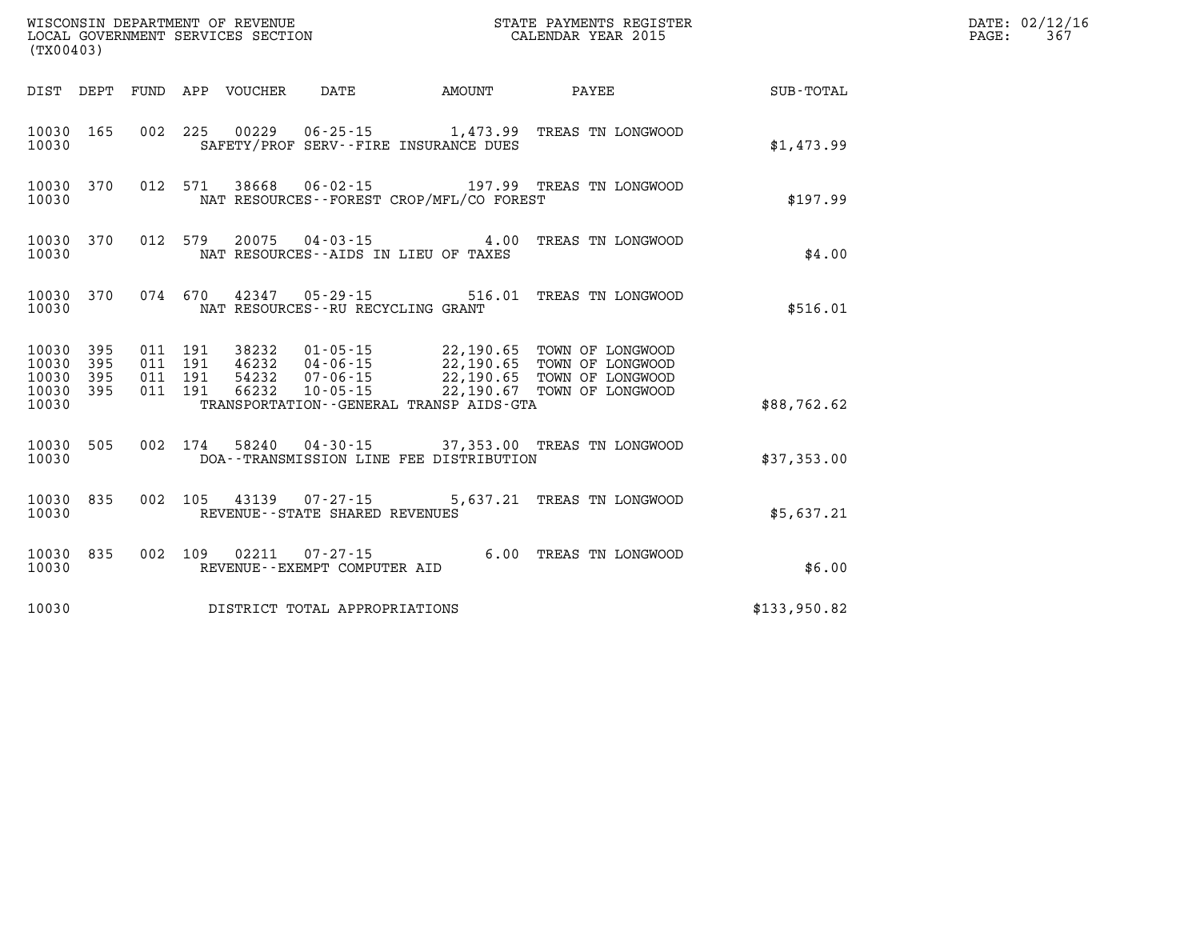WISCONSIN DEPARTMENT OF REVENUE
LOCAL GOVERNMENT SERVICES SECTION
(TX00403)

STATE PAYMENTS REGISTER
CALENDAR YEAR 2015

DATE: 02/12/16
PAGE: 367

| DIST | DEPT | FUND | APP | VOUCHER | DATE | AMOUNT | PAYEE | SUB-TOTAL |
|---|---|---|---|---|---|---|---|---|
| 10030 | 165 | 002 | 225 | 00229 | 06-25-15 | 1,473.99 | TREAS TN LONGWOOD | |
| 10030 | | | | SAFETY/PROF SERV--FIRE INSURANCE DUES | | | | $1,473.99 |
| 10030 | 370 | 012 | 571 | 38668 | 06-02-15 | 197.99 | TREAS TN LONGWOOD | |
| 10030 | | | | NAT RESOURCES--FOREST CROP/MFL/CO FOREST | | | | $197.99 |
| 10030 | 370 | 012 | 579 | 20075 | 04-03-15 | 4.00 | TREAS TN LONGWOOD | |
| 10030 | | | | NAT RESOURCES--AIDS IN LIEU OF TAXES | | | | $4.00 |
| 10030 | 370 | 074 | 670 | 42347 | 05-29-15 | 516.01 | TREAS TN LONGWOOD | |
| 10030 | | | | NAT RESOURCES--RU RECYCLING GRANT | | | | $516.01 |
| 10030 | 395 | 011 | 191 | 38232 | 01-05-15 | 22,190.65 | TOWN OF LONGWOOD | |
| 10030 | 395 | 011 | 191 | 46232 | 04-06-15 | 22,190.65 | TOWN OF LONGWOOD | |
| 10030 | 395 | 011 | 191 | 54232 | 07-06-15 | 22,190.65 | TOWN OF LONGWOOD | |
| 10030 | 395 | 011 | 191 | 66232 | 10-05-15 | 22,190.67 | TOWN OF LONGWOOD | |
| 10030 | | | | TRANSPORTATION--GENERAL TRANSP AIDS-GTA | | | | $88,762.62 |
| 10030 | 505 | 002 | 174 | 58240 | 04-30-15 | 37,353.00 | TREAS TN LONGWOOD | |
| 10030 | | | | DOA--TRANSMISSION LINE FEE DISTRIBUTION | | | | $37,353.00 |
| 10030 | 835 | 002 | 105 | 43139 | 07-27-15 | 5,637.21 | TREAS TN LONGWOOD | |
| 10030 | | | | REVENUE--STATE SHARED REVENUES | | | | $5,637.21 |
| 10030 | 835 | 002 | 109 | 02211 | 07-27-15 | 6.00 | TREAS TN LONGWOOD | |
| 10030 | | | | REVENUE--EXEMPT COMPUTER AID | | | | $6.00 |
| 10030 | | | | DISTRICT TOTAL APPROPRIATIONS | | | | $133,950.82 |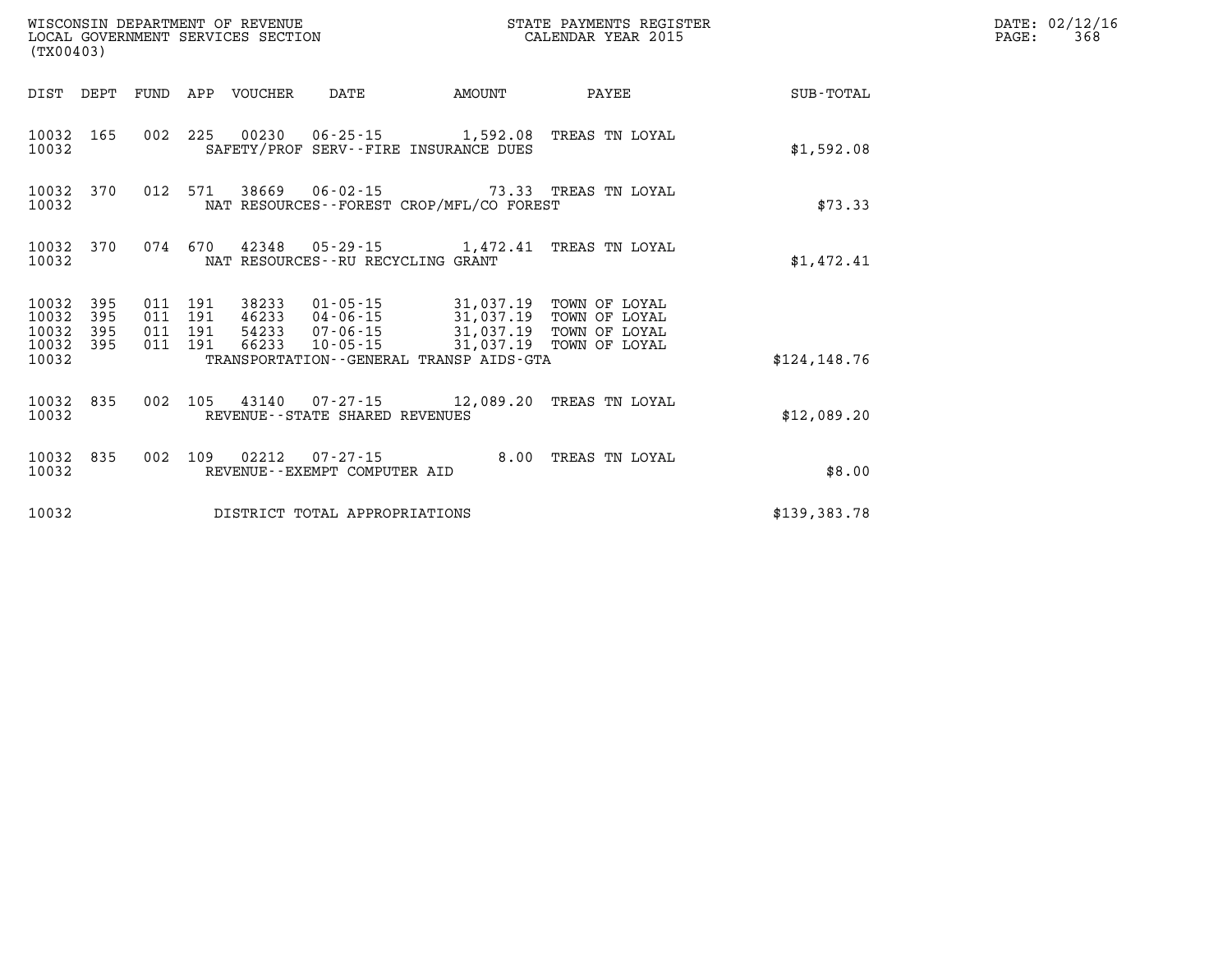WISCONSIN DEPARTMENT OF REVENUE
LOCAL GOVERNMENT SERVICES SECTION
(TX00403)

STATE PAYMENTS REGISTER
CALENDAR YEAR 2015

DATE: 02/12/16
PAGE: 368

| DIST | DEPT | FUND | APP | VOUCHER | DATE | AMOUNT | PAYEE | SUB-TOTAL |
|---|---|---|---|---|---|---|---|---|
| 10032 | 165 | 002 | 225 | 00230 | 06-25-15 | 1,592.08 | TREAS TN LOYAL | |
| 10032 | | | | SAFETY/PROF SERV--FIRE INSURANCE DUES | | | | $1,592.08 |
| 10032 | 370 | 012 | 571 | 38669 | 06-02-15 | 73.33 | TREAS TN LOYAL | |
| 10032 | | | | NAT RESOURCES--FOREST CROP/MFL/CO FOREST | | | | $73.33 |
| 10032 | 370 | 074 | 670 | 42348 | 05-29-15 | 1,472.41 | TREAS TN LOYAL | |
| 10032 | | | | NAT RESOURCES--RU RECYCLING GRANT | | | | $1,472.41 |
| 10032 | 395 | 011 | 191 | 38233 | 01-05-15 | 31,037.19 | TOWN OF LOYAL | |
| 10032 | 395 | 011 | 191 | 46233 | 04-06-15 | 31,037.19 | TOWN OF LOYAL | |
| 10032 | 395 | 011 | 191 | 54233 | 07-06-15 | 31,037.19 | TOWN OF LOYAL | |
| 10032 | 395 | 011 | 191 | 66233 | 10-05-15 | 31,037.19 | TOWN OF LOYAL | |
| 10032 | | | | TRANSPORTATION--GENERAL TRANSP AIDS-GTA | | | | $124,148.76 |
| 10032 | 835 | 002 | 105 | 43140 | 07-27-15 | 12,089.20 | TREAS TN LOYAL | |
| 10032 | | | | REVENUE--STATE SHARED REVENUES | | | | $12,089.20 |
| 10032 | 835 | 002 | 109 | 02212 | 07-27-15 | 8.00 | TREAS TN LOYAL | |
| 10032 | | | | REVENUE--EXEMPT COMPUTER AID | | | | $8.00 |
| 10032 | | | | DISTRICT TOTAL APPROPRIATIONS | | | | $139,383.78 |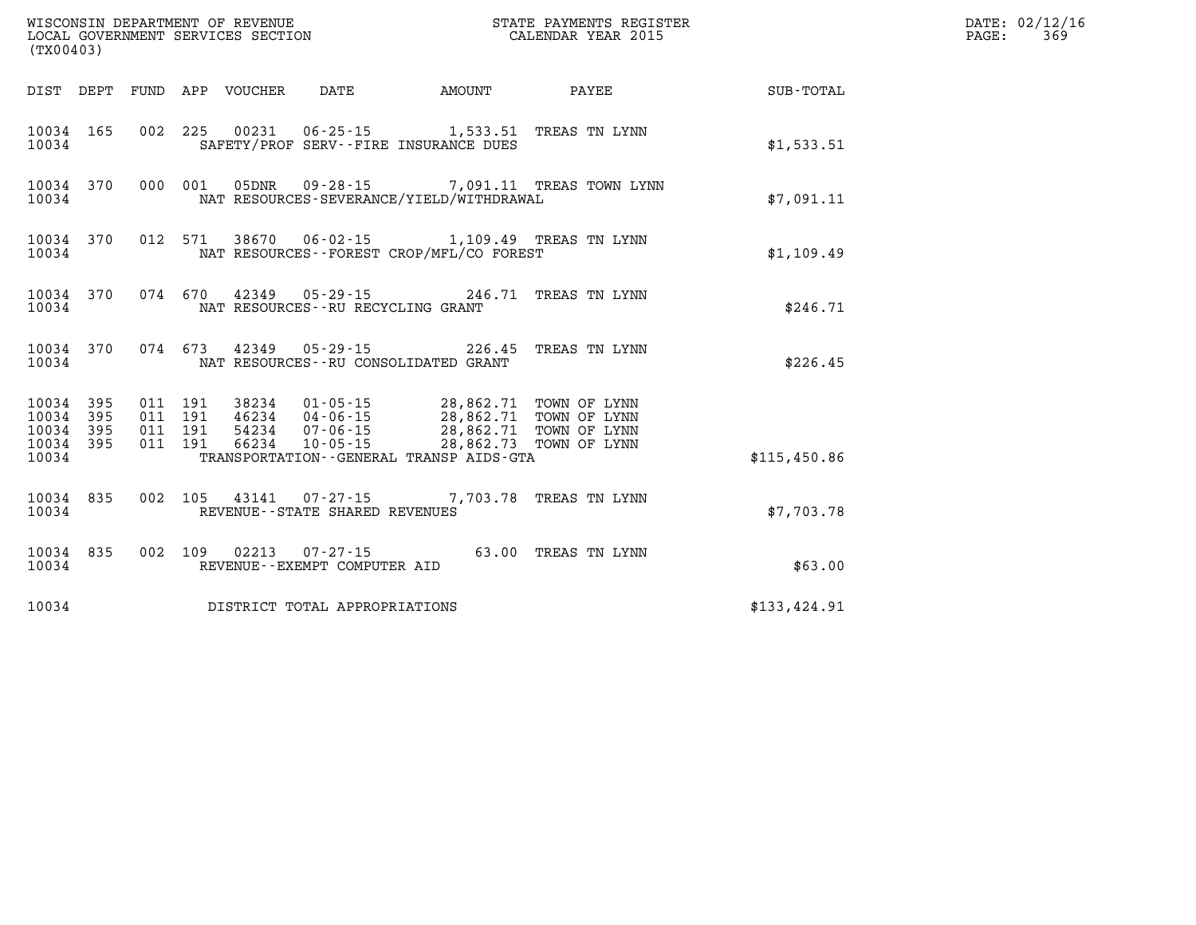WISCONSIN DEPARTMENT OF REVENUE
LOCAL GOVERNMENT SERVICES SECTION
(TX00403)

STATE PAYMENTS REGISTER
CALENDAR YEAR 2015

DATE: 02/12/16
PAGE: 369

| DIST | DEPT | FUND | APP | VOUCHER | DATE | AMOUNT | PAYEE | SUB-TOTAL |
|---|---|---|---|---|---|---|---|---|
| 10034 | 165 | 002 | 225 | 00231 | 06-25-15 | 1,533.51 | TREAS TN LYNN | |
| 10034 | | | | SAFETY/PROF SERV--FIRE INSURANCE DUES | | | | $1,533.51 |
| 10034 | 370 | 000 | 001 | 05DNR | 09-28-15 | 7,091.11 | TREAS TOWN LYNN | |
| 10034 | | | | NAT RESOURCES-SEVERANCE/YIELD/WITHDRAWAL | | | | $7,091.11 |
| 10034 | 370 | 012 | 571 | 38670 | 06-02-15 | 1,109.49 | TREAS TN LYNN | |
| 10034 | | | | NAT RESOURCES--FOREST CROP/MFL/CO FOREST | | | | $1,109.49 |
| 10034 | 370 | 074 | 670 | 42349 | 05-29-15 | 246.71 | TREAS TN LYNN | |
| 10034 | | | | NAT RESOURCES--RU RECYCLING GRANT | | | | $246.71 |
| 10034 | 370 | 074 | 673 | 42349 | 05-29-15 | 226.45 | TREAS TN LYNN | |
| 10034 | | | | NAT RESOURCES--RU CONSOLIDATED GRANT | | | | $226.45 |
| 10034 | 395 | 011 | 191 | 38234 | 01-05-15 | 28,862.71 | TOWN OF LYNN | |
| 10034 | 395 | 011 | 191 | 46234 | 04-06-15 | 28,862.71 | TOWN OF LYNN | |
| 10034 | 395 | 011 | 191 | 54234 | 07-06-15 | 28,862.71 | TOWN OF LYNN | |
| 10034 | 395 | 011 | 191 | 66234 | 10-05-15 | 28,862.73 | TOWN OF LYNN | |
| 10034 | | | | TRANSPORTATION--GENERAL TRANSP AIDS-GTA | | | | $115,450.86 |
| 10034 | 835 | 002 | 105 | 43141 | 07-27-15 | 7,703.78 | TREAS TN LYNN | |
| 10034 | | | | REVENUE--STATE SHARED REVENUES | | | | $7,703.78 |
| 10034 | 835 | 002 | 109 | 02213 | 07-27-15 | 63.00 | TREAS TN LYNN | |
| 10034 | | | | REVENUE--EXEMPT COMPUTER AID | | | | $63.00 |
| 10034 | | | | DISTRICT TOTAL APPROPRIATIONS | | | | $133,424.91 |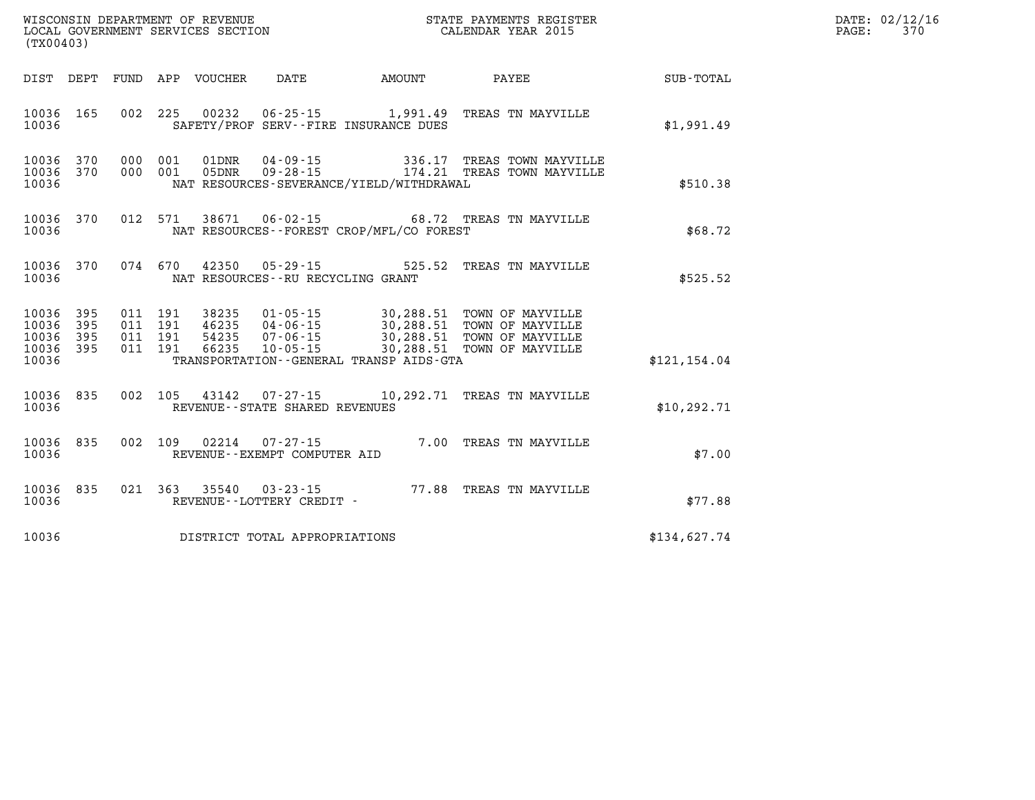WISCONSIN DEPARTMENT OF REVENUE
LOCAL GOVERNMENT SERVICES SECTION
(TX00403)

STATE PAYMENTS REGISTER
CALENDAR YEAR 2015

DATE: 02/12/16
PAGE: 370

| DIST | DEPT | FUND | APP | VOUCHER | DATE | AMOUNT | PAYEE | SUB-TOTAL |
|---|---|---|---|---|---|---|---|---|
| 10036 | 165 | 002 | 225 | 00232 | 06-25-15 | 1,991.49 | TREAS TN MAYVILLE | |
| 10036 | | | | | SAFETY/PROF SERV--FIRE INSURANCE DUES | | | $1,991.49 |
| 10036 | 370 | 000 | 001 | 01DNR | 04-09-15 | 336.17 | TREAS TOWN MAYVILLE | |
| 10036 | 370 | 000 | 001 | 05DNR | 09-28-15 | 174.21 | TREAS TOWN MAYVILLE | |
| 10036 | | | | | NAT RESOURCES-SEVERANCE/YIELD/WITHDRAWAL | | | $510.38 |
| 10036 | 370 | 012 | 571 | 38671 | 06-02-15 | 68.72 | TREAS TN MAYVILLE | |
| 10036 | | | | | NAT RESOURCES--FOREST CROP/MFL/CO FOREST | | | $68.72 |
| 10036 | 370 | 074 | 670 | 42350 | 05-29-15 | 525.52 | TREAS TN MAYVILLE | |
| 10036 | | | | | NAT RESOURCES--RU RECYCLING GRANT | | | $525.52 |
| 10036 | 395 | 011 | 191 | 38235 | 01-05-15 | 30,288.51 | TOWN OF MAYVILLE | |
| 10036 | 395 | 011 | 191 | 46235 | 04-06-15 | 30,288.51 | TOWN OF MAYVILLE | |
| 10036 | 395 | 011 | 191 | 54235 | 07-06-15 | 30,288.51 | TOWN OF MAYVILLE | |
| 10036 | 395 | 011 | 191 | 66235 | 10-05-15 | 30,288.51 | TOWN OF MAYVILLE | |
| 10036 | | | | | TRANSPORTATION--GENERAL TRANSP AIDS-GTA | | | $121,154.04 |
| 10036 | 835 | 002 | 105 | 43142 | 07-27-15 | 10,292.71 | TREAS TN MAYVILLE | |
| 10036 | | | | | REVENUE--STATE SHARED REVENUES | | | $10,292.71 |
| 10036 | 835 | 002 | 109 | 02214 | 07-27-15 | 7.00 | TREAS TN MAYVILLE | |
| 10036 | | | | | REVENUE--EXEMPT COMPUTER AID | | | $7.00 |
| 10036 | 835 | 021 | 363 | 35540 | 03-23-15 | 77.88 | TREAS TN MAYVILLE | |
| 10036 | | | | | REVENUE--LOTTERY CREDIT - | | | $77.88 |
| 10036 | | | | | DISTRICT TOTAL APPROPRIATIONS | | | $134,627.74 |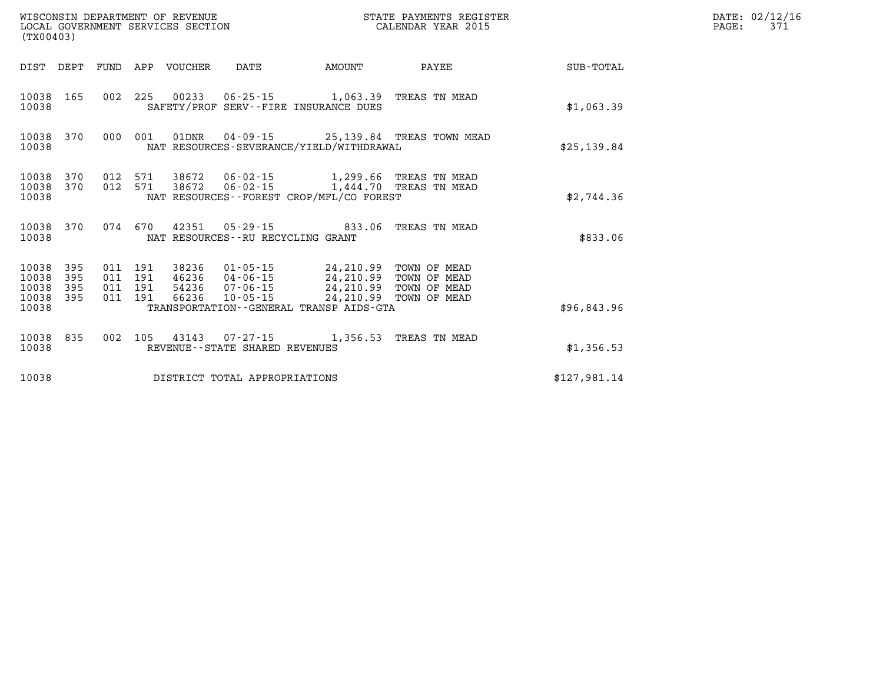WISCONSIN DEPARTMENT OF REVENUE
LOCAL GOVERNMENT SERVICES SECTION
(TX00403)

STATE PAYMENTS REGISTER
CALENDAR YEAR 2015

DATE: 02/12/16

| DIST | DEPT | FUND | APP | VOUCHER | DATE | AMOUNT | PAYEE | SUB-TOTAL |
|---|---|---|---|---|---|---|---|---|
| 10038 | 165 | 002 | 225 | 00233 | 06-25-15 | 1,063.39 | TREAS TN MEAD | |
| 10038 | | | | SAFETY/PROF SERV--FIRE INSURANCE DUES | | | | $1,063.39 |
| 10038 | 370 | 000 | 001 | 01DNR | 04-09-15 | 25,139.84 | TREAS TOWN MEAD | |
| 10038 | | | | NAT RESOURCES-SEVERANCE/YIELD/WITHDRAWAL | | | | $25,139.84 |
| 10038 | 370 | 012 | 571 | 38672 | 06-02-15 | 1,299.66 | TREAS TN MEAD | |
| 10038 | 370 | 012 | 571 | 38672 | 06-02-15 | 1,444.70 | TREAS TN MEAD | |
| 10038 | | | | NAT RESOURCES--FOREST CROP/MFL/CO FOREST | | | | $2,744.36 |
| 10038 | 370 | 074 | 670 | 42351 | 05-29-15 | 833.06 | TREAS TN MEAD | |
| 10038 | | | | NAT RESOURCES--RU RECYCLING GRANT | | | | $833.06 |
| 10038 | 395 | 011 | 191 | 38236 | 01-05-15 | 24,210.99 | TOWN OF MEAD | |
| 10038 | 395 | 011 | 191 | 46236 | 04-06-15 | 24,210.99 | TOWN OF MEAD | |
| 10038 | 395 | 011 | 191 | 54236 | 07-06-15 | 24,210.99 | TOWN OF MEAD | |
| 10038 | 395 | 011 | 191 | 66236 | 10-05-15 | 24,210.99 | TOWN OF MEAD | |
| 10038 | | | | TRANSPORTATION--GENERAL TRANSP AIDS-GTA | | | | $96,843.96 |
| 10038 | 835 | 002 | 105 | 43143 | 07-27-15 | 1,356.53 | TREAS TN MEAD | |
| 10038 | | | | REVENUE--STATE SHARED REVENUES | | | | $1,356.53 |
| 10038 | | | | DISTRICT TOTAL APPROPRIATIONS | | | | $127,981.14 |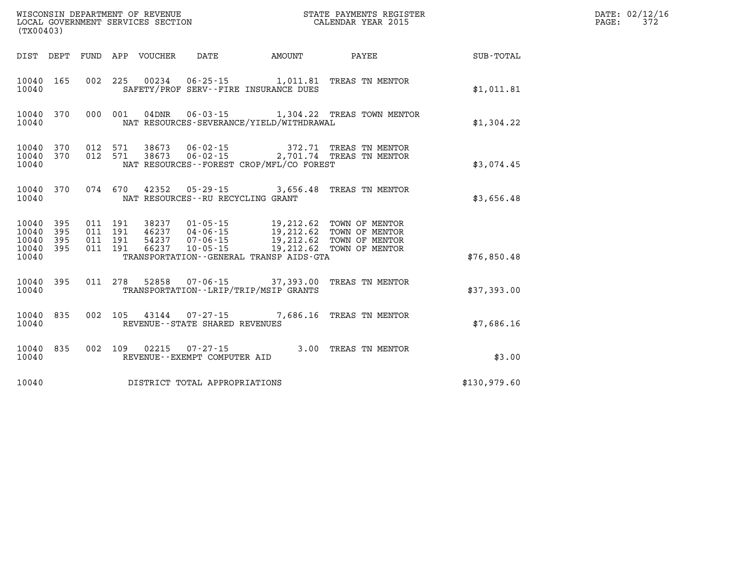WISCONSIN DEPARTMENT OF REVENUE
LOCAL GOVERNMENT SERVICES SECTION
(TX00403)

STATE PAYMENTS REGISTER
CALENDAR YEAR 2015

DATE: 02/12/16
PAGE: 372

| DIST | DEPT | FUND | APP | VOUCHER | DATE | AMOUNT | PAYEE | SUB-TOTAL |
|---|---|---|---|---|---|---|---|---|
| 10040 | 165 | 002 | 225 | 00234 | 06-25-15 | 1,011.81 | TREAS TN MENTOR | |
| 10040 | | | | SAFETY/PROF SERV--FIRE INSURANCE DUES | | | | $1,011.81 |
| 10040 | 370 | 000 | 001 | 04DNR | 06-03-15 | 1,304.22 | TREAS TOWN MENTOR | |
| 10040 | | | | NAT RESOURCES-SEVERANCE/YIELD/WITHDRAWAL | | | | $1,304.22 |
| 10040 | 370 | 012 | 571 | 38673 | 06-02-15 | 372.71 | TREAS TN MENTOR | |
| 10040 | 370 | 012 | 571 | 38673 | 06-02-15 | 2,701.74 | TREAS TN MENTOR | |
| 10040 | | | | NAT RESOURCES--FOREST CROP/MFL/CO FOREST | | | | $3,074.45 |
| 10040 | 370 | 074 | 670 | 42352 | 05-29-15 | 3,656.48 | TREAS TN MENTOR | |
| 10040 | | | | NAT RESOURCES--RU RECYCLING GRANT | | | | $3,656.48 |
| 10040 | 395 | 011 | 191 | 38237 | 01-05-15 | 19,212.62 | TOWN OF MENTOR | |
| 10040 | 395 | 011 | 191 | 46237 | 04-06-15 | 19,212.62 | TOWN OF MENTOR | |
| 10040 | 395 | 011 | 191 | 54237 | 07-06-15 | 19,212.62 | TOWN OF MENTOR | |
| 10040 | 395 | 011 | 191 | 66237 | 10-05-15 | 19,212.62 | TOWN OF MENTOR | |
| 10040 | | | | TRANSPORTATION--GENERAL TRANSP AIDS-GTA | | | | $76,850.48 |
| 10040 | 395 | 011 | 278 | 52858 | 07-06-15 | 37,393.00 | TREAS TN MENTOR | |
| 10040 | | | | TRANSPORTATION--LRIP/TRIP/MSIP GRANTS | | | | $37,393.00 |
| 10040 | 835 | 002 | 105 | 43144 | 07-27-15 | 7,686.16 | TREAS TN MENTOR | |
| 10040 | | | | REVENUE--STATE SHARED REVENUES | | | | $7,686.16 |
| 10040 | 835 | 002 | 109 | 02215 | 07-27-15 | 3.00 | TREAS TN MENTOR | |
| 10040 | | | | REVENUE--EXEMPT COMPUTER AID | | | | $3.00 |
| 10040 | | | | DISTRICT TOTAL APPROPRIATIONS | | | | $130,979.60 |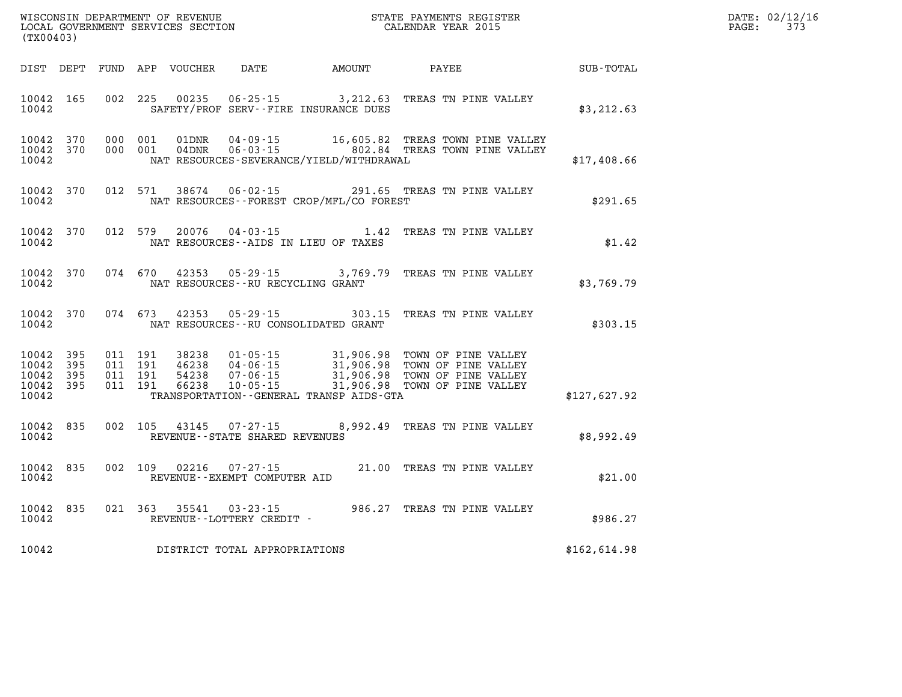WISCONSIN DEPARTMENT OF REVENUE
LOCAL GOVERNMENT SERVICES SECTION
(TX00403)

STATE PAYMENTS REGISTER
CALENDAR YEAR 2015

| DIST | DEPT | FUND | APP | VOUCHER | DATE | AMOUNT | PAYEE | SUB-TOTAL |
|---|---|---|---|---|---|---|---|---|
| 10042 | 165 | 002 | 225 | 00235 | 06-25-15 | 3,212.63 | TREAS TN PINE VALLEY | |
| 10042 | | | | SAFETY/PROF SERV--FIRE INSURANCE DUES | | | | $3,212.63 |
| 10042 | 370 | 000 | 001 | 01DNR | 04-09-15 | 16,605.82 | TREAS TOWN PINE VALLEY | |
| 10042 | 370 | 000 | 001 | 04DNR | 06-03-15 | 802.84 | TREAS TOWN PINE VALLEY | |
| 10042 | | | | NAT RESOURCES-SEVERANCE/YIELD/WITHDRAWAL | | | | $17,408.66 |
| 10042 | 370 | 012 | 571 | 38674 | 06-02-15 | 291.65 | TREAS TN PINE VALLEY | |
| 10042 | | | | NAT RESOURCES--FOREST CROP/MFL/CO FOREST | | | | $291.65 |
| 10042 | 370 | 012 | 579 | 20076 | 04-03-15 | 1.42 | TREAS TN PINE VALLEY | |
| 10042 | | | | NAT RESOURCES--AIDS IN LIEU OF TAXES | | | | $1.42 |
| 10042 | 370 | 074 | 670 | 42353 | 05-29-15 | 3,769.79 | TREAS TN PINE VALLEY | |
| 10042 | | | | NAT RESOURCES--RU RECYCLING GRANT | | | | $3,769.79 |
| 10042 | 370 | 074 | 673 | 42353 | 05-29-15 | 303.15 | TREAS TN PINE VALLEY | |
| 10042 | | | | NAT RESOURCES--RU CONSOLIDATED GRANT | | | | $303.15 |
| 10042 | 395 | 011 | 191 | 38238 | 01-05-15 | 31,906.98 | TOWN OF PINE VALLEY | |
| 10042 | 395 | 011 | 191 | 46238 | 04-06-15 | 31,906.98 | TOWN OF PINE VALLEY | |
| 10042 | 395 | 011 | 191 | 54238 | 07-06-15 | 31,906.98 | TOWN OF PINE VALLEY | |
| 10042 | 395 | 011 | 191 | 66238 | 10-05-15 | 31,906.98 | TOWN OF PINE VALLEY | |
| 10042 | | | | TRANSPORTATION--GENERAL TRANSP AIDS-GTA | | | | $127,627.92 |
| 10042 | 835 | 002 | 105 | 43145 | 07-27-15 | 8,992.49 | TREAS TN PINE VALLEY | |
| 10042 | | | | REVENUE--STATE SHARED REVENUES | | | | $8,992.49 |
| 10042 | 835 | 002 | 109 | 02216 | 07-27-15 | 21.00 | TREAS TN PINE VALLEY | |
| 10042 | | | | REVENUE--EXEMPT COMPUTER AID | | | | $21.00 |
| 10042 | 835 | 021 | 363 | 35541 | 03-23-15 | 986.27 | TREAS TN PINE VALLEY | |
| 10042 | | | | REVENUE--LOTTERY CREDIT - | | | | $986.27 |
| 10042 | | | | DISTRICT TOTAL APPROPRIATIONS | | | | $162,614.98 |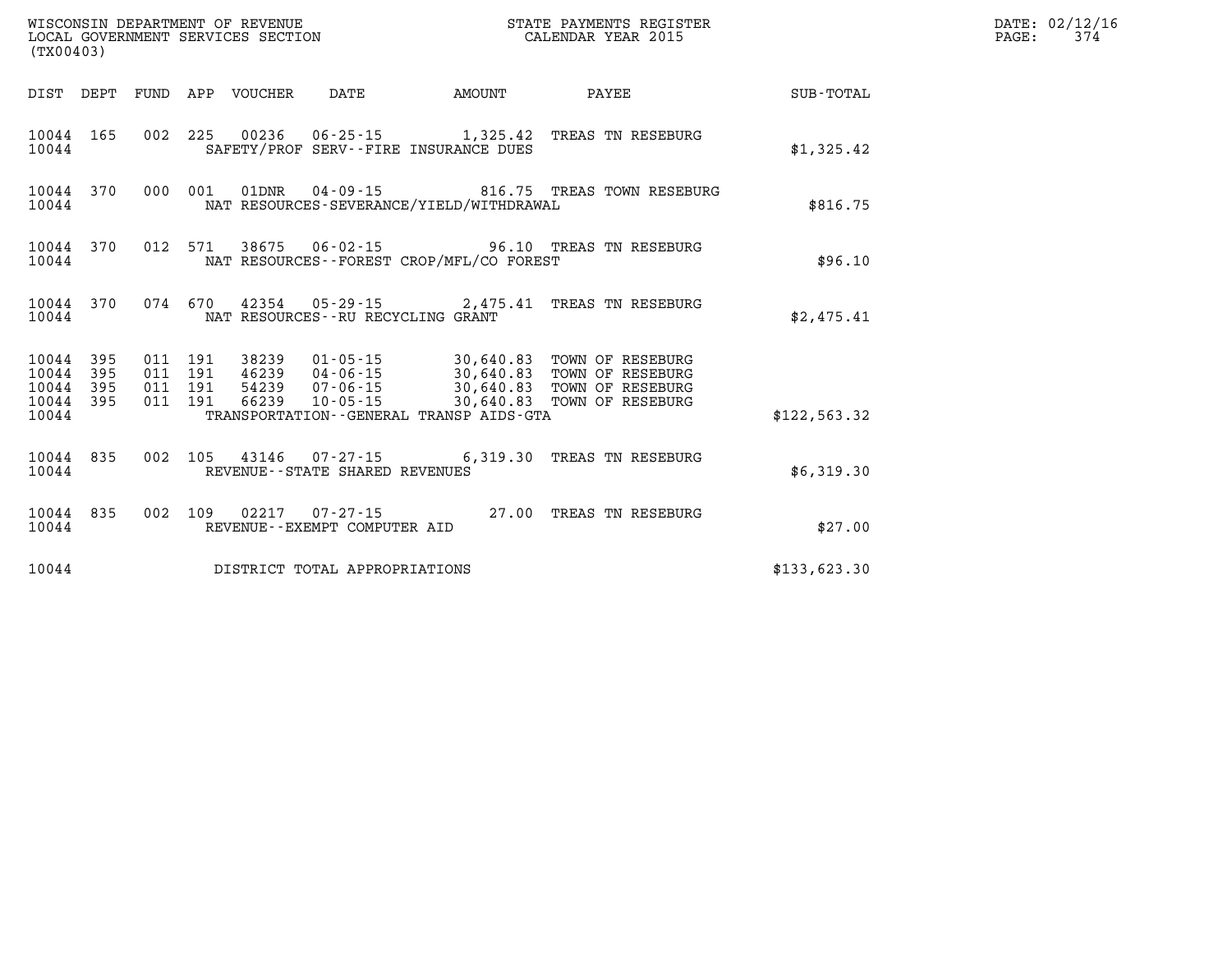WISCONSIN DEPARTMENT OF REVENUE
LOCAL GOVERNMENT SERVICES SECTION
(TX00403)

STATE PAYMENTS REGISTER
CALENDAR YEAR 2015

| DIST | DEPT | FUND | APP | VOUCHER | DATE | AMOUNT | PAYEE | SUB-TOTAL |
|---|---|---|---|---|---|---|---|---|
| 10044 | 165 | 002 | 225 | 00236 | 06-25-15 | 1,325.42 | TREAS TN RESEBURG | |
| 10044 | | | | SAFETY/PROF SERV--FIRE INSURANCE DUES | | | | $1,325.42 |
| 10044 | 370 | 000 | 001 | 01DNR | 04-09-15 | 816.75 | TREAS TOWN RESEBURG | |
| 10044 | | | | NAT RESOURCES-SEVERANCE/YIELD/WITHDRAWAL | | | | $816.75 |
| 10044 | 370 | 012 | 571 | 38675 | 06-02-15 | 96.10 | TREAS TN RESEBURG | |
| 10044 | | | | NAT RESOURCES--FOREST CROP/MFL/CO FOREST | | | | $96.10 |
| 10044 | 370 | 074 | 670 | 42354 | 05-29-15 | 2,475.41 | TREAS TN RESEBURG | |
| 10044 | | | | NAT RESOURCES--RU RECYCLING GRANT | | | | $2,475.41 |
| 10044 | 395 | 011 | 191 | 38239 | 01-05-15 | 30,640.83 | TOWN OF RESEBURG | |
| 10044 | 395 | 011 | 191 | 46239 | 04-06-15 | 30,640.83 | TOWN OF RESEBURG | |
| 10044 | 395 | 011 | 191 | 54239 | 07-06-15 | 30,640.83 | TOWN OF RESEBURG | |
| 10044 | 395 | 011 | 191 | 66239 | 10-05-15 | 30,640.83 | TOWN OF RESEBURG | |
| 10044 | | | | TRANSPORTATION--GENERAL TRANSP AIDS-GTA | | | | $122,563.32 |
| 10044 | 835 | 002 | 105 | 43146 | 07-27-15 | 6,319.30 | TREAS TN RESEBURG | |
| 10044 | | | | REVENUE--STATE SHARED REVENUES | | | | $6,319.30 |
| 10044 | 835 | 002 | 109 | 02217 | 07-27-15 | 27.00 | TREAS TN RESEBURG | |
| 10044 | | | | REVENUE--EXEMPT COMPUTER AID | | | | $27.00 |
| 10044 | | | | DISTRICT TOTAL APPROPRIATIONS | | | | $133,623.30 |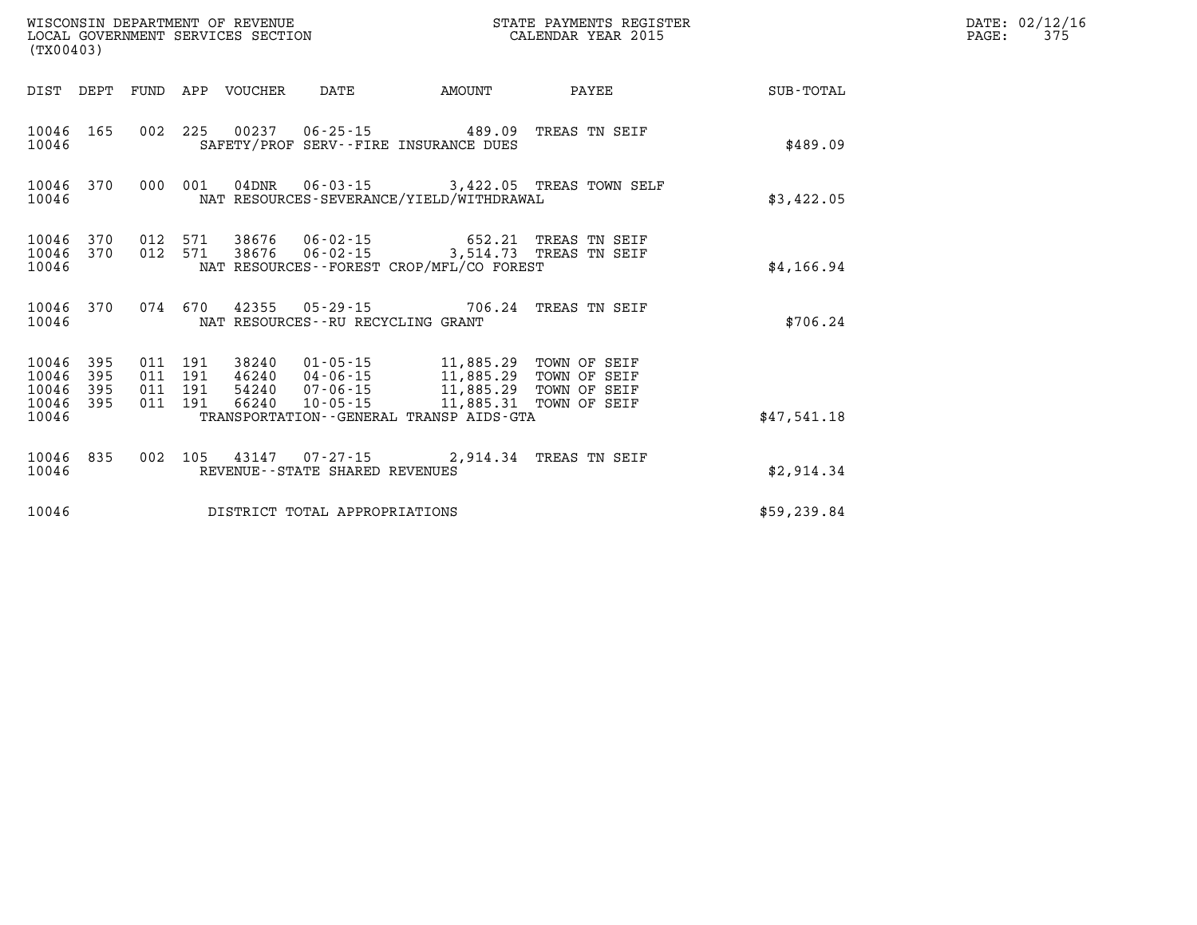WISCONSIN DEPARTMENT OF REVENUE
LOCAL GOVERNMENT SERVICES SECTION
(TX00403)

STATE PAYMENTS REGISTER
CALENDAR YEAR 2015

DATE: 02/12/16
PAGE: 375

| DIST | DEPT | FUND | APP | VOUCHER | DATE | AMOUNT | PAYEE | SUB-TOTAL |
|---|---|---|---|---|---|---|---|---|
| 10046 | 165 | 002 | 225 | 00237 | 06-25-15 | 489.09 | TREAS TN SEIF | |
| 10046 | | | | SAFETY/PROF SERV--FIRE INSURANCE DUES | | | | $489.09 |
| 10046 | 370 | 000 | 001 | 04DNR | 06-03-15 | 3,422.05 | TREAS TOWN SELF | |
| 10046 | | | | NAT RESOURCES-SEVERANCE/YIELD/WITHDRAWAL | | | | $3,422.05 |
| 10046 | 370 | 012 | 571 | 38676 | 06-02-15 | 652.21 | TREAS TN SEIF | |
| 10046 | 370 | 012 | 571 | 38676 | 06-02-15 | 3,514.73 | TREAS TN SEIF | |
| 10046 | | | | NAT RESOURCES--FOREST CROP/MFL/CO FOREST | | | | $4,166.94 |
| 10046 | 370 | 074 | 670 | 42355 | 05-29-15 | 706.24 | TREAS TN SEIF | |
| 10046 | | | | NAT RESOURCES--RU RECYCLING GRANT | | | | $706.24 |
| 10046 | 395 | 011 | 191 | 38240 | 01-05-15 | 11,885.29 | TOWN OF SEIF | |
| 10046 | 395 | 011 | 191 | 46240 | 04-06-15 | 11,885.29 | TOWN OF SEIF | |
| 10046 | 395 | 011 | 191 | 54240 | 07-06-15 | 11,885.29 | TOWN OF SEIF | |
| 10046 | 395 | 011 | 191 | 66240 | 10-05-15 | 11,885.31 | TOWN OF SEIF | |
| 10046 | | | | TRANSPORTATION--GENERAL TRANSP AIDS-GTA | | | | $47,541.18 |
| 10046 | 835 | 002 | 105 | 43147 | 07-27-15 | 2,914.34 | TREAS TN SEIF | |
| 10046 | | | | REVENUE--STATE SHARED REVENUES | | | | $2,914.34 |
| 10046 | | | | DISTRICT TOTAL APPROPRIATIONS | | | | $59,239.84 |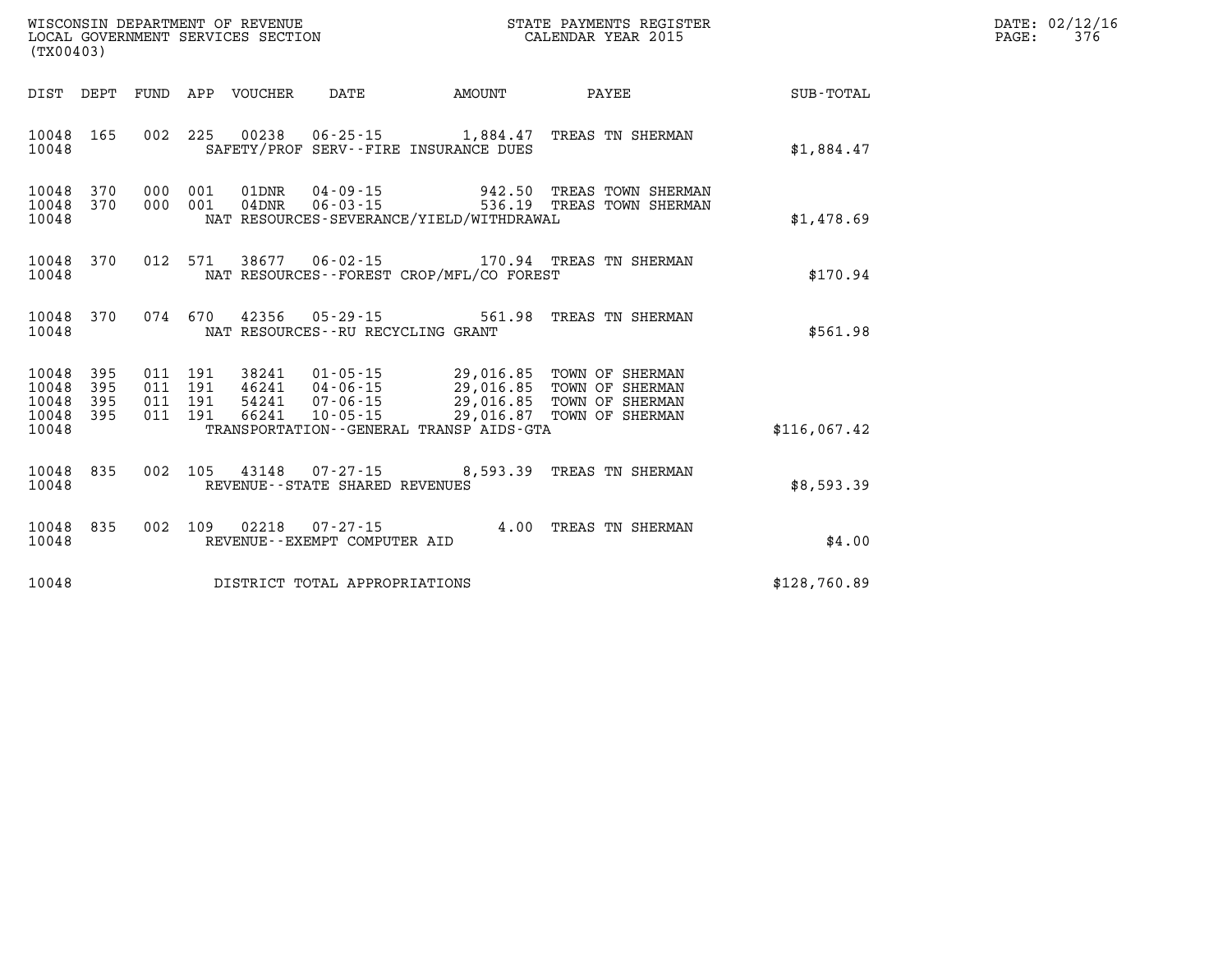WISCONSIN DEPARTMENT OF REVENUE
LOCAL GOVERNMENT SERVICES SECTION
(TX00403)

STATE PAYMENTS REGISTER
CALENDAR YEAR 2015

| DIST | DEPT | FUND | APP | VOUCHER | DATE | AMOUNT | PAYEE | SUB-TOTAL |
|---|---|---|---|---|---|---|---|---|
| 10048 | 165 | 002 | 225 | 00238 | 06-25-15 | 1,884.47 | TREAS TN SHERMAN | |
| 10048 | | | | SAFETY/PROF SERV--FIRE INSURANCE DUES | | | | $1,884.47 |
| 10048 | 370 | 000 | 001 | 01DNR | 04-09-15 | 942.50 | TREAS TOWN SHERMAN | |
| 10048 | 370 | 000 | 001 | 04DNR | 06-03-15 | 536.19 | TREAS TOWN SHERMAN | |
| 10048 | | | | NAT RESOURCES-SEVERANCE/YIELD/WITHDRAWAL | | | | $1,478.69 |
| 10048 | 370 | 012 | 571 | 38677 | 06-02-15 | 170.94 | TREAS TN SHERMAN | |
| 10048 | | | | NAT RESOURCES--FOREST CROP/MFL/CO FOREST | | | | $170.94 |
| 10048 | 370 | 074 | 670 | 42356 | 05-29-15 | 561.98 | TREAS TN SHERMAN | |
| 10048 | | | | NAT RESOURCES--RU RECYCLING GRANT | | | | $561.98 |
| 10048 | 395 | 011 | 191 | 38241 | 01-05-15 | 29,016.85 | TOWN OF SHERMAN | |
| 10048 | 395 | 011 | 191 | 46241 | 04-06-15 | 29,016.85 | TOWN OF SHERMAN | |
| 10048 | 395 | 011 | 191 | 54241 | 07-06-15 | 29,016.85 | TOWN OF SHERMAN | |
| 10048 | 395 | 011 | 191 | 66241 | 10-05-15 | 29,016.87 | TOWN OF SHERMAN | |
| 10048 | | | | TRANSPORTATION--GENERAL TRANSP AIDS-GTA | | | | $116,067.42 |
| 10048 | 835 | 002 | 105 | 43148 | 07-27-15 | 8,593.39 | TREAS TN SHERMAN | |
| 10048 | | | | REVENUE--STATE SHARED REVENUES | | | | $8,593.39 |
| 10048 | 835 | 002 | 109 | 02218 | 07-27-15 | 4.00 | TREAS TN SHERMAN | |
| 10048 | | | | REVENUE--EXEMPT COMPUTER AID | | | | $4.00 |
| 10048 | | | | DISTRICT TOTAL APPROPRIATIONS | | | | $128,760.89 |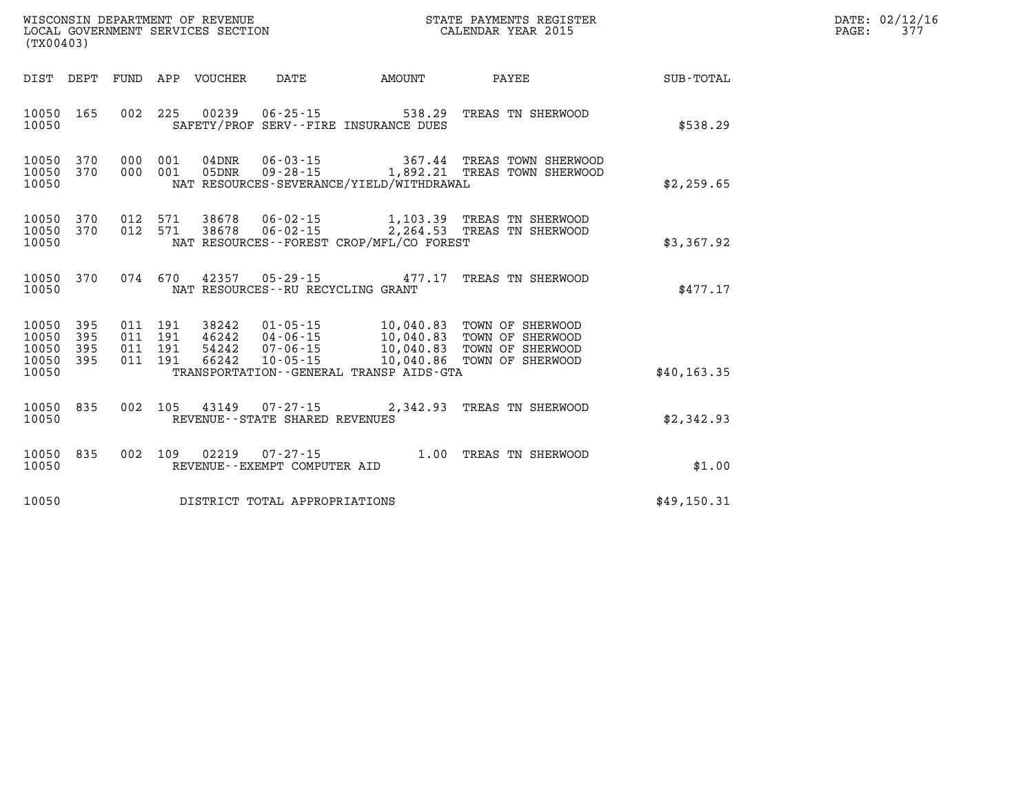WISCONSIN DEPARTMENT OF REVENUE
LOCAL GOVERNMENT SERVICES SECTION
(TX00403)

STATE PAYMENTS REGISTER
CALENDAR YEAR 2015

DATE: 02/12/16
PAGE: 377

| DIST | DEPT | FUND | APP | VOUCHER | DATE | AMOUNT | PAYEE | SUB-TOTAL |
|---|---|---|---|---|---|---|---|---|
| 10050 | 165 | 002 | 225 | 00239 | 06-25-15 | 538.29 | TREAS TN SHERWOOD | |
| 10050 | | | | SAFETY/PROF SERV--FIRE INSURANCE DUES | | | | $538.29 |
| 10050 | 370 | 000 | 001 | 04DNR | 06-03-15 | 367.44 | TREAS TOWN SHERWOOD | |
| 10050 | 370 | 000 | 001 | 05DNR | 09-28-15 | 1,892.21 | TREAS TOWN SHERWOOD | |
| 10050 | | | | NAT RESOURCES-SEVERANCE/YIELD/WITHDRAWAL | | | | $2,259.65 |
| 10050 | 370 | 012 | 571 | 38678 | 06-02-15 | 1,103.39 | TREAS TN SHERWOOD | |
| 10050 | 370 | 012 | 571 | 38678 | 06-02-15 | 2,264.53 | TREAS TN SHERWOOD | |
| 10050 | | | | NAT RESOURCES--FOREST CROP/MFL/CO FOREST | | | | $3,367.92 |
| 10050 | 370 | 074 | 670 | 42357 | 05-29-15 | 477.17 | TREAS TN SHERWOOD | |
| 10050 | | | | NAT RESOURCES--RU RECYCLING GRANT | | | | $477.17 |
| 10050 | 395 | 011 | 191 | 38242 | 01-05-15 | 10,040.83 | TOWN OF SHERWOOD | |
| 10050 | 395 | 011 | 191 | 46242 | 04-06-15 | 10,040.83 | TOWN OF SHERWOOD | |
| 10050 | 395 | 011 | 191 | 54242 | 07-06-15 | 10,040.83 | TOWN OF SHERWOOD | |
| 10050 | 395 | 011 | 191 | 66242 | 10-05-15 | 10,040.86 | TOWN OF SHERWOOD | |
| 10050 | | | | TRANSPORTATION--GENERAL TRANSP AIDS-GTA | | | | $40,163.35 |
| 10050 | 835 | 002 | 105 | 43149 | 07-27-15 | 2,342.93 | TREAS TN SHERWOOD | |
| 10050 | | | | REVENUE--STATE SHARED REVENUES | | | | $2,342.93 |
| 10050 | 835 | 002 | 109 | 02219 | 07-27-15 | 1.00 | TREAS TN SHERWOOD | |
| 10050 | | | | REVENUE--EXEMPT COMPUTER AID | | | | $1.00 |
| 10050 | | | | DISTRICT TOTAL APPROPRIATIONS | | | | $49,150.31 |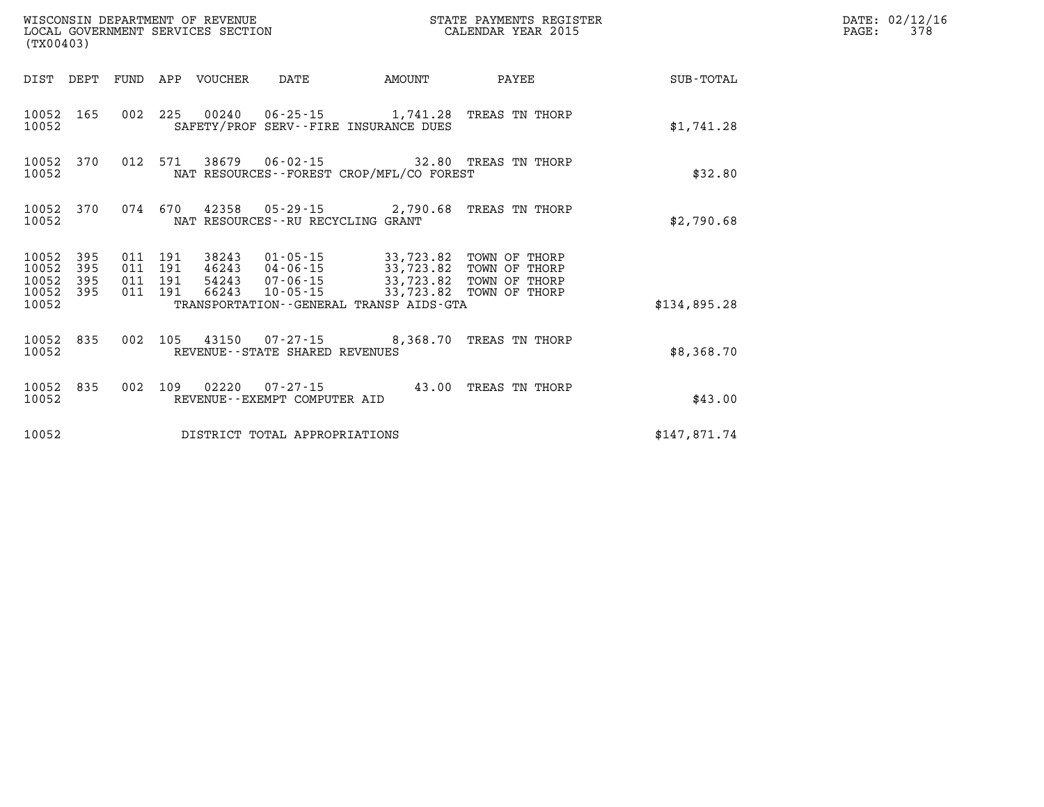WISCONSIN DEPARTMENT OF REVENUE
LOCAL GOVERNMENT SERVICES SECTION
(TX00403)

STATE PAYMENTS REGISTER
CALENDAR YEAR 2015

| DIST | DEPT | FUND | APP | VOUCHER | DATE | AMOUNT | PAYEE | SUB-TOTAL |
|---|---|---|---|---|---|---|---|---|
| 10052 | 165 | 002 | 225 | 00240 | 06-25-15 | 1,741.28 | TREAS TN THORP | |
| 10052 | | | | SAFETY/PROF SERV--FIRE INSURANCE DUES | | | | $1,741.28 |
| 10052 | 370 | 012 | 571 | 38679 | 06-02-15 | 32.80 | TREAS TN THORP | |
| 10052 | | | | NAT RESOURCES--FOREST CROP/MFL/CO FOREST | | | | $32.80 |
| 10052 | 370 | 074 | 670 | 42358 | 05-29-15 | 2,790.68 | TREAS TN THORP | |
| 10052 | | | | NAT RESOURCES--RU RECYCLING GRANT | | | | $2,790.68 |
| 10052 | 395 | 011 | 191 | 38243 | 01-05-15 | 33,723.82 | TOWN OF THORP | |
| 10052 | 395 | 011 | 191 | 46243 | 04-06-15 | 33,723.82 | TOWN OF THORP | |
| 10052 | 395 | 011 | 191 | 54243 | 07-06-15 | 33,723.82 | TOWN OF THORP | |
| 10052 | 395 | 011 | 191 | 66243 | 10-05-15 | 33,723.82 | TOWN OF THORP | |
| 10052 | | | | TRANSPORTATION--GENERAL TRANSP AIDS-GTA | | | | $134,895.28 |
| 10052 | 835 | 002 | 105 | 43150 | 07-27-15 | 8,368.70 | TREAS TN THORP | |
| 10052 | | | | REVENUE--STATE SHARED REVENUES | | | | $8,368.70 |
| 10052 | 835 | 002 | 109 | 02220 | 07-27-15 | 43.00 | TREAS TN THORP | |
| 10052 | | | | REVENUE--EXEMPT COMPUTER AID | | | | $43.00 |
| 10052 | | | | DISTRICT TOTAL APPROPRIATIONS | | | | $147,871.74 |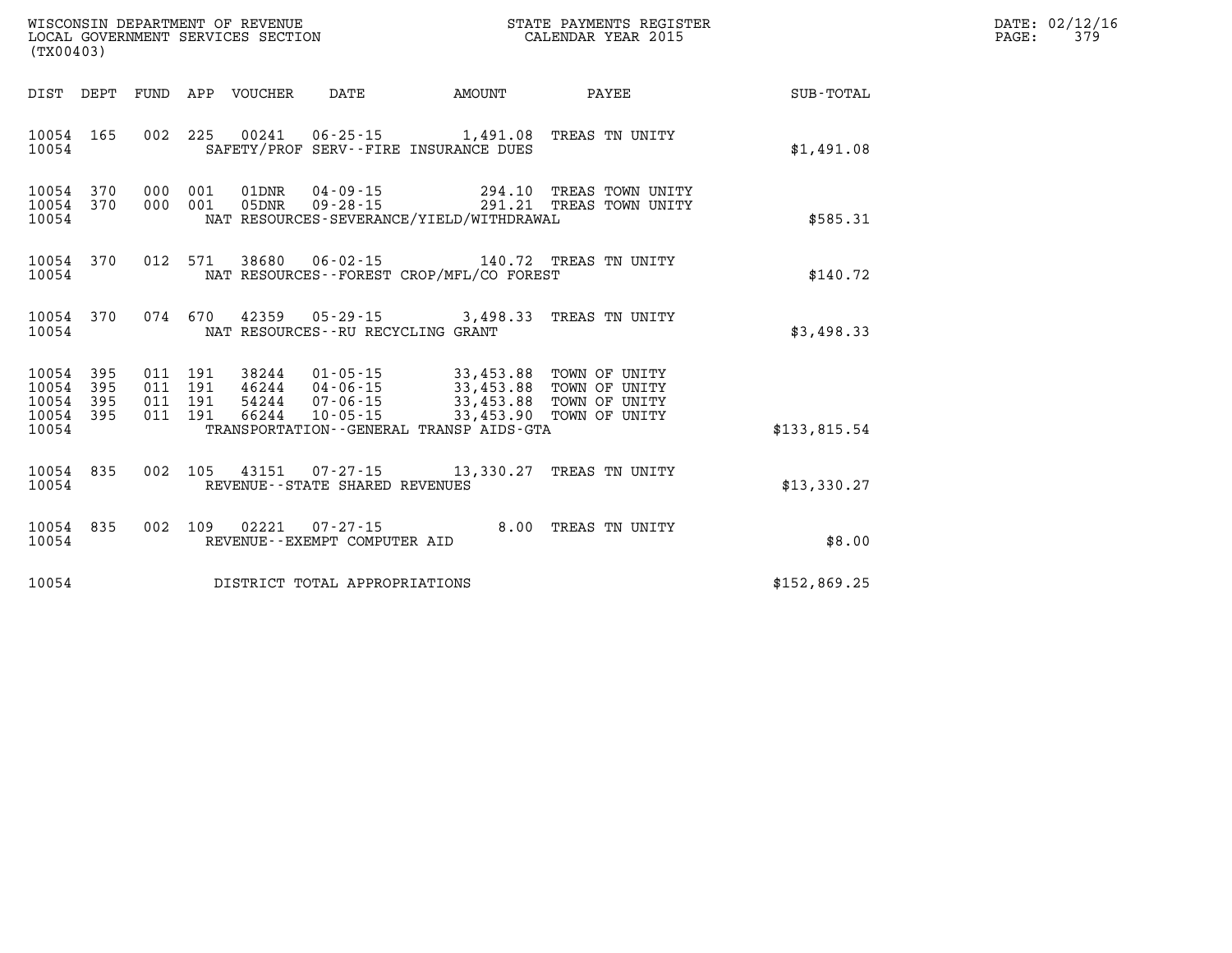WISCONSIN DEPARTMENT OF REVENUE
LOCAL GOVERNMENT SERVICES SECTION
(TX00403)

STATE PAYMENTS REGISTER
CALENDAR YEAR 2015

DATE: 02/12/16
PAGE: 379

| DIST | DEPT | FUND | APP | VOUCHER | DATE | AMOUNT | PAYEE | SUB-TOTAL |
|---|---|---|---|---|---|---|---|---|
| 10054 | 165 | 002 | 225 | 00241 | 06-25-15 | 1,491.08 | TREAS TN UNITY | |
| 10054 | | | | SAFETY/PROF SERV--FIRE INSURANCE DUES | | | | $1,491.08 |
| 10054 | 370 | 000 | 001 | 01DNR | 04-09-15 | 294.10 | TREAS TOWN UNITY | |
| 10054 | 370 | 000 | 001 | 05DNR | 09-28-15 | 291.21 | TREAS TOWN UNITY | |
| 10054 | | | | NAT RESOURCES-SEVERANCE/YIELD/WITHDRAWAL | | | | $585.31 |
| 10054 | 370 | 012 | 571 | 38680 | 06-02-15 | 140.72 | TREAS TN UNITY | |
| 10054 | | | | NAT RESOURCES--FOREST CROP/MFL/CO FOREST | | | | $140.72 |
| 10054 | 370 | 074 | 670 | 42359 | 05-29-15 | 3,498.33 | TREAS TN UNITY | |
| 10054 | | | | NAT RESOURCES--RU RECYCLING GRANT | | | | $3,498.33 |
| 10054 | 395 | 011 | 191 | 38244 | 01-05-15 | 33,453.88 | TOWN OF UNITY | |
| 10054 | 395 | 011 | 191 | 46244 | 04-06-15 | 33,453.88 | TOWN OF UNITY | |
| 10054 | 395 | 011 | 191 | 54244 | 07-06-15 | 33,453.88 | TOWN OF UNITY | |
| 10054 | 395 | 011 | 191 | 66244 | 10-05-15 | 33,453.90 | TOWN OF UNITY | |
| 10054 | | | | TRANSPORTATION--GENERAL TRANSP AIDS-GTA | | | | $133,815.54 |
| 10054 | 835 | 002 | 105 | 43151 | 07-27-15 | 13,330.27 | TREAS TN UNITY | |
| 10054 | | | | REVENUE--STATE SHARED REVENUES | | | | $13,330.27 |
| 10054 | 835 | 002 | 109 | 02221 | 07-27-15 | 8.00 | TREAS TN UNITY | |
| 10054 | | | | REVENUE--EXEMPT COMPUTER AID | | | | $8.00 |
| 10054 | | | | DISTRICT TOTAL APPROPRIATIONS | | | | $152,869.25 |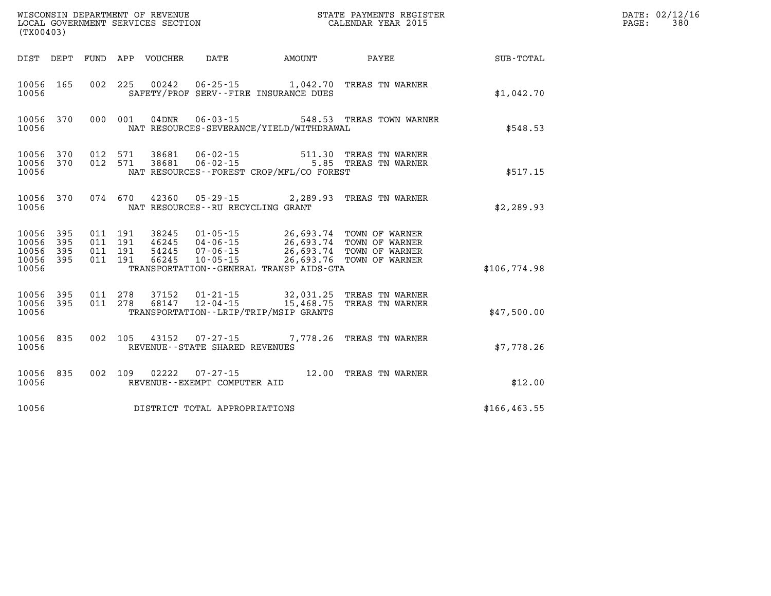WISCONSIN DEPARTMENT OF REVENUE
LOCAL GOVERNMENT SERVICES SECTION
(TX00403)

STATE PAYMENTS REGISTER
CALENDAR YEAR 2015

DATE: 02/12/16
PAGE: 380

| DIST | DEPT | FUND | APP | VOUCHER | DATE | AMOUNT | PAYEE | SUB-TOTAL |
|---|---|---|---|---|---|---|---|---|
| 10056 | 165 | 002 | 225 | 00242 | 06-25-15 | 1,042.70 | TREAS TN WARNER | |
| 10056 | | | | SAFETY/PROF SERV--FIRE INSURANCE DUES | | | | $1,042.70 |
| 10056 | 370 | 000 | 001 | 04DNR | 06-03-15 | 548.53 | TREAS TOWN WARNER | |
| 10056 | | | | NAT RESOURCES-SEVERANCE/YIELD/WITHDRAWAL | | | | $548.53 |
| 10056 | 370 | 012 | 571 | 38681 | 06-02-15 | 511.30 | TREAS TN WARNER | |
| 10056 | 370 | 012 | 571 | 38681 | 06-02-15 | 5.85 | TREAS TN WARNER | |
| 10056 | | | | NAT RESOURCES--FOREST CROP/MFL/CO FOREST | | | | $517.15 |
| 10056 | 370 | 074 | 670 | 42360 | 05-29-15 | 2,289.93 | TREAS TN WARNER | |
| 10056 | | | | NAT RESOURCES--RU RECYCLING GRANT | | | | $2,289.93 |
| 10056 | 395 | 011 | 191 | 38245 | 01-05-15 | 26,693.74 | TOWN OF WARNER | |
| 10056 | 395 | 011 | 191 | 46245 | 04-06-15 | 26,693.74 | TOWN OF WARNER | |
| 10056 | 395 | 011 | 191 | 54245 | 07-06-15 | 26,693.74 | TOWN OF WARNER | |
| 10056 | 395 | 011 | 191 | 66245 | 10-05-15 | 26,693.76 | TOWN OF WARNER | |
| 10056 | | | | TRANSPORTATION--GENERAL TRANSP AIDS-GTA | | | | $106,774.98 |
| 10056 | 395 | 011 | 278 | 37152 | 01-21-15 | 32,031.25 | TREAS TN WARNER | |
| 10056 | 395 | 011 | 278 | 68147 | 12-04-15 | 15,468.75 | TREAS TN WARNER | |
| 10056 | | | | TRANSPORTATION--LRIP/TRIP/MSIP GRANTS | | | | $47,500.00 |
| 10056 | 835 | 002 | 105 | 43152 | 07-27-15 | 7,778.26 | TREAS TN WARNER | |
| 10056 | | | | REVENUE--STATE SHARED REVENUES | | | | $7,778.26 |
| 10056 | 835 | 002 | 109 | 02222 | 07-27-15 | 12.00 | TREAS TN WARNER | |
| 10056 | | | | REVENUE--EXEMPT COMPUTER AID | | | | $12.00 |
| 10056 | | | | DISTRICT TOTAL APPROPRIATIONS | | | | $166,463.55 |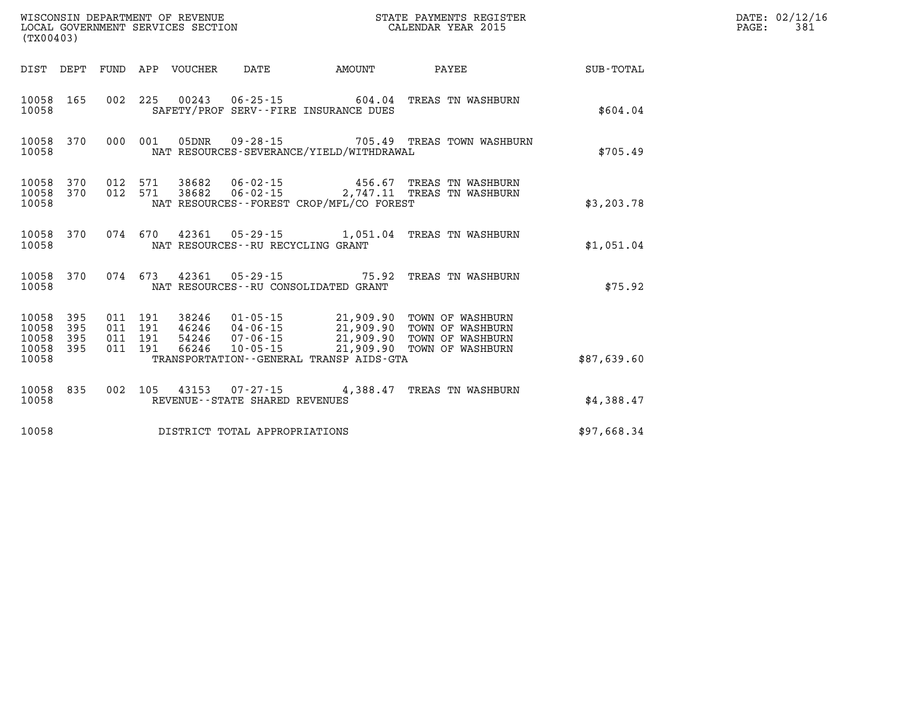WISCONSIN DEPARTMENT OF REVENUE
LOCAL GOVERNMENT SERVICES SECTION
(TX00403)

STATE PAYMENTS REGISTER
CALENDAR YEAR 2015

DATE: 02/12/16
PAGE: 381

| DIST | DEPT | FUND | APP | VOUCHER | DATE | AMOUNT | PAYEE | SUB-TOTAL |
|---|---|---|---|---|---|---|---|---|
| 10058 | 165 | 002 | 225 | 00243 | 06-25-15 | 604.04 | TREAS TN WASHBURN | |
| 10058 | | | | SAFETY/PROF SERV--FIRE INSURANCE DUES | | | | $604.04 |
| 10058 | 370 | 000 | 001 | 05DNR | 09-28-15 | 705.49 | TREAS TOWN WASHBURN | |
| 10058 | | | | NAT RESOURCES-SEVERANCE/YIELD/WITHDRAWAL | | | | $705.49 |
| 10058 | 370 | 012 | 571 | 38682 | 06-02-15 | 456.67 | TREAS TN WASHBURN | |
| 10058 | 370 | 012 | 571 | 38682 | 06-02-15 | 2,747.11 | TREAS TN WASHBURN | |
| 10058 | | | | NAT RESOURCES--FOREST CROP/MFL/CO FOREST | | | | $3,203.78 |
| 10058 | 370 | 074 | 670 | 42361 | 05-29-15 | 1,051.04 | TREAS TN WASHBURN | |
| 10058 | | | | NAT RESOURCES--RU RECYCLING GRANT | | | | $1,051.04 |
| 10058 | 370 | 074 | 673 | 42361 | 05-29-15 | 75.92 | TREAS TN WASHBURN | |
| 10058 | | | | NAT RESOURCES--RU CONSOLIDATED GRANT | | | | $75.92 |
| 10058 | 395 | 011 | 191 | 38246 | 01-05-15 | 21,909.90 | TOWN OF WASHBURN | |
| 10058 | 395 | 011 | 191 | 46246 | 04-06-15 | 21,909.90 | TOWN OF WASHBURN | |
| 10058 | 395 | 011 | 191 | 54246 | 07-06-15 | 21,909.90 | TOWN OF WASHBURN | |
| 10058 | 395 | 011 | 191 | 66246 | 10-05-15 | 21,909.90 | TOWN OF WASHBURN | |
| 10058 | | | | TRANSPORTATION--GENERAL TRANSP AIDS-GTA | | | | $87,639.60 |
| 10058 | 835 | 002 | 105 | 43153 | 07-27-15 | 4,388.47 | TREAS TN WASHBURN | |
| 10058 | | | | REVENUE--STATE SHARED REVENUES | | | | $4,388.47 |
| 10058 | | | | DISTRICT TOTAL APPROPRIATIONS | | | | $97,668.34 |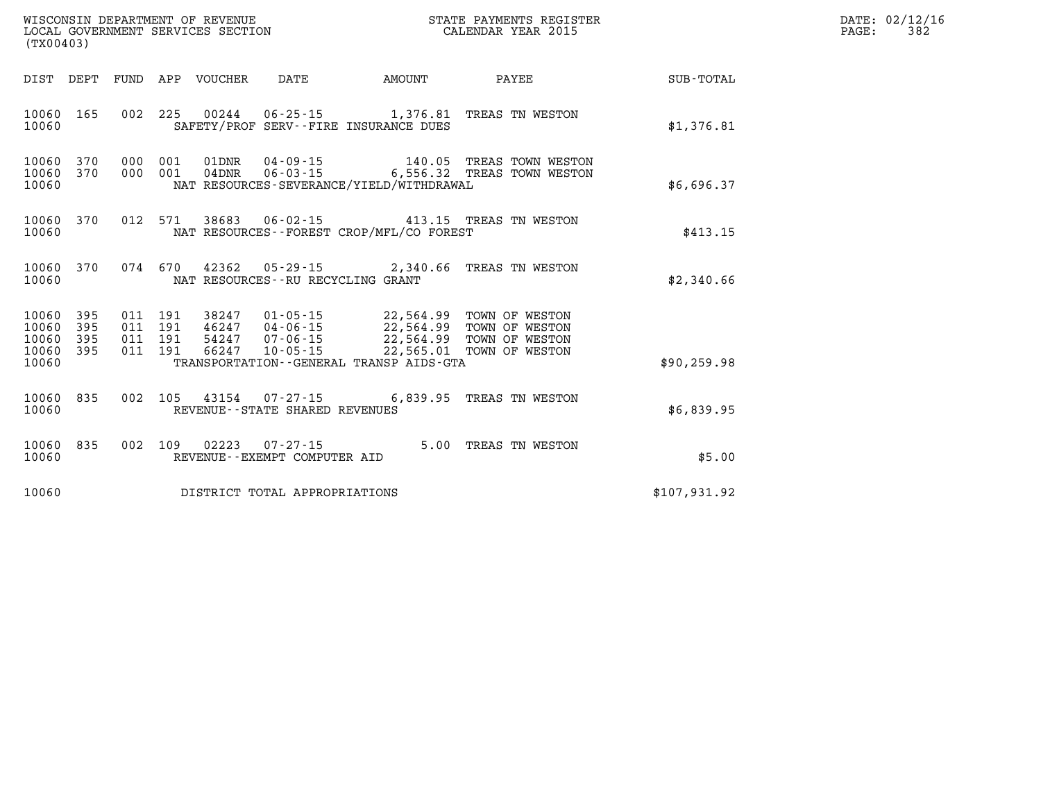WISCONSIN DEPARTMENT OF REVENUE
LOCAL GOVERNMENT SERVICES SECTION
(TX00403)

STATE PAYMENTS REGISTER
CALENDAR YEAR 2015

DATE: 02/12/16
PAGE: 382

| DIST | DEPT | FUND | APP | VOUCHER | DATE | AMOUNT | PAYEE | SUB-TOTAL |
|---|---|---|---|---|---|---|---|---|
| 10060 | 165 | 002 | 225 | 00244 | 06-25-15 | 1,376.81 | TREAS TN WESTON | |
| 10060 | | | | SAFETY/PROF SERV--FIRE INSURANCE DUES | | | | $1,376.81 |
| 10060 | 370 | 000 | 001 | 01DNR | 04-09-15 | 140.05 | TREAS TOWN WESTON | |
| 10060 | 370 | 000 | 001 | 04DNR | 06-03-15 | 6,556.32 | TREAS TOWN WESTON | |
| 10060 | | | | NAT RESOURCES-SEVERANCE/YIELD/WITHDRAWAL | | | | $6,696.37 |
| 10060 | 370 | 012 | 571 | 38683 | 06-02-15 | 413.15 | TREAS TN WESTON | |
| 10060 | | | | NAT RESOURCES--FOREST CROP/MFL/CO FOREST | | | | $413.15 |
| 10060 | 370 | 074 | 670 | 42362 | 05-29-15 | 2,340.66 | TREAS TN WESTON | |
| 10060 | | | | NAT RESOURCES--RU RECYCLING GRANT | | | | $2,340.66 |
| 10060 | 395 | 011 | 191 | 38247 | 01-05-15 | 22,564.99 | TOWN OF WESTON | |
| 10060 | 395 | 011 | 191 | 46247 | 04-06-15 | 22,564.99 | TOWN OF WESTON | |
| 10060 | 395 | 011 | 191 | 54247 | 07-06-15 | 22,564.99 | TOWN OF WESTON | |
| 10060 | 395 | 011 | 191 | 66247 | 10-05-15 | 22,565.01 | TOWN OF WESTON | |
| 10060 | | | | TRANSPORTATION--GENERAL TRANSP AIDS-GTA | | | | $90,259.98 |
| 10060 | 835 | 002 | 105 | 43154 | 07-27-15 | 6,839.95 | TREAS TN WESTON | |
| 10060 | | | | REVENUE--STATE SHARED REVENUES | | | | $6,839.95 |
| 10060 | 835 | 002 | 109 | 02223 | 07-27-15 | 5.00 | TREAS TN WESTON | |
| 10060 | | | | REVENUE--EXEMPT COMPUTER AID | | | | $5.00 |
| 10060 | | | | DISTRICT TOTAL APPROPRIATIONS | | | | $107,931.92 |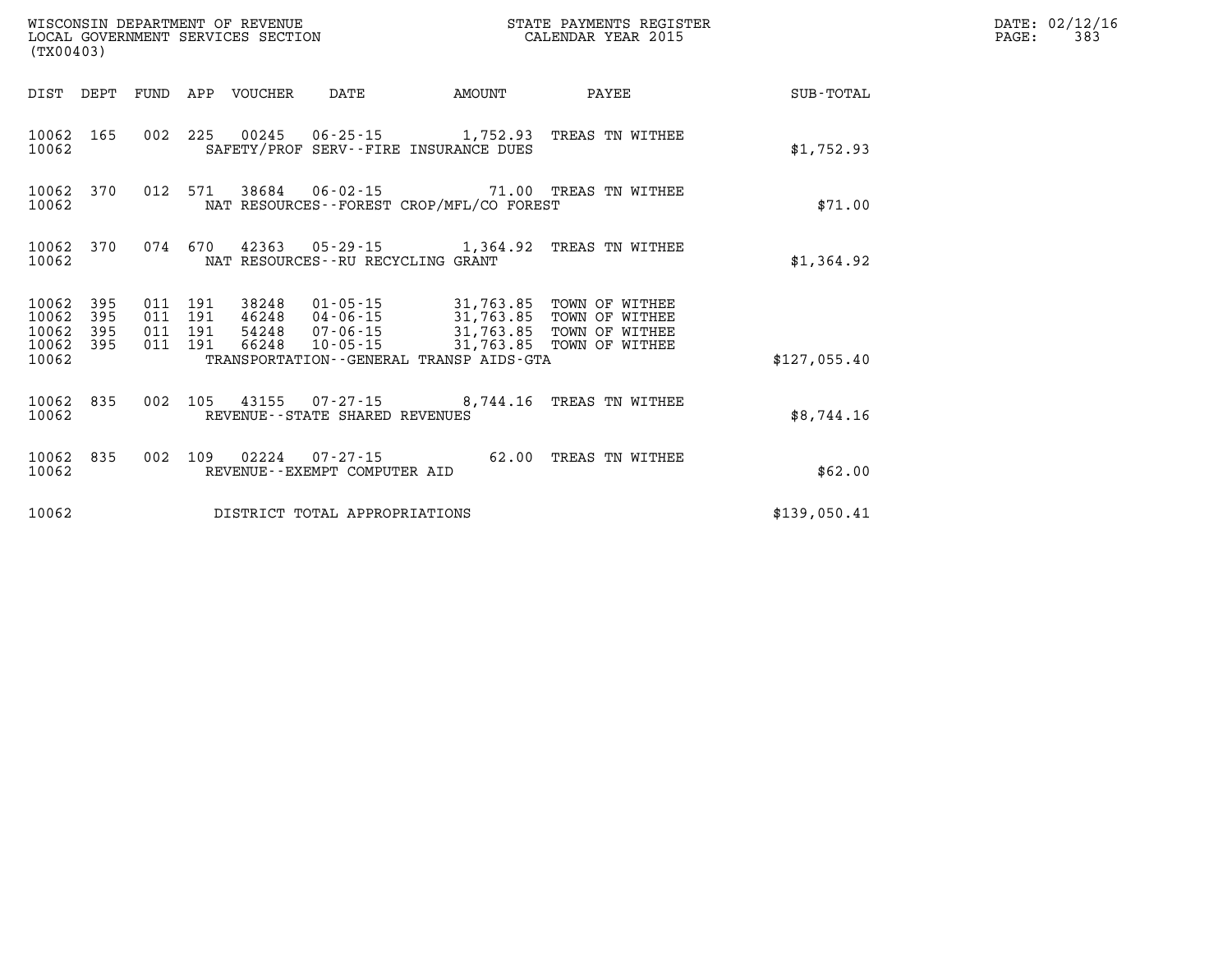WISCONSIN DEPARTMENT OF REVENUE
LOCAL GOVERNMENT SERVICES SECTION
(TX00403)

STATE PAYMENTS REGISTER
CALENDAR YEAR 2015

DATE: 02/12/16
PAGE: 383

| DIST | DEPT | FUND | APP | VOUCHER | DATE | AMOUNT | PAYEE | SUB-TOTAL |
|---|---|---|---|---|---|---|---|---|
| 10062 | 165 | 002 | 225 | 00245 | 06-25-15 | 1,752.93 | TREAS TN WITHEE | |
| 10062 | | | | SAFETY/PROF SERV--FIRE INSURANCE DUES | | | | $1,752.93 |
| 10062 | 370 | 012 | 571 | 38684 | 06-02-15 | 71.00 | TREAS TN WITHEE | |
| 10062 | | | | NAT RESOURCES--FOREST CROP/MFL/CO FOREST | | | | $71.00 |
| 10062 | 370 | 074 | 670 | 42363 | 05-29-15 | 1,364.92 | TREAS TN WITHEE | |
| 10062 | | | | NAT RESOURCES--RU RECYCLING GRANT | | | | $1,364.92 |
| 10062 | 395 | 011 | 191 | 38248 | 01-05-15 | 31,763.85 | TOWN OF WITHEE | |
| 10062 | 395 | 011 | 191 | 46248 | 04-06-15 | 31,763.85 | TOWN OF WITHEE | |
| 10062 | 395 | 011 | 191 | 54248 | 07-06-15 | 31,763.85 | TOWN OF WITHEE | |
| 10062 | 395 | 011 | 191 | 66248 | 10-05-15 | 31,763.85 | TOWN OF WITHEE | |
| 10062 | | | | TRANSPORTATION--GENERAL TRANSP AIDS-GTA | | | | $127,055.40 |
| 10062 | 835 | 002 | 105 | 43155 | 07-27-15 | 8,744.16 | TREAS TN WITHEE | |
| 10062 | | | | REVENUE--STATE SHARED REVENUES | | | | $8,744.16 |
| 10062 | 835 | 002 | 109 | 02224 | 07-27-15 | 62.00 | TREAS TN WITHEE | |
| 10062 | | | | REVENUE--EXEMPT COMPUTER AID | | | | $62.00 |
| 10062 | | | | DISTRICT TOTAL APPROPRIATIONS | | | | $139,050.41 |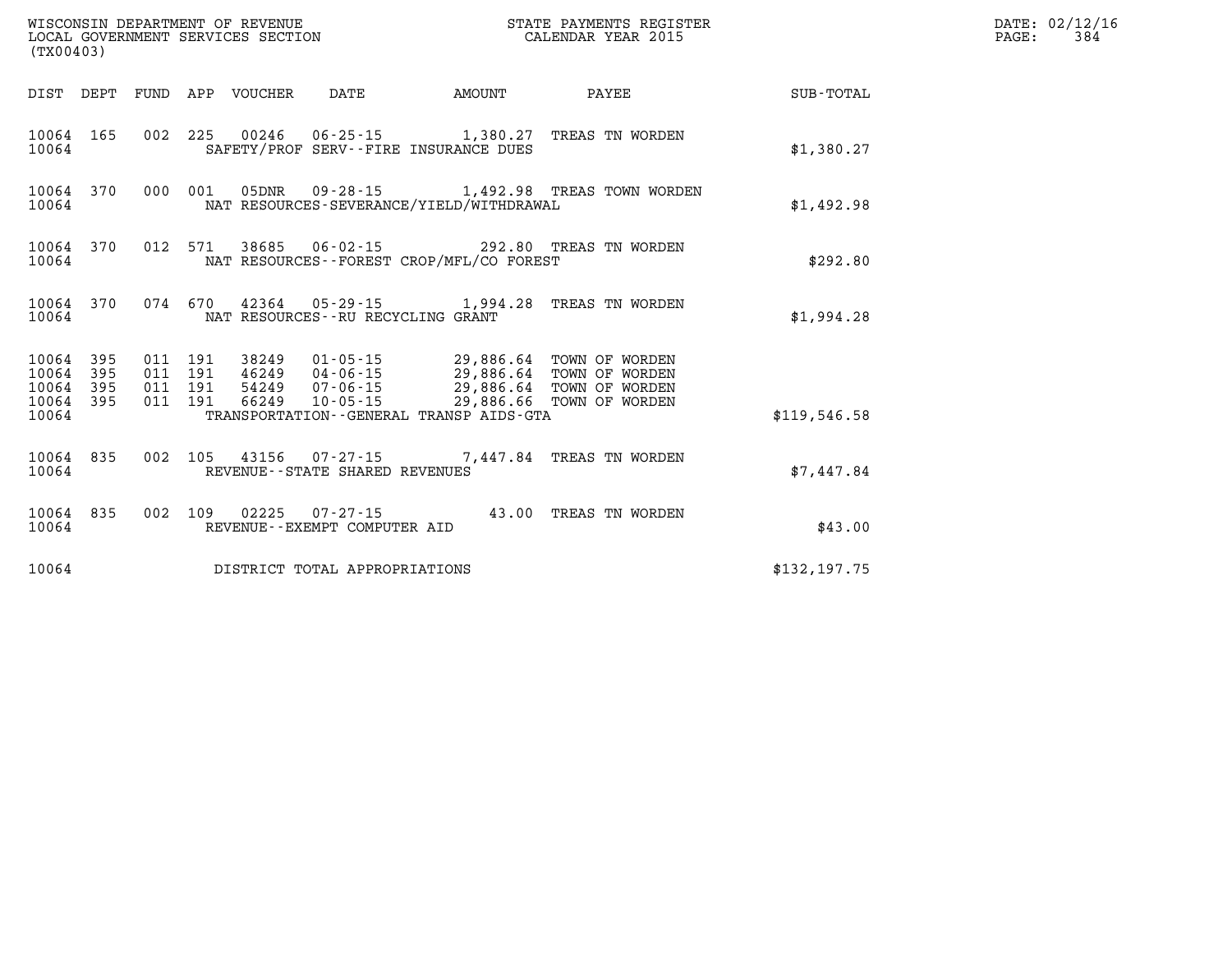WISCONSIN DEPARTMENT OF REVENUE
LOCAL GOVERNMENT SERVICES SECTION
(TX00403)

STATE PAYMENTS REGISTER
CALENDAR YEAR 2015

DATE: 02/12/16
PAGE: 384

| DIST | DEPT | FUND | APP | VOUCHER | DATE | AMOUNT | PAYEE | SUB-TOTAL |
|---|---|---|---|---|---|---|---|---|
| 10064 | 165 | 002 | 225 | 00246 | 06-25-15 | 1,380.27 | TREAS TN WORDEN | |
| 10064 | | | | SAFETY/PROF SERV--FIRE INSURANCE DUES | | | | $1,380.27 |
| 10064 | 370 | 000 | 001 | 05DNR | 09-28-15 | 1,492.98 | TREAS TOWN WORDEN | |
| 10064 | | | | NAT RESOURCES-SEVERANCE/YIELD/WITHDRAWAL | | | | $1,492.98 |
| 10064 | 370 | 012 | 571 | 38685 | 06-02-15 | 292.80 | TREAS TN WORDEN | |
| 10064 | | | | NAT RESOURCES--FOREST CROP/MFL/CO FOREST | | | | $292.80 |
| 10064 | 370 | 074 | 670 | 42364 | 05-29-15 | 1,994.28 | TREAS TN WORDEN | |
| 10064 | | | | NAT RESOURCES--RU RECYCLING GRANT | | | | $1,994.28 |
| 10064 | 395 | 011 | 191 | 38249 | 01-05-15 | 29,886.64 | TOWN OF WORDEN | |
| 10064 | 395 | 011 | 191 | 46249 | 04-06-15 | 29,886.64 | TOWN OF WORDEN | |
| 10064 | 395 | 011 | 191 | 54249 | 07-06-15 | 29,886.64 | TOWN OF WORDEN | |
| 10064 | 395 | 011 | 191 | 66249 | 10-05-15 | 29,886.66 | TOWN OF WORDEN | |
| 10064 | | | | TRANSPORTATION--GENERAL TRANSP AIDS-GTA | | | | $119,546.58 |
| 10064 | 835 | 002 | 105 | 43156 | 07-27-15 | 7,447.84 | TREAS TN WORDEN | |
| 10064 | | | | REVENUE--STATE SHARED REVENUES | | | | $7,447.84 |
| 10064 | 835 | 002 | 109 | 02225 | 07-27-15 | 43.00 | TREAS TN WORDEN | |
| 10064 | | | | REVENUE--EXEMPT COMPUTER AID | | | | $43.00 |
| 10064 | | | | DISTRICT TOTAL APPROPRIATIONS | | | | $132,197.75 |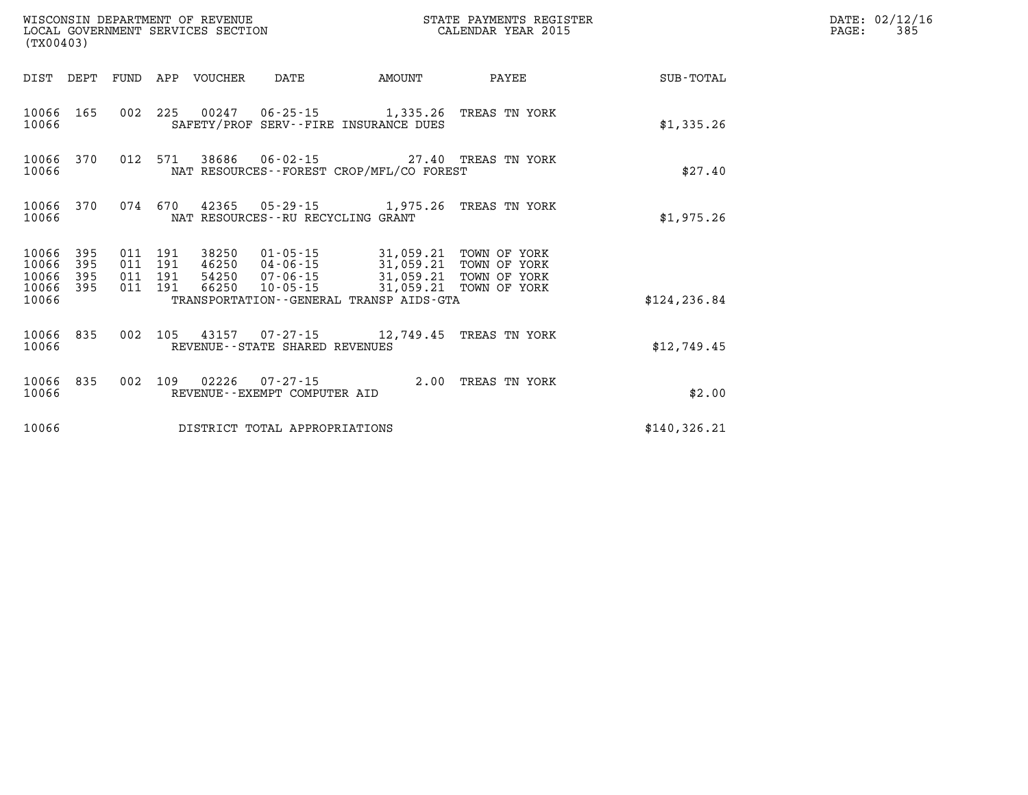WISCONSIN DEPARTMENT OF REVENUE
LOCAL GOVERNMENT SERVICES SECTION
(TX00403)

STATE PAYMENTS REGISTER
CALENDAR YEAR 2015

DATE: 02/12/16
PAGE: 385

| DIST | DEPT | FUND | APP | VOUCHER | DATE | AMOUNT | PAYEE | SUB-TOTAL |
|---|---|---|---|---|---|---|---|---|
| 10066 | 165 | 002 | 225 | 00247 | 06-25-15 | 1,335.26 | TREAS TN YORK | |
| 10066 | | | | SAFETY/PROF SERV--FIRE INSURANCE DUES | | | | $1,335.26 |
| 10066 | 370 | 012 | 571 | 38686 | 06-02-15 | 27.40 | TREAS TN YORK | |
| 10066 | | | | NAT RESOURCES--FOREST CROP/MFL/CO FOREST | | | | $27.40 |
| 10066 | 370 | 074 | 670 | 42365 | 05-29-15 | 1,975.26 | TREAS TN YORK | |
| 10066 | | | | NAT RESOURCES--RU RECYCLING GRANT | | | | $1,975.26 |
| 10066 | 395 | 011 | 191 | 38250 | 01-05-15 | 31,059.21 | TOWN OF YORK | |
| 10066 | 395 | 011 | 191 | 46250 | 04-06-15 | 31,059.21 | TOWN OF YORK | |
| 10066 | 395 | 011 | 191 | 54250 | 07-06-15 | 31,059.21 | TOWN OF YORK | |
| 10066 | 395 | 011 | 191 | 66250 | 10-05-15 | 31,059.21 | TOWN OF YORK | |
| 10066 | | | | TRANSPORTATION--GENERAL TRANSP AIDS-GTA | | | | $124,236.84 |
| 10066 | 835 | 002 | 105 | 43157 | 07-27-15 | 12,749.45 | TREAS TN YORK | |
| 10066 | | | | REVENUE--STATE SHARED REVENUES | | | | $12,749.45 |
| 10066 | 835 | 002 | 109 | 02226 | 07-27-15 | 2.00 | TREAS TN YORK | |
| 10066 | | | | REVENUE--EXEMPT COMPUTER AID | | | | $2.00 |
| 10066 | | | | DISTRICT TOTAL APPROPRIATIONS | | | | $140,326.21 |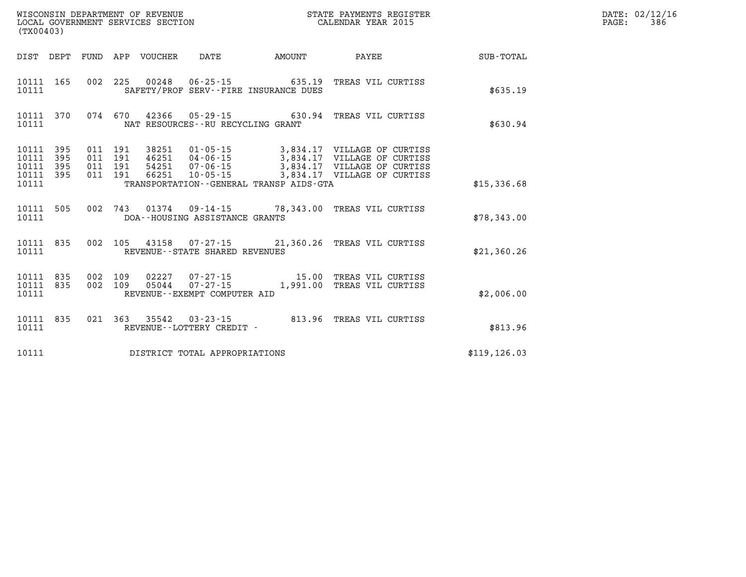WISCONSIN DEPARTMENT OF REVENUE
LOCAL GOVERNMENT SERVICES SECTION
(TX00403)

STATE PAYMENTS REGISTER
CALENDAR YEAR 2015

DATE: 02/12/16

| DIST | DEPT | FUND | APP | VOUCHER | DATE | AMOUNT | PAYEE | SUB-TOTAL |
|---|---|---|---|---|---|---|---|---|
| 10111 | 165 | 002 | 225 | 00248 | 06-25-15 | 635.19 | TREAS VIL CURTISS | |
| 10111 | | | | SAFETY/PROF SERV--FIRE INSURANCE DUES | | | | $635.19 |
| 10111 | 370 | 074 | 670 | 42366 | 05-29-15 | 630.94 | TREAS VIL CURTISS | |
| 10111 | | | | NAT RESOURCES--RU RECYCLING GRANT | | | | $630.94 |
| 10111 | 395 | 011 | 191 | 38251 | 01-05-15 | 3,834.17 | VILLAGE OF CURTISS | |
| 10111 | 395 | 011 | 191 | 46251 | 04-06-15 | 3,834.17 | VILLAGE OF CURTISS | |
| 10111 | 395 | 011 | 191 | 54251 | 07-06-15 | 3,834.17 | VILLAGE OF CURTISS | |
| 10111 | 395 | 011 | 191 | 66251 | 10-05-15 | 3,834.17 | VILLAGE OF CURTISS | |
| 10111 | | | | TRANSPORTATION--GENERAL TRANSP AIDS-GTA | | | | $15,336.68 |
| 10111 | 505 | 002 | 743 | 01374 | 09-14-15 | 78,343.00 | TREAS VIL CURTISS | |
| 10111 | | | | DOA--HOUSING ASSISTANCE GRANTS | | | | $78,343.00 |
| 10111 | 835 | 002 | 105 | 43158 | 07-27-15 | 21,360.26 | TREAS VIL CURTISS | |
| 10111 | | | | REVENUE--STATE SHARED REVENUES | | | | $21,360.26 |
| 10111 | 835 | 002 | 109 | 02227 | 07-27-15 | 15.00 | TREAS VIL CURTISS | |
| 10111 | 835 | 002 | 109 | 05044 | 07-27-15 | 1,991.00 | TREAS VIL CURTISS | |
| 10111 | | | | REVENUE--EXEMPT COMPUTER AID | | | | $2,006.00 |
| 10111 | 835 | 021 | 363 | 35542 | 03-23-15 | 813.96 | TREAS VIL CURTISS | |
| 10111 | | | | REVENUE--LOTTERY CREDIT - | | | | $813.96 |
| 10111 | | | | DISTRICT TOTAL APPROPRIATIONS | | | | $119,126.03 |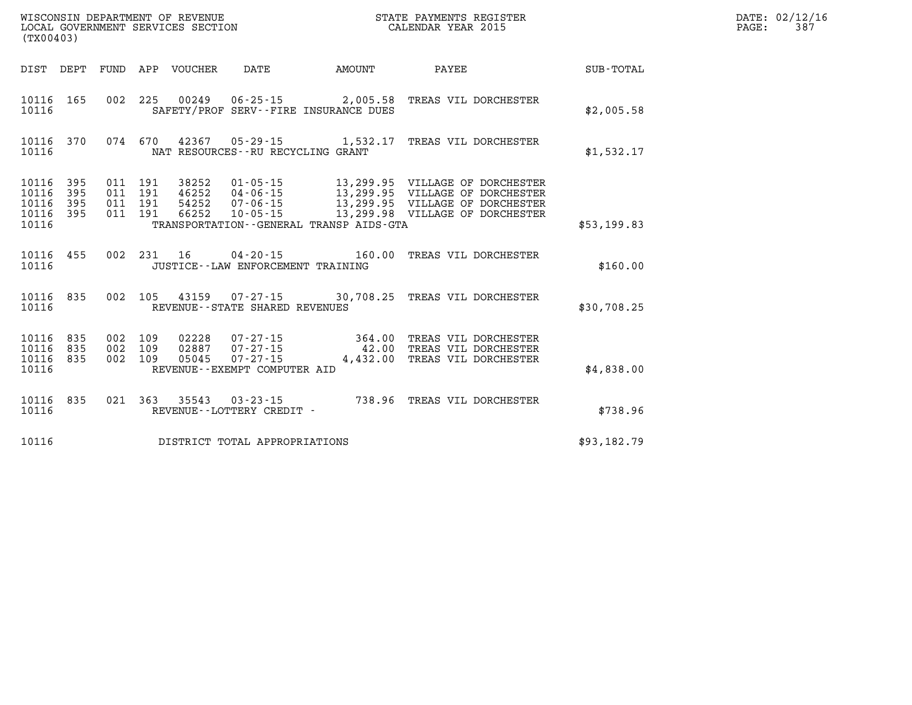WISCONSIN DEPARTMENT OF REVENUE
LOCAL GOVERNMENT SERVICES SECTION
(TX00403)

STATE PAYMENTS REGISTER
CALENDAR YEAR 2015

| DIST | DEPT | FUND | APP | VOUCHER | DATE | AMOUNT | PAYEE | SUB-TOTAL |
|---|---|---|---|---|---|---|---|---|
| 10116 | 165 | 002 | 225 | 00249 | 06-25-15 | 2,005.58 | TREAS VIL DORCHESTER | |
| 10116 | | | | SAFETY/PROF SERV--FIRE INSURANCE DUES | | | | $2,005.58 |
| 10116 | 370 | 074 | 670 | 42367 | 05-29-15 | 1,532.17 | TREAS VIL DORCHESTER | |
| 10116 | | | | NAT RESOURCES--RU RECYCLING GRANT | | | | $1,532.17 |
| 10116 | 395 | 011 | 191 | 38252 | 01-05-15 | 13,299.95 | VILLAGE OF DORCHESTER | |
| 10116 | 395 | 011 | 191 | 46252 | 04-06-15 | 13,299.95 | VILLAGE OF DORCHESTER | |
| 10116 | 395 | 011 | 191 | 54252 | 07-06-15 | 13,299.95 | VILLAGE OF DORCHESTER | |
| 10116 | 395 | 011 | 191 | 66252 | 10-05-15 | 13,299.98 | VILLAGE OF DORCHESTER | |
| 10116 | | | | TRANSPORTATION--GENERAL TRANSP AIDS-GTA | | | | $53,199.83 |
| 10116 | 455 | 002 | 231 | 16 | 04-20-15 | 160.00 | TREAS VIL DORCHESTER | |
| 10116 | | | | JUSTICE--LAW ENFORCEMENT TRAINING | | | | $160.00 |
| 10116 | 835 | 002 | 105 | 43159 | 07-27-15 | 30,708.25 | TREAS VIL DORCHESTER | |
| 10116 | | | | REVENUE--STATE SHARED REVENUES | | | | $30,708.25 |
| 10116 | 835 | 002 | 109 | 02228 | 07-27-15 | 364.00 | TREAS VIL DORCHESTER | |
| 10116 | 835 | 002 | 109 | 02887 | 07-27-15 | 42.00 | TREAS VIL DORCHESTER | |
| 10116 | 835 | 002 | 109 | 05045 | 07-27-15 | 4,432.00 | TREAS VIL DORCHESTER | |
| 10116 | | | | REVENUE--EXEMPT COMPUTER AID | | | | $4,838.00 |
| 10116 | 835 | 021 | 363 | 35543 | 03-23-15 | 738.96 | TREAS VIL DORCHESTER | |
| 10116 | | | | REVENUE--LOTTERY CREDIT - | | | | $738.96 |
| 10116 | | | | DISTRICT TOTAL APPROPRIATIONS | | | | $93,182.79 |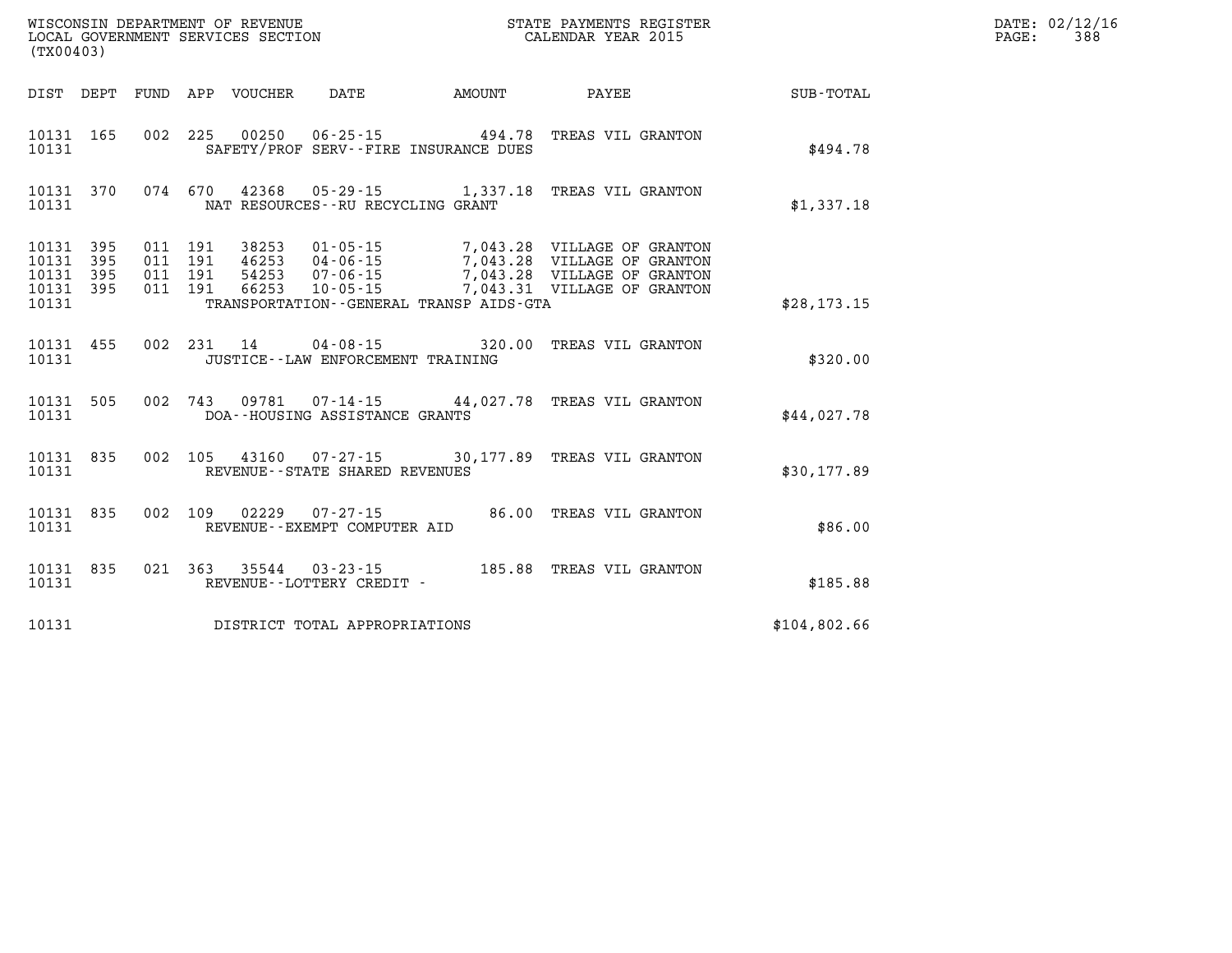WISCONSIN DEPARTMENT OF REVENUE
LOCAL GOVERNMENT SERVICES SECTION
(TX00403)

STATE PAYMENTS REGISTER
CALENDAR YEAR 2015

DATE: 02/12/16

| DIST | DEPT | FUND | APP | VOUCHER | DATE | AMOUNT | PAYEE | SUB-TOTAL |
|---|---|---|---|---|---|---|---|---|
| 10131 | 165 | 002 | 225 | 00250 | 06-25-15 | 494.78 | TREAS VIL GRANTON | |
| 10131 | | | | SAFETY/PROF SERV--FIRE INSURANCE DUES | | | | $494.78 |
| 10131 | 370 | 074 | 670 | 42368 | 05-29-15 | 1,337.18 | TREAS VIL GRANTON | |
| 10131 | | | | NAT RESOURCES--RU RECYCLING GRANT | | | | $1,337.18 |
| 10131 | 395 | 011 | 191 | 38253 | 01-05-15 | 7,043.28 | VILLAGE OF GRANTON | |
| 10131 | 395 | 011 | 191 | 46253 | 04-06-15 | 7,043.28 | VILLAGE OF GRANTON | |
| 10131 | 395 | 011 | 191 | 54253 | 07-06-15 | 7,043.28 | VILLAGE OF GRANTON | |
| 10131 | 395 | 011 | 191 | 66253 | 10-05-15 | 7,043.31 | VILLAGE OF GRANTON | |
| 10131 | | | | TRANSPORTATION--GENERAL TRANSP AIDS-GTA | | | | $28,173.15 |
| 10131 | 455 | 002 | 231 | 14 | 04-08-15 | 320.00 | TREAS VIL GRANTON | |
| 10131 | | | | JUSTICE--LAW ENFORCEMENT TRAINING | | | | $320.00 |
| 10131 | 505 | 002 | 743 | 09781 | 07-14-15 | 44,027.78 | TREAS VIL GRANTON | |
| 10131 | | | | DOA--HOUSING ASSISTANCE GRANTS | | | | $44,027.78 |
| 10131 | 835 | 002 | 105 | 43160 | 07-27-15 | 30,177.89 | TREAS VIL GRANTON | |
| 10131 | | | | REVENUE--STATE SHARED REVENUES | | | | $30,177.89 |
| 10131 | 835 | 002 | 109 | 02229 | 07-27-15 | 86.00 | TREAS VIL GRANTON | |
| 10131 | | | | REVENUE--EXEMPT COMPUTER AID | | | | $86.00 |
| 10131 | 835 | 021 | 363 | 35544 | 03-23-15 | 185.88 | TREAS VIL GRANTON | |
| 10131 | | | | REVENUE--LOTTERY CREDIT - | | | | $185.88 |
| 10131 | | | | DISTRICT TOTAL APPROPRIATIONS | | | | $104,802.66 |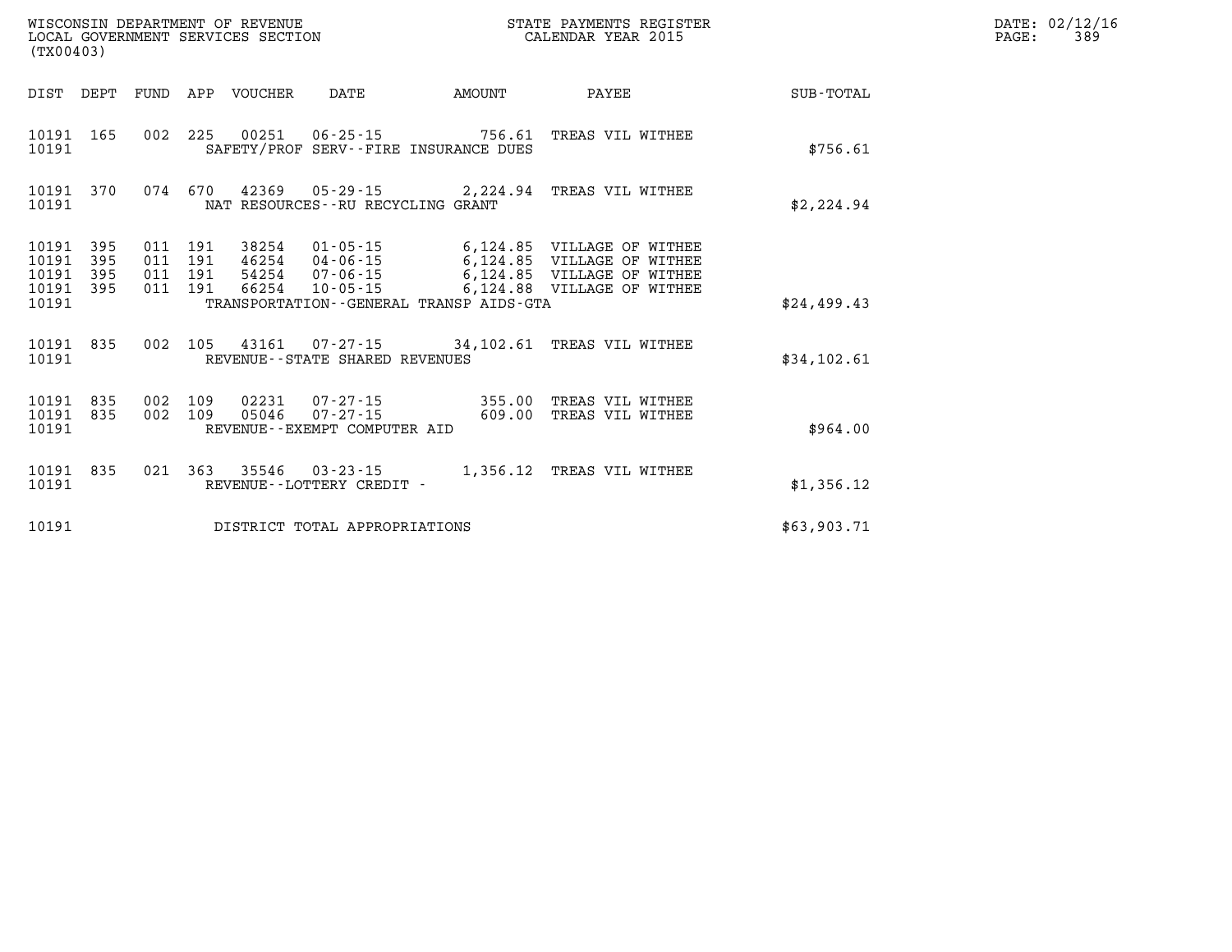WISCONSIN DEPARTMENT OF REVENUE
LOCAL GOVERNMENT SERVICES SECTION
(TX00403)

STATE PAYMENTS REGISTER
CALENDAR YEAR 2015

DATE: 02/12/16
PAGE: 389

| DIST | DEPT | FUND | APP | VOUCHER | DATE | AMOUNT | PAYEE | SUB-TOTAL |
|---|---|---|---|---|---|---|---|---|
| 10191 | 165 | 002 | 225 | 00251 | 06-25-15 | 756.61 | TREAS VIL WITHEE | |
| 10191 | | | | SAFETY/PROF SERV--FIRE INSURANCE DUES | | | | $756.61 |
| 10191 | 370 | 074 | 670 | 42369 | 05-29-15 | 2,224.94 | TREAS VIL WITHEE | |
| 10191 | | | | NAT RESOURCES--RU RECYCLING GRANT | | | | $2,224.94 |
| 10191 | 395 | 011 | 191 | 38254 | 01-05-15 | 6,124.85 | VILLAGE OF WITHEE | |
| 10191 | 395 | 011 | 191 | 46254 | 04-06-15 | 6,124.85 | VILLAGE OF WITHEE | |
| 10191 | 395 | 011 | 191 | 54254 | 07-06-15 | 6,124.85 | VILLAGE OF WITHEE | |
| 10191 | 395 | 011 | 191 | 66254 | 10-05-15 | 6,124.88 | VILLAGE OF WITHEE | |
| 10191 | | | | TRANSPORTATION--GENERAL TRANSP AIDS-GTA | | | | $24,499.43 |
| 10191 | 835 | 002 | 105 | 43161 | 07-27-15 | 34,102.61 | TREAS VIL WITHEE | |
| 10191 | | | | REVENUE--STATE SHARED REVENUES | | | | $34,102.61 |
| 10191 | 835 | 002 | 109 | 02231 | 07-27-15 | 355.00 | TREAS VIL WITHEE | |
| 10191 | 835 | 002 | 109 | 05046 | 07-27-15 | 609.00 | TREAS VIL WITHEE | |
| 10191 | | | | REVENUE--EXEMPT COMPUTER AID | | | | $964.00 |
| 10191 | 835 | 021 | 363 | 35546 | 03-23-15 | 1,356.12 | TREAS VIL WITHEE | |
| 10191 | | | | REVENUE--LOTTERY CREDIT - | | | | $1,356.12 |
| 10191 | | | | DISTRICT TOTAL APPROPRIATIONS | | | | $63,903.71 |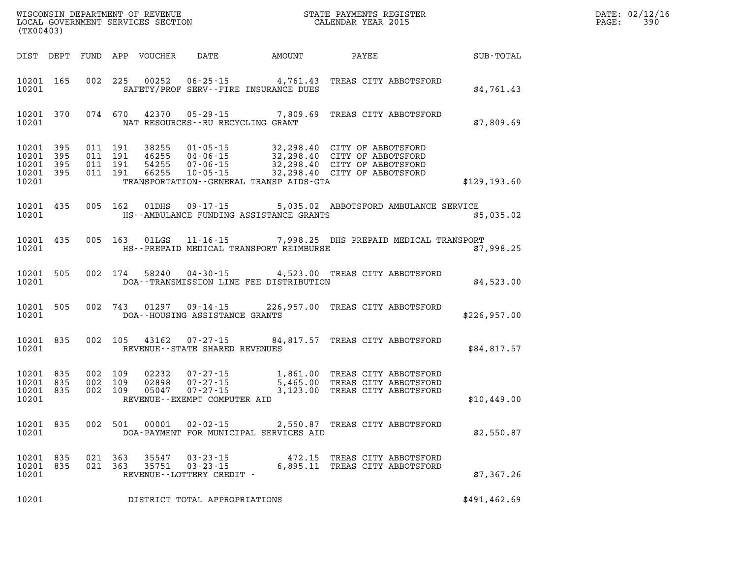WISCONSIN DEPARTMENT OF REVENUE
LOCAL GOVERNMENT SERVICES SECTION
(TX00403)

STATE PAYMENTS REGISTER
CALENDAR YEAR 2015

DATE: 02/12/16
PAGE: 390

| DIST | DEPT | FUND | APP | VOUCHER | DATE | AMOUNT | PAYEE | SUB-TOTAL |
|---|---|---|---|---|---|---|---|---|
| 10201 | 165 | 002 | 225 | 00252 | 06-25-15 | 4,761.43 | TREAS CITY ABBOTSFORD | |
| 10201 | | | | | SAFETY/PROF SERV--FIRE INSURANCE DUES | | | $4,761.43 |
| 10201 | 370 | 074 | 670 | 42370 | 05-29-15 | 7,809.69 | TREAS CITY ABBOTSFORD | |
| 10201 | | | | | NAT RESOURCES--RU RECYCLING GRANT | | | $7,809.69 |
| 10201 | 395 | 011 | 191 | 38255 | 01-05-15 | 32,298.40 | CITY OF ABBOTSFORD | |
| 10201 | 395 | 011 | 191 | 46255 | 04-06-15 | 32,298.40 | CITY OF ABBOTSFORD | |
| 10201 | 395 | 011 | 191 | 54255 | 07-06-15 | 32,298.40 | CITY OF ABBOTSFORD | |
| 10201 | 395 | 011 | 191 | 66255 | 10-05-15 | 32,298.40 | CITY OF ABBOTSFORD | |
| 10201 | | | | | TRANSPORTATION--GENERAL TRANSP AIDS-GTA | | | $129,193.60 |
| 10201 | 435 | 005 | 162 | 01DHS | 09-17-15 | 5,035.02 | ABBOTSFORD AMBULANCE SERVICE | |
| 10201 | | | | | HS--AMBULANCE FUNDING ASSISTANCE GRANTS | | | $5,035.02 |
| 10201 | 435 | 005 | 163 | 01LGS | 11-16-15 | 7,998.25 | DHS PREPAID MEDICAL TRANSPORT | |
| 10201 | | | | | HS--PREPAID MEDICAL TRANSPORT REIMBURSE | | | $7,998.25 |
| 10201 | 505 | 002 | 174 | 58240 | 04-30-15 | 4,523.00 | TREAS CITY ABBOTSFORD | |
| 10201 | | | | | DOA--TRANSMISSION LINE FEE DISTRIBUTION | | | $4,523.00 |
| 10201 | 505 | 002 | 743 | 01297 | 09-14-15 | 226,957.00 | TREAS CITY ABBOTSFORD | |
| 10201 | | | | | DOA--HOUSING ASSISTANCE GRANTS | | | $226,957.00 |
| 10201 | 835 | 002 | 105 | 43162 | 07-27-15 | 84,817.57 | TREAS CITY ABBOTSFORD | |
| 10201 | | | | | REVENUE--STATE SHARED REVENUES | | | $84,817.57 |
| 10201 | 835 | 002 | 109 | 02232 | 07-27-15 | 1,861.00 | TREAS CITY ABBOTSFORD | |
| 10201 | 835 | 002 | 109 | 02898 | 07-27-15 | 5,465.00 | TREAS CITY ABBOTSFORD | |
| 10201 | 835 | 002 | 109 | 05047 | 07-27-15 | 3,123.00 | TREAS CITY ABBOTSFORD | |
| 10201 | | | | | REVENUE--EXEMPT COMPUTER AID | | | $10,449.00 |
| 10201 | 835 | 002 | 501 | 00001 | 02-02-15 | 2,550.87 | TREAS CITY ABBOTSFORD | |
| 10201 | | | | | DOA-PAYMENT FOR MUNICIPAL SERVICES AID | | | $2,550.87 |
| 10201 | 835 | 021 | 363 | 35547 | 03-23-15 | 472.15 | TREAS CITY ABBOTSFORD | |
| 10201 | 835 | 021 | 363 | 35751 | 03-23-15 | 6,895.11 | TREAS CITY ABBOTSFORD | |
| 10201 | | | | | REVENUE--LOTTERY CREDIT - | | | $7,367.26 |
| 10201 | | | | | DISTRICT TOTAL APPROPRIATIONS | | | $491,462.69 |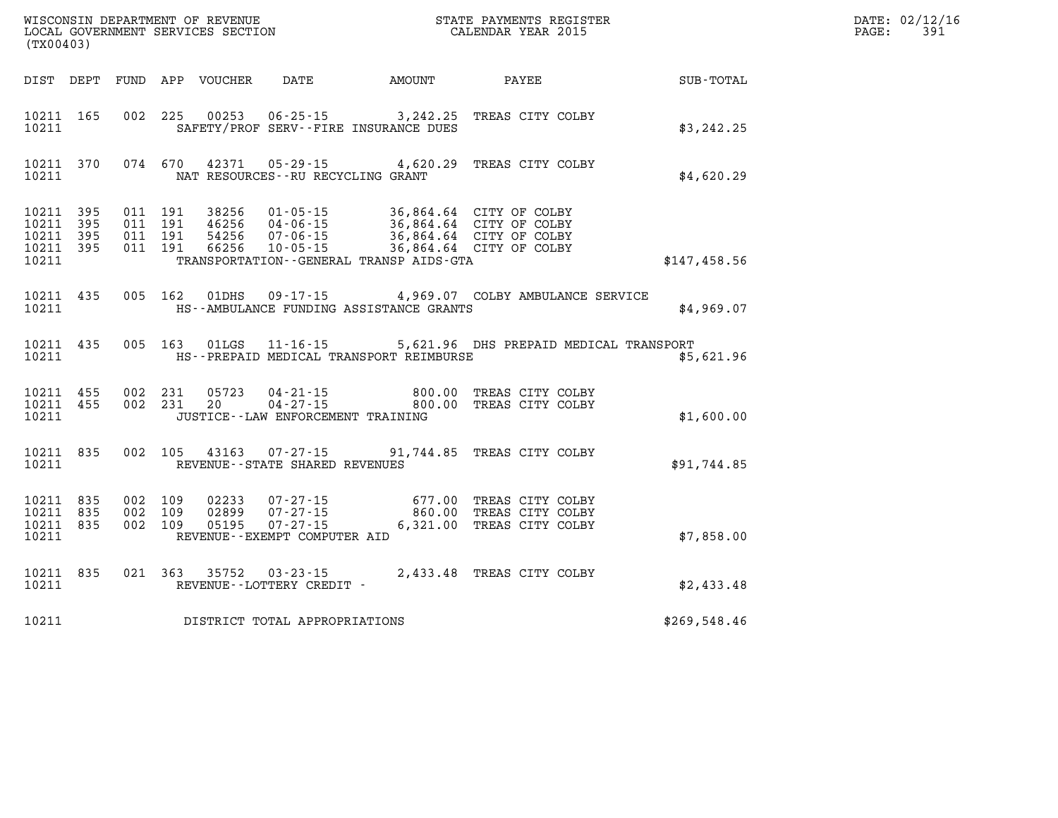WISCONSIN DEPARTMENT OF REVENUE
LOCAL GOVERNMENT SERVICES SECTION
(TX00403)

STATE PAYMENTS REGISTER
CALENDAR YEAR 2015

DATE: 02/12/16
PAGE: 391

| DIST | DEPT | FUND | APP | VOUCHER | DATE | AMOUNT | PAYEE | SUB-TOTAL |
|---|---|---|---|---|---|---|---|---|
| 10211 | 165 | 002 | 225 | 00253 | 06-25-15 | 3,242.25 | TREAS CITY COLBY | |
| 10211 | | | | SAFETY/PROF SERV--FIRE INSURANCE DUES | | | | $3,242.25 |
| 10211 | 370 | 074 | 670 | 42371 | 05-29-15 | 4,620.29 | TREAS CITY COLBY | |
| 10211 | | | | NAT RESOURCES--RU RECYCLING GRANT | | | | $4,620.29 |
| 10211 | 395 | 011 | 191 | 38256 | 01-05-15 | 36,864.64 | CITY OF COLBY | |
| 10211 | 395 | 011 | 191 | 46256 | 04-06-15 | 36,864.64 | CITY OF COLBY | |
| 10211 | 395 | 011 | 191 | 54256 | 07-06-15 | 36,864.64 | CITY OF COLBY | |
| 10211 | 395 | 011 | 191 | 66256 | 10-05-15 | 36,864.64 | CITY OF COLBY | |
| 10211 | | | | TRANSPORTATION--GENERAL TRANSP AIDS-GTA | | | | $147,458.56 |
| 10211 | 435 | 005 | 162 | 01DHS | 09-17-15 | 4,969.07 | COLBY AMBULANCE SERVICE | |
| 10211 | | | | HS--AMBULANCE FUNDING ASSISTANCE GRANTS | | | | $4,969.07 |
| 10211 | 435 | 005 | 163 | 01LGS | 11-16-15 | 5,621.96 | DHS PREPAID MEDICAL TRANSPORT | |
| 10211 | | | | HS--PREPAID MEDICAL TRANSPORT REIMBURSE | | | | $5,621.96 |
| 10211 | 455 | 002 | 231 | 05723 | 04-21-15 | 800.00 | TREAS CITY COLBY | |
| 10211 | 455 | 002 | 231 | 20 | 04-27-15 | 800.00 | TREAS CITY COLBY | |
| 10211 | | | | JUSTICE--LAW ENFORCEMENT TRAINING | | | | $1,600.00 |
| 10211 | 835 | 002 | 105 | 43163 | 07-27-15 | 91,744.85 | TREAS CITY COLBY | |
| 10211 | | | | REVENUE--STATE SHARED REVENUES | | | | $91,744.85 |
| 10211 | 835 | 002 | 109 | 02233 | 07-27-15 | 677.00 | TREAS CITY COLBY | |
| 10211 | 835 | 002 | 109 | 02899 | 07-27-15 | 860.00 | TREAS CITY COLBY | |
| 10211 | 835 | 002 | 109 | 05195 | 07-27-15 | 6,321.00 | TREAS CITY COLBY | |
| 10211 | | | | REVENUE--EXEMPT COMPUTER AID | | | | $7,858.00 |
| 10211 | 835 | 021 | 363 | 35752 | 03-23-15 | 2,433.48 | TREAS CITY COLBY | |
| 10211 | | | | REVENUE--LOTTERY CREDIT - | | | | $2,433.48 |
| 10211 | | | | DISTRICT TOTAL APPROPRIATIONS | | | | $269,548.46 |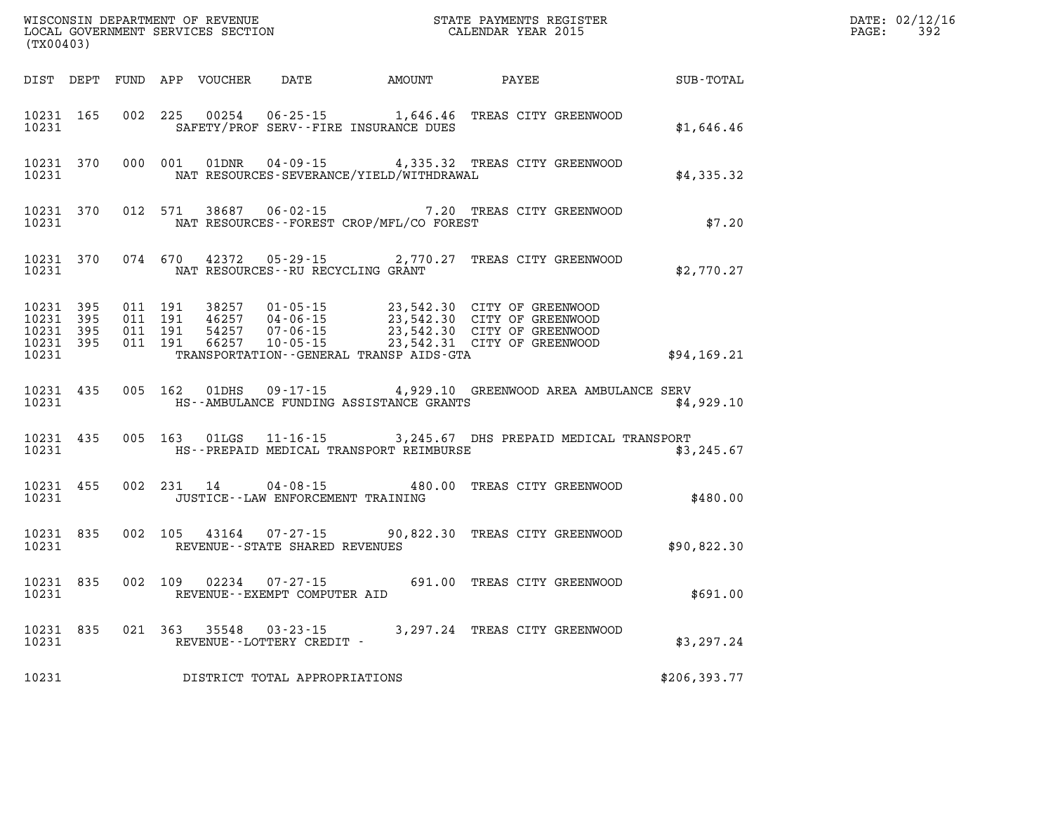WISCONSIN DEPARTMENT OF REVENUE
LOCAL GOVERNMENT SERVICES SECTION
(TX00403)

STATE PAYMENTS REGISTER
CALENDAR YEAR 2015

DATE: 02/12/16
PAGE: 392

| DIST | DEPT | FUND | APP | VOUCHER | DATE | AMOUNT | PAYEE | SUB-TOTAL |
|---|---|---|---|---|---|---|---|---|
| 10231 | 165 | 002 | 225 | 00254 | 06-25-15 | 1,646.46 | TREAS CITY GREENWOOD | |
| 10231 | | | | SAFETY/PROF SERV--FIRE INSURANCE DUES | | | | $1,646.46 |
| 10231 | 370 | 000 | 001 | 01DNR | 04-09-15 | 4,335.32 | TREAS CITY GREENWOOD | |
| 10231 | | | | NAT RESOURCES-SEVERANCE/YIELD/WITHDRAWAL | | | | $4,335.32 |
| 10231 | 370 | 012 | 571 | 38687 | 06-02-15 | 7.20 | TREAS CITY GREENWOOD | |
| 10231 | | | | NAT RESOURCES--FOREST CROP/MFL/CO FOREST | | | | $7.20 |
| 10231 | 370 | 074 | 670 | 42372 | 05-29-15 | 2,770.27 | TREAS CITY GREENWOOD | |
| 10231 | | | | NAT RESOURCES--RU RECYCLING GRANT | | | | $2,770.27 |
| 10231 | 395 | 011 | 191 | 38257 | 01-05-15 | 23,542.30 | CITY OF GREENWOOD | |
| 10231 | 395 | 011 | 191 | 46257 | 04-06-15 | 23,542.30 | CITY OF GREENWOOD | |
| 10231 | 395 | 011 | 191 | 54257 | 07-06-15 | 23,542.30 | CITY OF GREENWOOD | |
| 10231 | 395 | 011 | 191 | 66257 | 10-05-15 | 23,542.31 | CITY OF GREENWOOD | |
| 10231 | | | | TRANSPORTATION--GENERAL TRANSP AIDS-GTA | | | | $94,169.21 |
| 10231 | 435 | 005 | 162 | 01DHS | 09-17-15 | 4,929.10 | GREENWOOD AREA AMBULANCE SERV | |
| 10231 | | | | HS--AMBULANCE FUNDING ASSISTANCE GRANTS | | | | $4,929.10 |
| 10231 | 435 | 005 | 163 | 01LGS | 11-16-15 | 3,245.67 | DHS PREPAID MEDICAL TRANSPORT | |
| 10231 | | | | HS--PREPAID MEDICAL TRANSPORT REIMBURSE | | | | $3,245.67 |
| 10231 | 455 | 002 | 231 | 14 | 04-08-15 | 480.00 | TREAS CITY GREENWOOD | |
| 10231 | | | | JUSTICE--LAW ENFORCEMENT TRAINING | | | | $480.00 |
| 10231 | 835 | 002 | 105 | 43164 | 07-27-15 | 90,822.30 | TREAS CITY GREENWOOD | |
| 10231 | | | | REVENUE--STATE SHARED REVENUES | | | | $90,822.30 |
| 10231 | 835 | 002 | 109 | 02234 | 07-27-15 | 691.00 | TREAS CITY GREENWOOD | |
| 10231 | | | | REVENUE--EXEMPT COMPUTER AID | | | | $691.00 |
| 10231 | 835 | 021 | 363 | 35548 | 03-23-15 | 3,297.24 | TREAS CITY GREENWOOD | |
| 10231 | | | | REVENUE--LOTTERY CREDIT - | | | | $3,297.24 |
| 10231 | | | | DISTRICT TOTAL APPROPRIATIONS | | | | $206,393.77 |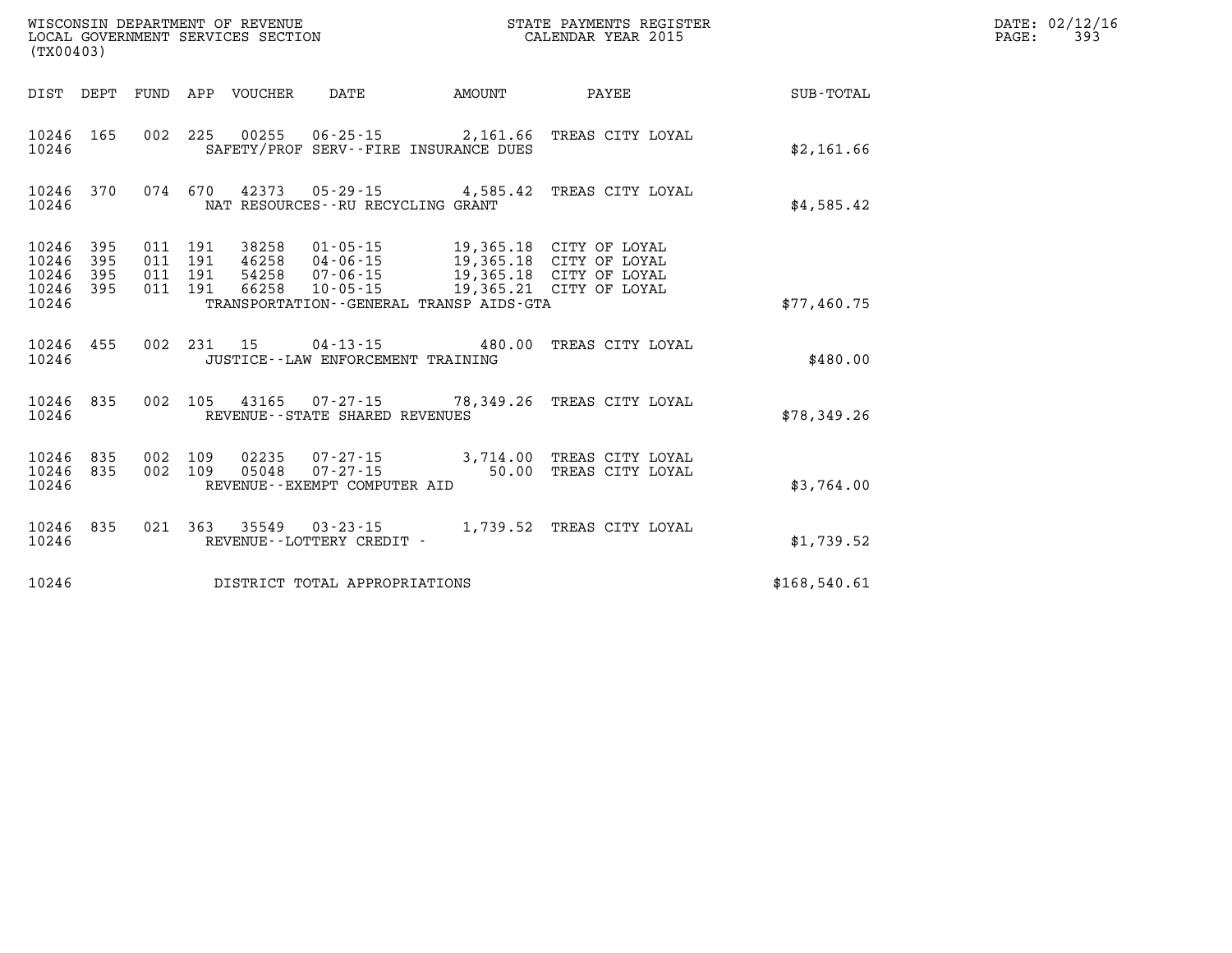WISCONSIN DEPARTMENT OF REVENUE
LOCAL GOVERNMENT SERVICES SECTION
(TX00403)

STATE PAYMENTS REGISTER
CALENDAR YEAR 2015

DATE: 02/12/16

| DIST | DEPT | FUND | APP | VOUCHER | DATE | AMOUNT | PAYEE | SUB-TOTAL |
|---|---|---|---|---|---|---|---|---|
| 10246 | 165 | 002 | 225 | 00255 | 06-25-15 | 2,161.66 | TREAS CITY LOYAL | |
| 10246 | | | | SAFETY/PROF SERV--FIRE INSURANCE DUES | | | | $2,161.66 |
| 10246 | 370 | 074 | 670 | 42373 | 05-29-15 | 4,585.42 | TREAS CITY LOYAL | |
| 10246 | | | | NAT RESOURCES--RU RECYCLING GRANT | | | | $4,585.42 |
| 10246 | 395 | 011 | 191 | 38258 | 01-05-15 | 19,365.18 | CITY OF LOYAL | |
| 10246 | 395 | 011 | 191 | 46258 | 04-06-15 | 19,365.18 | CITY OF LOYAL | |
| 10246 | 395 | 011 | 191 | 54258 | 07-06-15 | 19,365.18 | CITY OF LOYAL | |
| 10246 | 395 | 011 | 191 | 66258 | 10-05-15 | 19,365.21 | CITY OF LOYAL | |
| 10246 | | | | TRANSPORTATION--GENERAL TRANSP AIDS-GTA | | | | $77,460.75 |
| 10246 | 455 | 002 | 231 | 15 | 04-13-15 | 480.00 | TREAS CITY LOYAL | |
| 10246 | | | | JUSTICE--LAW ENFORCEMENT TRAINING | | | | $480.00 |
| 10246 | 835 | 002 | 105 | 43165 | 07-27-15 | 78,349.26 | TREAS CITY LOYAL | |
| 10246 | | | | REVENUE--STATE SHARED REVENUES | | | | $78,349.26 |
| 10246 | 835 | 002 | 109 | 02235 | 07-27-15 | 3,714.00 | TREAS CITY LOYAL | |
| 10246 | 835 | 002 | 109 | 05048 | 07-27-15 | 50.00 | TREAS CITY LOYAL | |
| 10246 | | | | REVENUE--EXEMPT COMPUTER AID | | | | $3,764.00 |
| 10246 | 835 | 021 | 363 | 35549 | 03-23-15 | 1,739.52 | TREAS CITY LOYAL | |
| 10246 | | | | REVENUE--LOTTERY CREDIT - | | | | $1,739.52 |
| 10246 | | | | DISTRICT TOTAL APPROPRIATIONS | | | | $168,540.61 |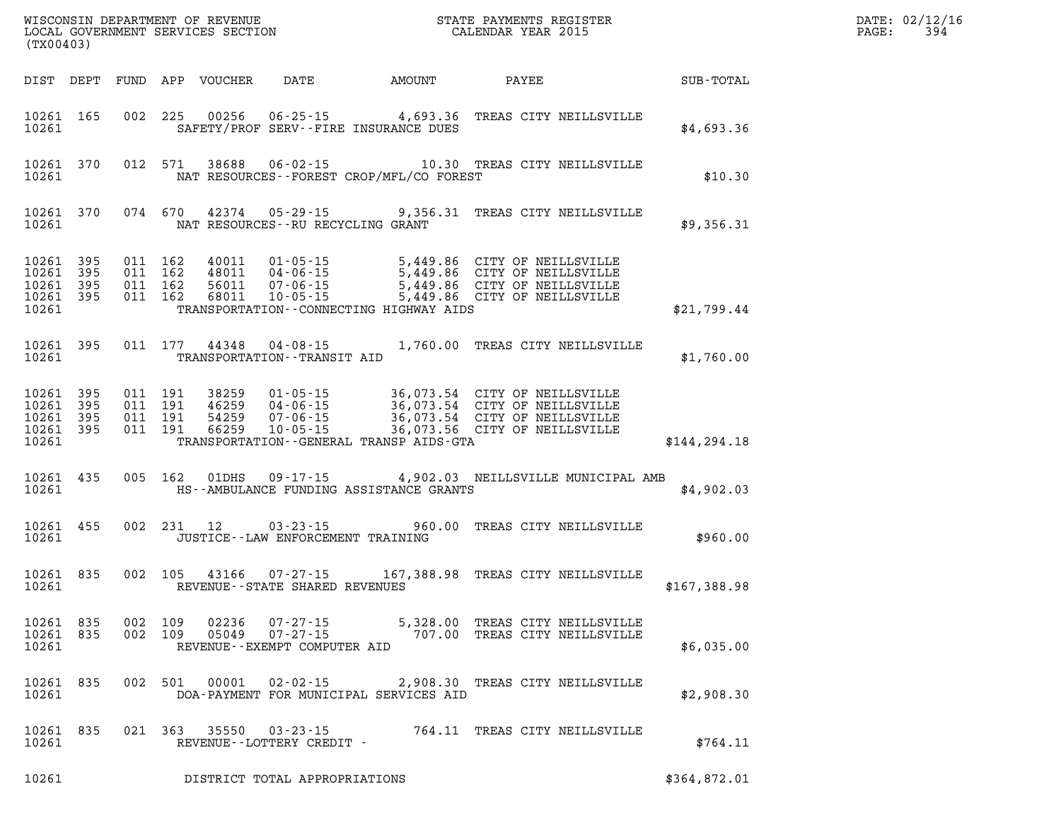WISCONSIN DEPARTMENT OF REVENUE
LOCAL GOVERNMENT SERVICES SECTION
(TX00403)

STATE PAYMENTS REGISTER
CALENDAR YEAR 2015

DATE: 02/12/16

| DIST | DEPT | FUND | APP | VOUCHER | DATE | AMOUNT | PAYEE | SUB-TOTAL |
|---|---|---|---|---|---|---|---|---|
| 10261 | 165 | 002 | 225 | 00256 | 06-25-15 | 4,693.36 | TREAS CITY NEILLSVILLE | |
| 10261 | | | | SAFETY/PROF SERV--FIRE INSURANCE DUES | | | | $4,693.36 |
| 10261 | 370 | 012 | 571 | 38688 | 06-02-15 | 10.30 | TREAS CITY NEILLSVILLE | |
| 10261 | | | | NAT RESOURCES--FOREST CROP/MFL/CO FOREST | | | | $10.30 |
| 10261 | 370 | 074 | 670 | 42374 | 05-29-15 | 9,356.31 | TREAS CITY NEILLSVILLE | |
| 10261 | | | | NAT RESOURCES--RU RECYCLING GRANT | | | | $9,356.31 |
| 10261 | 395 | 011 | 162 | 40011 | 01-05-15 | 5,449.86 | CITY OF NEILLSVILLE | |
| 10261 | 395 | 011 | 162 | 48011 | 04-06-15 | 5,449.86 | CITY OF NEILLSVILLE | |
| 10261 | 395 | 011 | 162 | 56011 | 07-06-15 | 5,449.86 | CITY OF NEILLSVILLE | |
| 10261 | 395 | 011 | 162 | 68011 | 10-05-15 | 5,449.86 | CITY OF NEILLSVILLE | |
| 10261 | | | | TRANSPORTATION--CONNECTING HIGHWAY AIDS | | | | $21,799.44 |
| 10261 | 395 | 011 | 177 | 44348 | 04-08-15 | 1,760.00 | TREAS CITY NEILLSVILLE | |
| 10261 | | | | TRANSPORTATION--TRANSIT AID | | | | $1,760.00 |
| 10261 | 395 | 011 | 191 | 38259 | 01-05-15 | 36,073.54 | CITY OF NEILLSVILLE | |
| 10261 | 395 | 011 | 191 | 46259 | 04-06-15 | 36,073.54 | CITY OF NEILLSVILLE | |
| 10261 | 395 | 011 | 191 | 54259 | 07-06-15 | 36,073.54 | CITY OF NEILLSVILLE | |
| 10261 | 395 | 011 | 191 | 66259 | 10-05-15 | 36,073.56 | CITY OF NEILLSVILLE | |
| 10261 | | | | TRANSPORTATION--GENERAL TRANSP AIDS-GTA | | | | $144,294.18 |
| 10261 | 435 | 005 | 162 | 01DHS | 09-17-15 | 4,902.03 | NEILLSVILLE MUNICIPAL AMB | |
| 10261 | | | | HS--AMBULANCE FUNDING ASSISTANCE GRANTS | | | | $4,902.03 |
| 10261 | 455 | 002 | 231 | 12 | 03-23-15 | 960.00 | TREAS CITY NEILLSVILLE | |
| 10261 | | | | JUSTICE--LAW ENFORCEMENT TRAINING | | | | $960.00 |
| 10261 | 835 | 002 | 105 | 43166 | 07-27-15 | 167,388.98 | TREAS CITY NEILLSVILLE | |
| 10261 | | | | REVENUE--STATE SHARED REVENUES | | | | $167,388.98 |
| 10261 | 835 | 002 | 109 | 02236 | 07-27-15 | 5,328.00 | TREAS CITY NEILLSVILLE | |
| 10261 | 835 | 002 | 109 | 05049 | 07-27-15 | 707.00 | TREAS CITY NEILLSVILLE | |
| 10261 | | | | REVENUE--EXEMPT COMPUTER AID | | | | $6,035.00 |
| 10261 | 835 | 002 | 501 | 00001 | 02-02-15 | 2,908.30 | TREAS CITY NEILLSVILLE | |
| 10261 | | | | DOA-PAYMENT FOR MUNICIPAL SERVICES AID | | | | $2,908.30 |
| 10261 | 835 | 021 | 363 | 35550 | 03-23-15 | 764.11 | TREAS CITY NEILLSVILLE | |
| 10261 | | | | REVENUE--LOTTERY CREDIT - | | | | $764.11 |
| 10261 | | | | DISTRICT TOTAL APPROPRIATIONS | | | | $364,872.01 |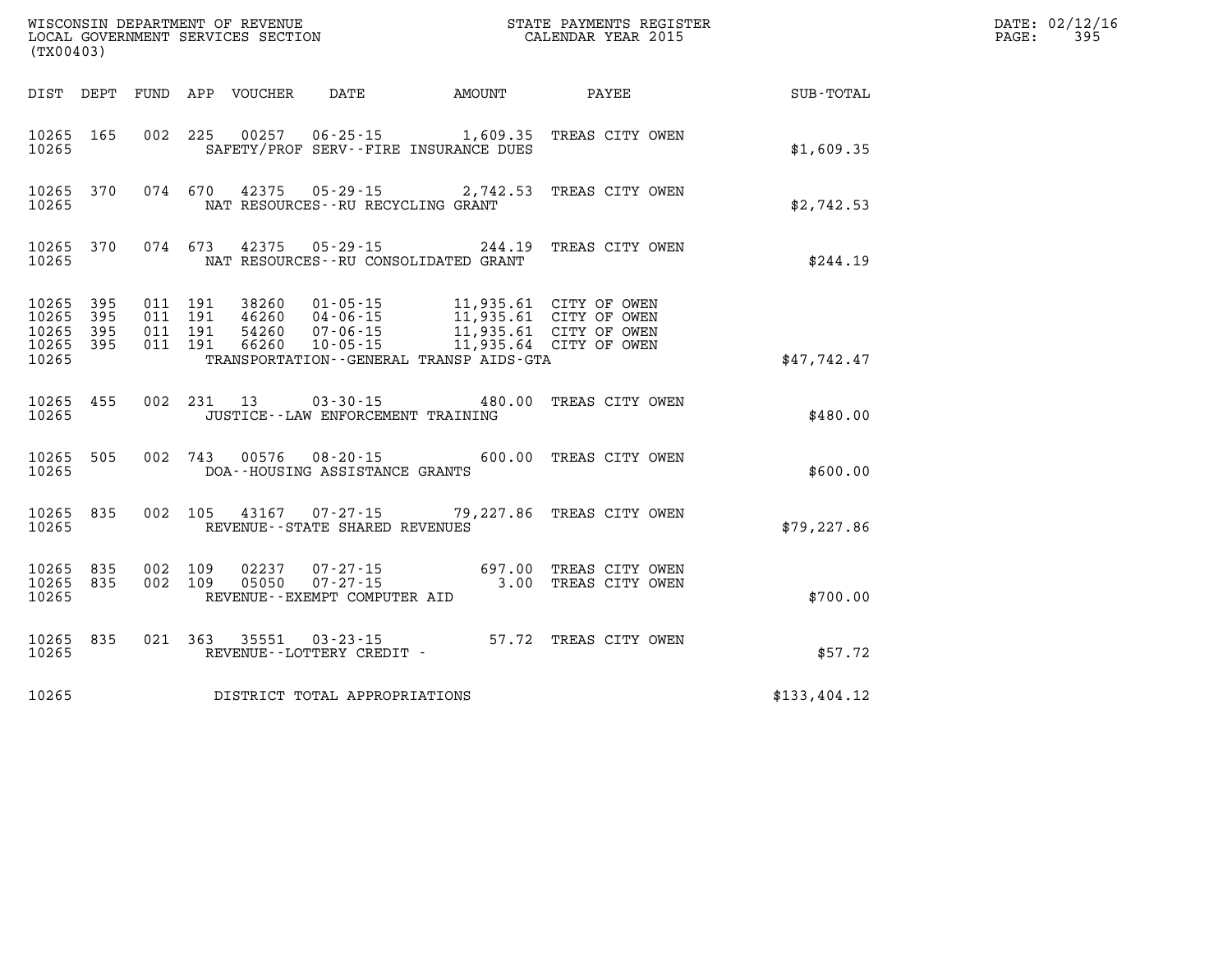WISCONSIN DEPARTMENT OF REVENUE
LOCAL GOVERNMENT SERVICES SECTION
(TX00403)

STATE PAYMENTS REGISTER
CALENDAR YEAR 2015

DATE: 02/12/16
PAGE: 395

| DIST | DEPT | FUND | APP | VOUCHER | DATE | AMOUNT | PAYEE | SUB-TOTAL |
|---|---|---|---|---|---|---|---|---|
| 10265 | 165 | 002 | 225 | 00257 | 06-25-15 | 1,609.35 | TREAS CITY OWEN | |
| 10265 | | | | SAFETY/PROF SERV--FIRE INSURANCE DUES | | | | $1,609.35 |
| 10265 | 370 | 074 | 670 | 42375 | 05-29-15 | 2,742.53 | TREAS CITY OWEN | |
| 10265 | | | | NAT RESOURCES--RU RECYCLING GRANT | | | | $2,742.53 |
| 10265 | 370 | 074 | 673 | 42375 | 05-29-15 | 244.19 | TREAS CITY OWEN | |
| 10265 | | | | NAT RESOURCES--RU CONSOLIDATED GRANT | | | | $244.19 |
| 10265 | 395 | 011 | 191 | 38260 | 01-05-15 | 11,935.61 | CITY OF OWEN | |
| 10265 | 395 | 011 | 191 | 46260 | 04-06-15 | 11,935.61 | CITY OF OWEN | |
| 10265 | 395 | 011 | 191 | 54260 | 07-06-15 | 11,935.61 | CITY OF OWEN | |
| 10265 | 395 | 011 | 191 | 66260 | 10-05-15 | 11,935.64 | CITY OF OWEN | |
| 10265 | | | | TRANSPORTATION--GENERAL TRANSP AIDS-GTA | | | | $47,742.47 |
| 10265 | 455 | 002 | 231 | 13 | 03-30-15 | 480.00 | TREAS CITY OWEN | |
| 10265 | | | | JUSTICE--LAW ENFORCEMENT TRAINING | | | | $480.00 |
| 10265 | 505 | 002 | 743 | 00576 | 08-20-15 | 600.00 | TREAS CITY OWEN | |
| 10265 | | | | DOA--HOUSING ASSISTANCE GRANTS | | | | $600.00 |
| 10265 | 835 | 002 | 105 | 43167 | 07-27-15 | 79,227.86 | TREAS CITY OWEN | |
| 10265 | | | | REVENUE--STATE SHARED REVENUES | | | | $79,227.86 |
| 10265 | 835 | 002 | 109 | 02237 | 07-27-15 | 697.00 | TREAS CITY OWEN | |
| 10265 | 835 | 002 | 109 | 05050 | 07-27-15 | 3.00 | TREAS CITY OWEN | |
| 10265 | | | | REVENUE--EXEMPT COMPUTER AID | | | | $700.00 |
| 10265 | 835 | 021 | 363 | 35551 | 03-23-15 | 57.72 | TREAS CITY OWEN | |
| 10265 | | | | REVENUE--LOTTERY CREDIT - | | | | $57.72 |
| 10265 | | | | DISTRICT TOTAL APPROPRIATIONS | | | | $133,404.12 |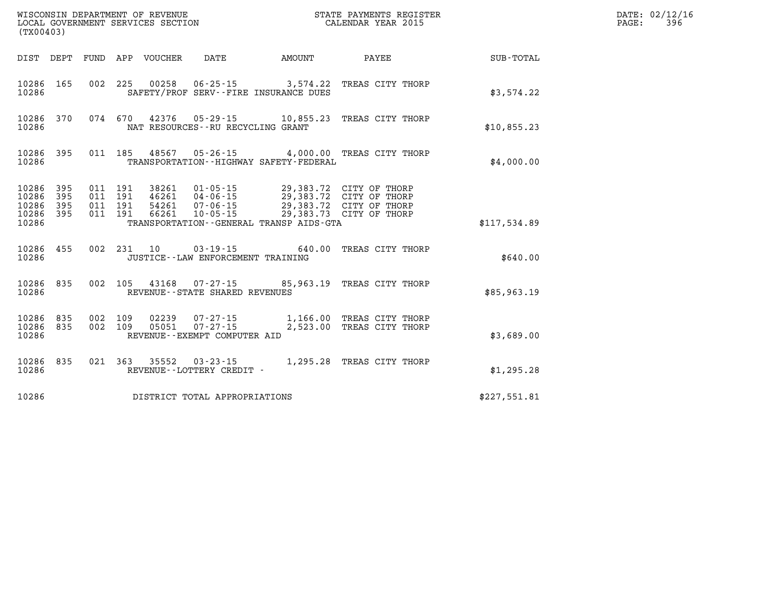WISCONSIN DEPARTMENT OF REVENUE
LOCAL GOVERNMENT SERVICES SECTION
(TX00403)

STATE PAYMENTS REGISTER
CALENDAR YEAR 2015

DATE: 02/12/16
PAGE: 396

| DIST | DEPT | FUND | APP | VOUCHER | DATE | AMOUNT | PAYEE | SUB-TOTAL |
|---|---|---|---|---|---|---|---|---|
| 10286 | 165 | 002 | 225 | 00258 | 06-25-15 | 3,574.22 | TREAS CITY THORP | |
| 10286 | | | | SAFETY/PROF SERV--FIRE INSURANCE DUES | | | | $3,574.22 |
| 10286 | 370 | 074 | 670 | 42376 | 05-29-15 | 10,855.23 | TREAS CITY THORP | |
| 10286 | | | | NAT RESOURCES--RU RECYCLING GRANT | | | | $10,855.23 |
| 10286 | 395 | 011 | 185 | 48567 | 05-26-15 | 4,000.00 | TREAS CITY THORP | |
| 10286 | | | | TRANSPORTATION--HIGHWAY SAFETY-FEDERAL | | | | $4,000.00 |
| 10286 | 395 | 011 | 191 | 38261 | 01-05-15 | 29,383.72 | CITY OF THORP | |
| 10286 | 395 | 011 | 191 | 46261 | 04-06-15 | 29,383.72 | CITY OF THORP | |
| 10286 | 395 | 011 | 191 | 54261 | 07-06-15 | 29,383.72 | CITY OF THORP | |
| 10286 | 395 | 011 | 191 | 66261 | 10-05-15 | 29,383.73 | CITY OF THORP | |
| 10286 | | | | TRANSPORTATION--GENERAL TRANSP AIDS-GTA | | | | $117,534.89 |
| 10286 | 455 | 002 | 231 | 10 | 03-19-15 | 640.00 | TREAS CITY THORP | |
| 10286 | | | | JUSTICE--LAW ENFORCEMENT TRAINING | | | | $640.00 |
| 10286 | 835 | 002 | 105 | 43168 | 07-27-15 | 85,963.19 | TREAS CITY THORP | |
| 10286 | | | | REVENUE--STATE SHARED REVENUES | | | | $85,963.19 |
| 10286 | 835 | 002 | 109 | 02239 | 07-27-15 | 1,166.00 | TREAS CITY THORP | |
| 10286 | 835 | 002 | 109 | 05051 | 07-27-15 | 2,523.00 | TREAS CITY THORP | |
| 10286 | | | | REVENUE--EXEMPT COMPUTER AID | | | | $3,689.00 |
| 10286 | 835 | 021 | 363 | 35552 | 03-23-15 | 1,295.28 | TREAS CITY THORP | |
| 10286 | | | | REVENUE--LOTTERY CREDIT - | | | | $1,295.28 |
| 10286 | | | | DISTRICT TOTAL APPROPRIATIONS | | | | $227,551.81 |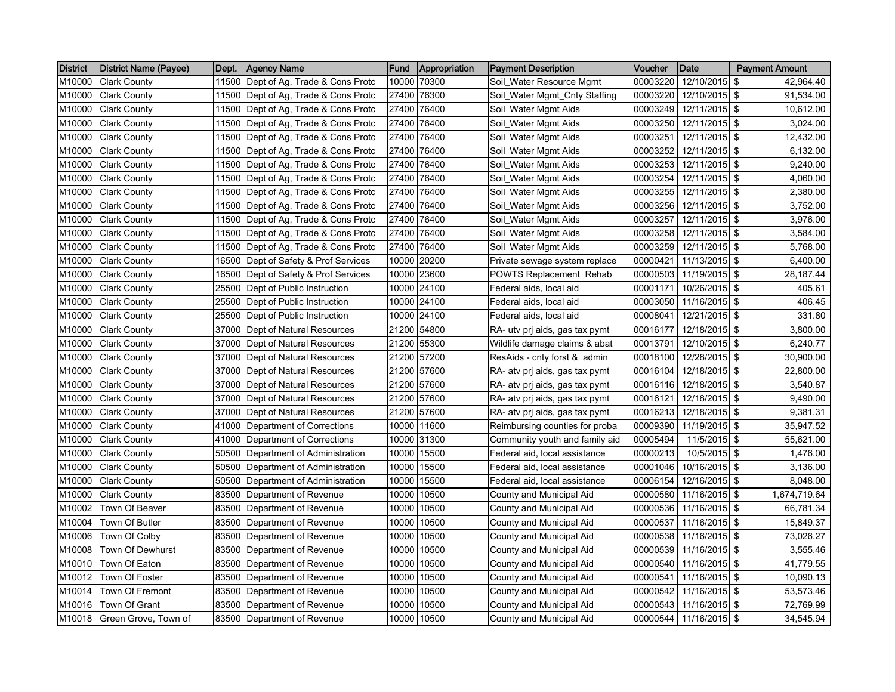| District | District Name (Payee) | Dept. | Agency Name | Fund | Appropriation | Payment Description | Voucher | Date | Payment Amount |
|---|---|---|---|---|---|---|---|---|---|
| M10000 | Clark County | 11500 | Dept of Ag, Trade & Cons Protc | 10000 | 70300 | Soil_Water Resource Mgmt | 00003220 | 12/10/2015 | $ 42,964.40 |
| M10000 | Clark County | 11500 | Dept of Ag, Trade & Cons Protc | 27400 | 76300 | Soil_Water Mgmt_Cnty Staffing | 00003220 | 12/10/2015 | $ 91,534.00 |
| M10000 | Clark County | 11500 | Dept of Ag, Trade & Cons Protc | 27400 | 76400 | Soil_Water Mgmt Aids | 00003249 | 12/11/2015 | $ 10,612.00 |
| M10000 | Clark County | 11500 | Dept of Ag, Trade & Cons Protc | 27400 | 76400 | Soil_Water Mgmt Aids | 00003250 | 12/11/2015 | $ 3,024.00 |
| M10000 | Clark County | 11500 | Dept of Ag, Trade & Cons Protc | 27400 | 76400 | Soil_Water Mgmt Aids | 00003251 | 12/11/2015 | $ 12,432.00 |
| M10000 | Clark County | 11500 | Dept of Ag, Trade & Cons Protc | 27400 | 76400 | Soil_Water Mgmt Aids | 00003252 | 12/11/2015 | $ 6,132.00 |
| M10000 | Clark County | 11500 | Dept of Ag, Trade & Cons Protc | 27400 | 76400 | Soil_Water Mgmt Aids | 00003253 | 12/11/2015 | $ 9,240.00 |
| M10000 | Clark County | 11500 | Dept of Ag, Trade & Cons Protc | 27400 | 76400 | Soil_Water Mgmt Aids | 00003254 | 12/11/2015 | $ 4,060.00 |
| M10000 | Clark County | 11500 | Dept of Ag, Trade & Cons Protc | 27400 | 76400 | Soil_Water Mgmt Aids | 00003255 | 12/11/2015 | $ 2,380.00 |
| M10000 | Clark County | 11500 | Dept of Ag, Trade & Cons Protc | 27400 | 76400 | Soil_Water Mgmt Aids | 00003256 | 12/11/2015 | $ 3,752.00 |
| M10000 | Clark County | 11500 | Dept of Ag, Trade & Cons Protc | 27400 | 76400 | Soil_Water Mgmt Aids | 00003257 | 12/11/2015 | $ 3,976.00 |
| M10000 | Clark County | 11500 | Dept of Ag, Trade & Cons Protc | 27400 | 76400 | Soil_Water Mgmt Aids | 00003258 | 12/11/2015 | $ 3,584.00 |
| M10000 | Clark County | 11500 | Dept of Ag, Trade & Cons Protc | 27400 | 76400 | Soil_Water Mgmt Aids | 00003259 | 12/11/2015 | $ 5,768.00 |
| M10000 | Clark County | 16500 | Dept of Safety & Prof Services | 10000 | 20200 | Private sewage system replace | 00000421 | 11/13/2015 | $ 6,400.00 |
| M10000 | Clark County | 16500 | Dept of Safety & Prof Services | 10000 | 23600 | POWTS Replacement Rehab | 00000503 | 11/19/2015 | $ 28,187.44 |
| M10000 | Clark County | 25500 | Dept of Public Instruction | 10000 | 24100 | Federal aids, local aid | 00001171 | 10/26/2015 | $ 405.61 |
| M10000 | Clark County | 25500 | Dept of Public Instruction | 10000 | 24100 | Federal aids, local aid | 00003050 | 11/16/2015 | $ 406.45 |
| M10000 | Clark County | 25500 | Dept of Public Instruction | 10000 | 24100 | Federal aids, local aid | 00008041 | 12/21/2015 | $ 331.80 |
| M10000 | Clark County | 37000 | Dept of Natural Resources | 21200 | 54800 | RA- utv prj aids, gas tax pymt | 00016177 | 12/18/2015 | $ 3,800.00 |
| M10000 | Clark County | 37000 | Dept of Natural Resources | 21200 | 55300 | Wildlife damage claims & abat | 00013791 | 12/10/2015 | $ 6,240.77 |
| M10000 | Clark County | 37000 | Dept of Natural Resources | 21200 | 57200 | ResAids - cnty forst & admin | 00018100 | 12/28/2015 | $ 30,900.00 |
| M10000 | Clark County | 37000 | Dept of Natural Resources | 21200 | 57600 | RA- atv prj aids, gas tax pymt | 00016104 | 12/18/2015 | $ 22,800.00 |
| M10000 | Clark County | 37000 | Dept of Natural Resources | 21200 | 57600 | RA- atv prj aids, gas tax pymt | 00016116 | 12/18/2015 | $ 3,540.87 |
| M10000 | Clark County | 37000 | Dept of Natural Resources | 21200 | 57600 | RA- atv prj aids, gas tax pymt | 00016121 | 12/18/2015 | $ 9,490.00 |
| M10000 | Clark County | 37000 | Dept of Natural Resources | 21200 | 57600 | RA- atv prj aids, gas tax pymt | 00016213 | 12/18/2015 | $ 9,381.31 |
| M10000 | Clark County | 41000 | Department of Corrections | 10000 | 11600 | Reimbursing counties for proba | 00009390 | 11/19/2015 | $ 35,947.52 |
| M10000 | Clark County | 41000 | Department of Corrections | 10000 | 31300 | Community youth and family aid | 00005494 | 11/5/2015 | $ 55,621.00 |
| M10000 | Clark County | 50500 | Department of Administration | 10000 | 15500 | Federal aid, local assistance | 00000213 | 10/5/2015 | $ 1,476.00 |
| M10000 | Clark County | 50500 | Department of Administration | 10000 | 15500 | Federal aid, local assistance | 00001046 | 10/16/2015 | $ 3,136.00 |
| M10000 | Clark County | 50500 | Department of Administration | 10000 | 15500 | Federal aid, local assistance | 00006154 | 12/16/2015 | $ 8,048.00 |
| M10000 | Clark County | 83500 | Department of Revenue | 10000 | 10500 | County and Municipal Aid | 00000580 | 11/16/2015 | $ 1,674,719.64 |
| M10002 | Town Of Beaver | 83500 | Department of Revenue | 10000 | 10500 | County and Municipal Aid | 00000536 | 11/16/2015 | $ 66,781.34 |
| M10004 | Town Of Butler | 83500 | Department of Revenue | 10000 | 10500 | County and Municipal Aid | 00000537 | 11/16/2015 | $ 15,849.37 |
| M10006 | Town Of Colby | 83500 | Department of Revenue | 10000 | 10500 | County and Municipal Aid | 00000538 | 11/16/2015 | $ 73,026.27 |
| M10008 | Town Of Dewhurst | 83500 | Department of Revenue | 10000 | 10500 | County and Municipal Aid | 00000539 | 11/16/2015 | $ 3,555.46 |
| M10010 | Town Of Eaton | 83500 | Department of Revenue | 10000 | 10500 | County and Municipal Aid | 00000540 | 11/16/2015 | $ 41,779.55 |
| M10012 | Town Of Foster | 83500 | Department of Revenue | 10000 | 10500 | County and Municipal Aid | 00000541 | 11/16/2015 | $ 10,090.13 |
| M10014 | Town Of Fremont | 83500 | Department of Revenue | 10000 | 10500 | County and Municipal Aid | 00000542 | 11/16/2015 | $ 53,573.46 |
| M10016 | Town Of Grant | 83500 | Department of Revenue | 10000 | 10500 | County and Municipal Aid | 00000543 | 11/16/2015 | $ 72,769.99 |
| M10018 | Green Grove, Town of | 83500 | Department of Revenue | 10000 | 10500 | County and Municipal Aid | 00000544 | 11/16/2015 | $ 34,545.94 |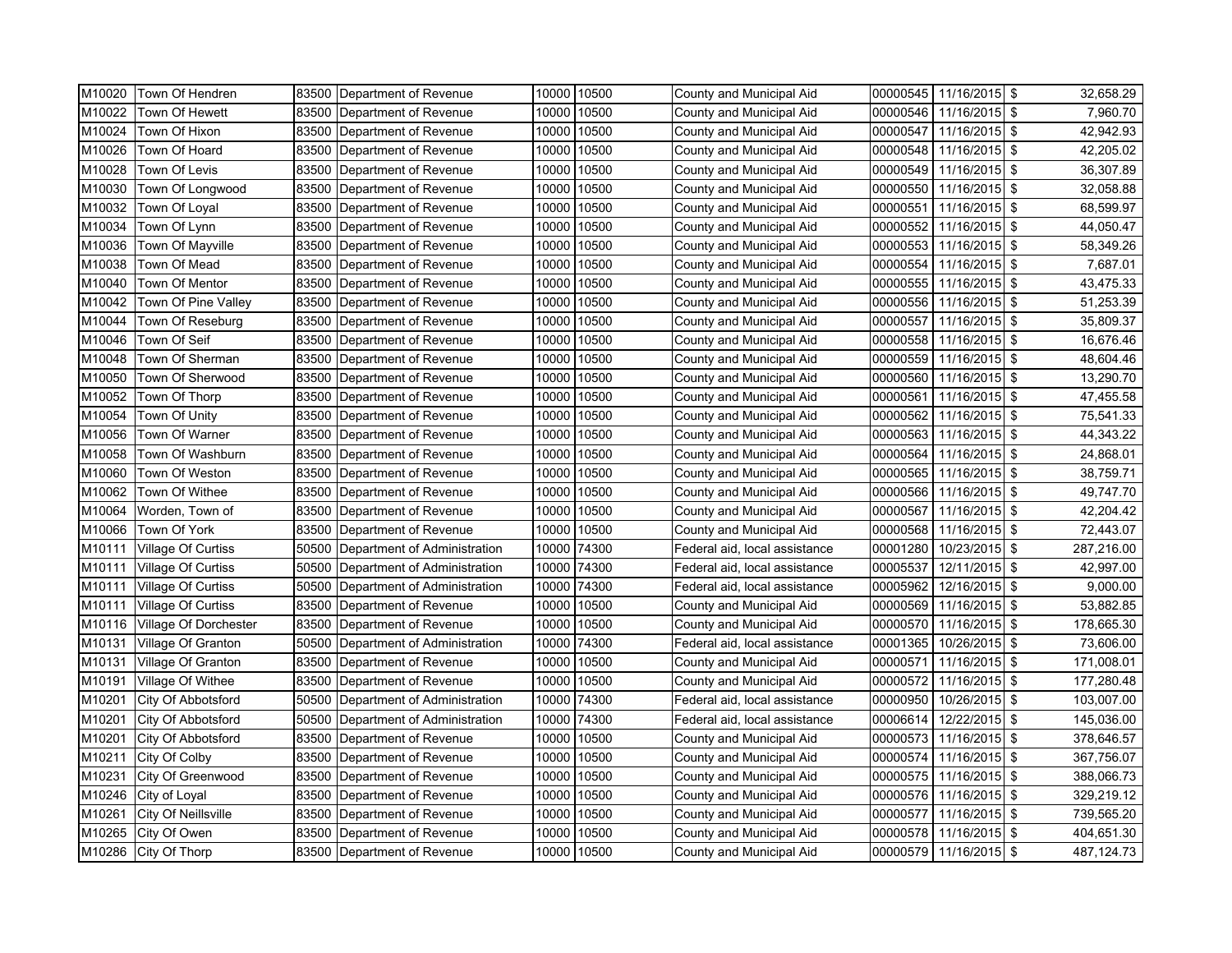| | | | | | | | | | | |
|---|---|---|---|---|---|---|---|---|---|---|
| M10020 | Town Of Hendren | 83500 | Department of Revenue | 10000 | 10500 | County and Municipal Aid | 00000545 | 11/16/2015 | $ | 32,658.29 |
| M10022 | Town Of Hewett | 83500 | Department of Revenue | 10000 | 10500 | County and Municipal Aid | 00000546 | 11/16/2015 | $ | 7,960.70 |
| M10024 | Town Of Hixon | 83500 | Department of Revenue | 10000 | 10500 | County and Municipal Aid | 00000547 | 11/16/2015 | $ | 42,942.93 |
| M10026 | Town Of Hoard | 83500 | Department of Revenue | 10000 | 10500 | County and Municipal Aid | 00000548 | 11/16/2015 | $ | 42,205.02 |
| M10028 | Town Of Levis | 83500 | Department of Revenue | 10000 | 10500 | County and Municipal Aid | 00000549 | 11/16/2015 | $ | 36,307.89 |
| M10030 | Town Of Longwood | 83500 | Department of Revenue | 10000 | 10500 | County and Municipal Aid | 00000550 | 11/16/2015 | $ | 32,058.88 |
| M10032 | Town Of Loyal | 83500 | Department of Revenue | 10000 | 10500 | County and Municipal Aid | 00000551 | 11/16/2015 | $ | 68,599.97 |
| M10034 | Town Of Lynn | 83500 | Department of Revenue | 10000 | 10500 | County and Municipal Aid | 00000552 | 11/16/2015 | $ | 44,050.47 |
| M10036 | Town Of Mayville | 83500 | Department of Revenue | 10000 | 10500 | County and Municipal Aid | 00000553 | 11/16/2015 | $ | 58,349.26 |
| M10038 | Town Of Mead | 83500 | Department of Revenue | 10000 | 10500 | County and Municipal Aid | 00000554 | 11/16/2015 | $ | 7,687.01 |
| M10040 | Town Of Mentor | 83500 | Department of Revenue | 10000 | 10500 | County and Municipal Aid | 00000555 | 11/16/2015 | $ | 43,475.33 |
| M10042 | Town Of Pine Valley | 83500 | Department of Revenue | 10000 | 10500 | County and Municipal Aid | 00000556 | 11/16/2015 | $ | 51,253.39 |
| M10044 | Town Of Reseburg | 83500 | Department of Revenue | 10000 | 10500 | County and Municipal Aid | 00000557 | 11/16/2015 | $ | 35,809.37 |
| M10046 | Town Of Seif | 83500 | Department of Revenue | 10000 | 10500 | County and Municipal Aid | 00000558 | 11/16/2015 | $ | 16,676.46 |
| M10048 | Town Of Sherman | 83500 | Department of Revenue | 10000 | 10500 | County and Municipal Aid | 00000559 | 11/16/2015 | $ | 48,604.46 |
| M10050 | Town Of Sherwood | 83500 | Department of Revenue | 10000 | 10500 | County and Municipal Aid | 00000560 | 11/16/2015 | $ | 13,290.70 |
| M10052 | Town Of Thorp | 83500 | Department of Revenue | 10000 | 10500 | County and Municipal Aid | 00000561 | 11/16/2015 | $ | 47,455.58 |
| M10054 | Town Of Unity | 83500 | Department of Revenue | 10000 | 10500 | County and Municipal Aid | 00000562 | 11/16/2015 | $ | 75,541.33 |
| M10056 | Town Of Warner | 83500 | Department of Revenue | 10000 | 10500 | County and Municipal Aid | 00000563 | 11/16/2015 | $ | 44,343.22 |
| M10058 | Town Of Washburn | 83500 | Department of Revenue | 10000 | 10500 | County and Municipal Aid | 00000564 | 11/16/2015 | $ | 24,868.01 |
| M10060 | Town Of Weston | 83500 | Department of Revenue | 10000 | 10500 | County and Municipal Aid | 00000565 | 11/16/2015 | $ | 38,759.71 |
| M10062 | Town Of Withee | 83500 | Department of Revenue | 10000 | 10500 | County and Municipal Aid | 00000566 | 11/16/2015 | $ | 49,747.70 |
| M10064 | Worden, Town of | 83500 | Department of Revenue | 10000 | 10500 | County and Municipal Aid | 00000567 | 11/16/2015 | $ | 42,204.42 |
| M10066 | Town Of York | 83500 | Department of Revenue | 10000 | 10500 | County and Municipal Aid | 00000568 | 11/16/2015 | $ | 72,443.07 |
| M10111 | Village Of Curtiss | 50500 | Department of Administration | 10000 | 74300 | Federal aid, local assistance | 00001280 | 10/23/2015 | $ | 287,216.00 |
| M10111 | Village Of Curtiss | 50500 | Department of Administration | 10000 | 74300 | Federal aid, local assistance | 00005537 | 12/11/2015 | $ | 42,997.00 |
| M10111 | Village Of Curtiss | 50500 | Department of Administration | 10000 | 74300 | Federal aid, local assistance | 00005962 | 12/16/2015 | $ | 9,000.00 |
| M10111 | Village Of Curtiss | 83500 | Department of Revenue | 10000 | 10500 | County and Municipal Aid | 00000569 | 11/16/2015 | $ | 53,882.85 |
| M10116 | Village Of Dorchester | 83500 | Department of Revenue | 10000 | 10500 | County and Municipal Aid | 00000570 | 11/16/2015 | $ | 178,665.30 |
| M10131 | Village Of Granton | 50500 | Department of Administration | 10000 | 74300 | Federal aid, local assistance | 00001365 | 10/26/2015 | $ | 73,606.00 |
| M10131 | Village Of Granton | 83500 | Department of Revenue | 10000 | 10500 | County and Municipal Aid | 00000571 | 11/16/2015 | $ | 171,008.01 |
| M10191 | Village Of Withee | 83500 | Department of Revenue | 10000 | 10500 | County and Municipal Aid | 00000572 | 11/16/2015 | $ | 177,280.48 |
| M10201 | City Of Abbotsford | 50500 | Department of Administration | 10000 | 74300 | Federal aid, local assistance | 00000950 | 10/26/2015 | $ | 103,007.00 |
| M10201 | City Of Abbotsford | 50500 | Department of Administration | 10000 | 74300 | Federal aid, local assistance | 00006614 | 12/22/2015 | $ | 145,036.00 |
| M10201 | City Of Abbotsford | 83500 | Department of Revenue | 10000 | 10500 | County and Municipal Aid | 00000573 | 11/16/2015 | $ | 378,646.57 |
| M10211 | City Of Colby | 83500 | Department of Revenue | 10000 | 10500 | County and Municipal Aid | 00000574 | 11/16/2015 | $ | 367,756.07 |
| M10231 | City Of Greenwood | 83500 | Department of Revenue | 10000 | 10500 | County and Municipal Aid | 00000575 | 11/16/2015 | $ | 388,066.73 |
| M10246 | City of Loyal | 83500 | Department of Revenue | 10000 | 10500 | County and Municipal Aid | 00000576 | 11/16/2015 | $ | 329,219.12 |
| M10261 | City Of Neillsville | 83500 | Department of Revenue | 10000 | 10500 | County and Municipal Aid | 00000577 | 11/16/2015 | $ | 739,565.20 |
| M10265 | City Of Owen | 83500 | Department of Revenue | 10000 | 10500 | County and Municipal Aid | 00000578 | 11/16/2015 | $ | 404,651.30 |
| M10286 | City Of Thorp | 83500 | Department of Revenue | 10000 | 10500 | County and Municipal Aid | 00000579 | 11/16/2015 | $ | 487,124.73 |